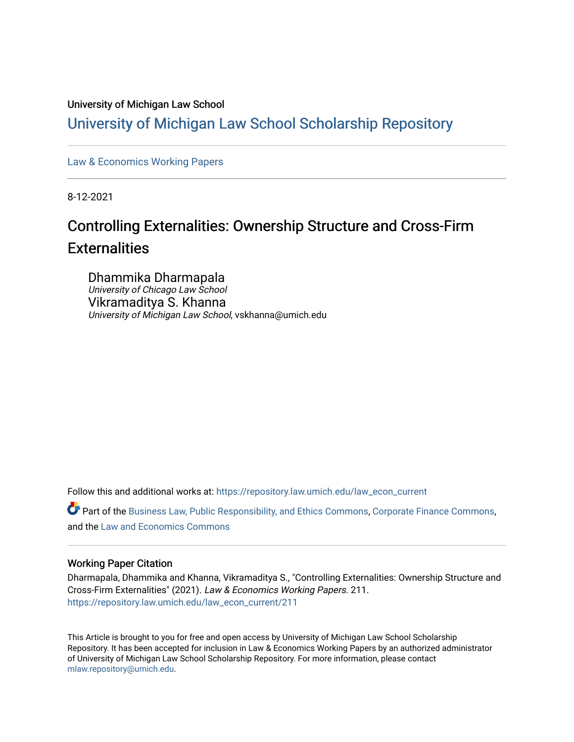University of Michigan Law School

# University of Michigan Law School Scholarship Repository

Law & Economics Working Papers

8-12-2021

## Controlling Externalities: Ownership Structure and Cross-Firm Externalities

Dhammika Dharmapala
*University of Chicago Law School*

Vikramaditya S. Khanna
*University of Michigan Law School*, vskhanna@umich.edu

Follow this and additional works at: https://repository.law.umich.edu/law_econ_current

Part of the Business Law, Public Responsibility, and Ethics Commons, Corporate Finance Commons, and the Law and Economics Commons

### Working Paper Citation

Dharmapala, Dhammika and Khanna, Vikramaditya S., "Controlling Externalities: Ownership Structure and Cross-Firm Externalities" (2021). *Law & Economics Working Papers*. 211.
https://repository.law.umich.edu/law_econ_current/211

This Article is brought to you for free and open access by University of Michigan Law School Scholarship Repository. It has been accepted for inclusion in Law & Economics Working Papers by an authorized administrator of University of Michigan Law School Scholarship Repository. For more information, please contact mlaw.repository@umich.edu.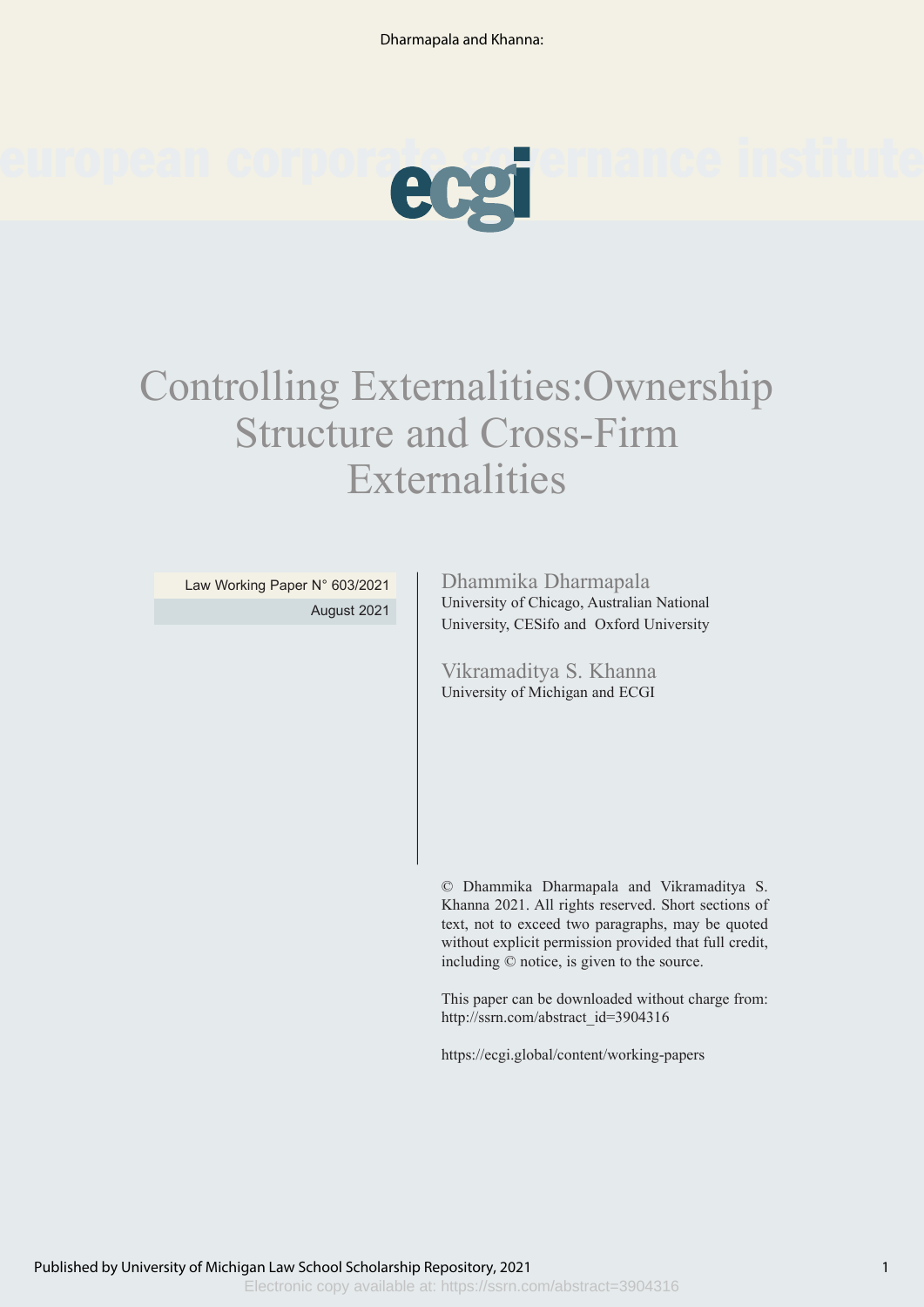# Controlling Externalities: Ownership Structure and Cross-Firm Externalities

Law Working Paper N° 603/2021

August 2021

Dhammika Dharmapala
University of Chicago, Australian National University, CESifo and Oxford University

Vikramaditya S. Khanna
University of Michigan and ECGI

© Dhammika Dharmapala and Vikramaditya S. Khanna 2021. All rights reserved. Short sections of text, not to exceed two paragraphs, may be quoted without explicit permission provided that full credit, including © notice, is given to the source.

This paper can be downloaded without charge from:
http://ssrn.com/abstract_id=3904316

https://ecgi.global/content/working-papers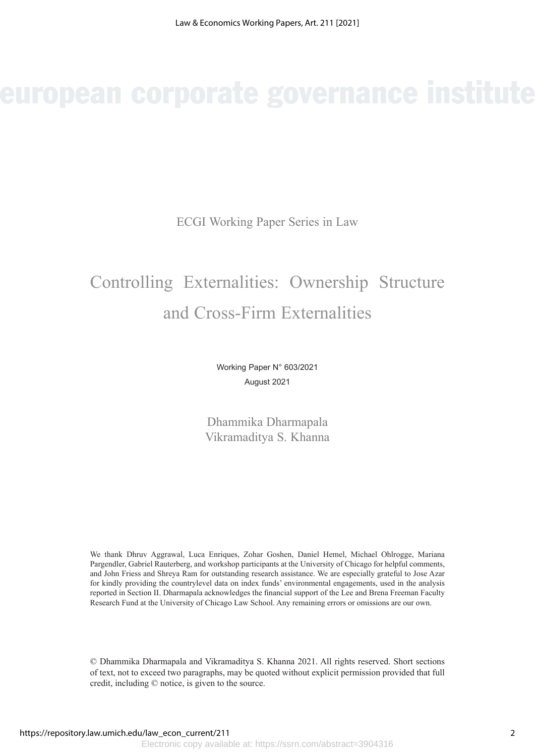european corporate governance institute

ECGI Working Paper Series in Law

# Controlling Externalities: Ownership Structure and Cross-Firm Externalities

Working Paper N° 603/2021

August 2021

Dhammika Dharmapala

Vikramaditya S. Khanna

We thank Dhruv Aggrawal, Luca Enriques, Zohar Goshen, Daniel Hemel, Michael Ohlrogge, Mariana Pargendler, Gabriel Rauterberg, and workshop participants at the University of Chicago for helpful comments, and John Friess and Shreya Ram for outstanding research assistance. We are especially grateful to Jose Azar for kindly providing the countrylevel data on index funds' environmental engagements, used in the analysis reported in Section II. Dharmapala acknowledges the financial support of the Lee and Brena Freeman Faculty Research Fund at the University of Chicago Law School. Any remaining errors or omissions are our own.

© Dhammika Dharmapala and Vikramaditya S. Khanna 2021. All rights reserved. Short sections of text, not to exceed two paragraphs, may be quoted without explicit permission provided that full credit, including © notice, is given to the source.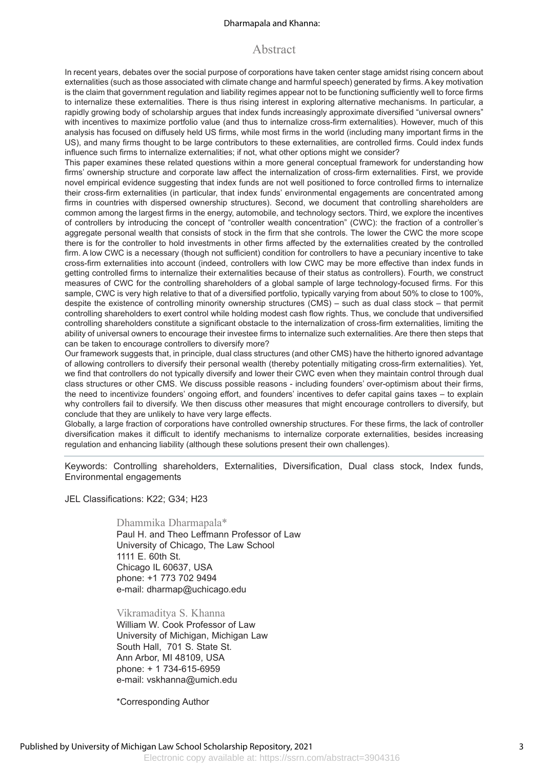# Abstract

In recent years, debates over the social purpose of corporations have taken center stage amidst rising concern about externalities (such as those associated with climate change and harmful speech) generated by firms. A key motivation is the claim that government regulation and liability regimes appear not to be functioning sufficiently well to force firms to internalize these externalities. There is thus rising interest in exploring alternative mechanisms. In particular, a rapidly growing body of scholarship argues that index funds increasingly approximate diversified "universal owners" with incentives to maximize portfolio value (and thus to internalize cross-firm externalities). However, much of this analysis has focused on diffusely held US firms, while most firms in the world (including many important firms in the US), and many firms thought to be large contributors to these externalities, are controlled firms. Could index funds influence such firms to internalize externalities; if not, what other options might we consider?

This paper examines these related questions within a more general conceptual framework for understanding how firms' ownership structure and corporate law affect the internalization of cross-firm externalities. First, we provide novel empirical evidence suggesting that index funds are not well positioned to force controlled firms to internalize their cross-firm externalities (in particular, that index funds' environmental engagements are concentrated among firms in countries with dispersed ownership structures). Second, we document that controlling shareholders are common among the largest firms in the energy, automobile, and technology sectors. Third, we explore the incentives of controllers by introducing the concept of "controller wealth concentration" (CWC): the fraction of a controller's aggregate personal wealth that consists of stock in the firm that she controls. The lower the CWC the more scope there is for the controller to hold investments in other firms affected by the externalities created by the controlled firm. A low CWC is a necessary (though not sufficient) condition for controllers to have a pecuniary incentive to take cross-firm externalities into account (indeed, controllers with low CWC may be more effective than index funds in getting controlled firms to internalize their externalities because of their status as controllers). Fourth, we construct measures of CWC for the controlling shareholders of a global sample of large technology-focused firms. For this sample, CWC is very high relative to that of a diversified portfolio, typically varying from about 50% to close to 100%, despite the existence of controlling minority ownership structures (CMS) – such as dual class stock – that permit controlling shareholders to exert control while holding modest cash flow rights. Thus, we conclude that undiversified controlling shareholders constitute a significant obstacle to the internalization of cross-firm externalities, limiting the ability of universal owners to encourage their investee firms to internalize such externalities. Are there then steps that can be taken to encourage controllers to diversify more?

Our framework suggests that, in principle, dual class structures (and other CMS) have the hitherto ignored advantage of allowing controllers to diversify their personal wealth (thereby potentially mitigating cross-firm externalities). Yet, we find that controllers do not typically diversify and lower their CWC even when they maintain control through dual class structures or other CMS. We discuss possible reasons - including founders' over-optimism about their firms, the need to incentivize founders' ongoing effort, and founders' incentives to defer capital gains taxes – to explain why controllers fail to diversify. We then discuss other measures that might encourage controllers to diversify, but conclude that they are unlikely to have very large effects.

Globally, a large fraction of corporations have controlled ownership structures. For these firms, the lack of controller diversification makes it difficult to identify mechanisms to internalize corporate externalities, besides increasing regulation and enhancing liability (although these solutions present their own challenges).

Keywords: Controlling shareholders, Externalities, Diversification, Dual class stock, Index funds, Environmental engagements

JEL Classifications: K22; G34; H23

Dhammika Dharmapala*
Paul H. and Theo Leffmann Professor of Law
University of Chicago, The Law School
1111 E. 60th St.
Chicago IL 60637, USA
phone: +1 773 702 9494
e-mail: dharmap@uchicago.edu

Vikramaditya S. Khanna
William W. Cook Professor of Law
University of Michigan, Michigan Law
South Hall, 701 S. State St.
Ann Arbor, MI 48109, USA
phone: + 1 734-615-6959
e-mail: vskhanna@umich.edu

*Corresponding Author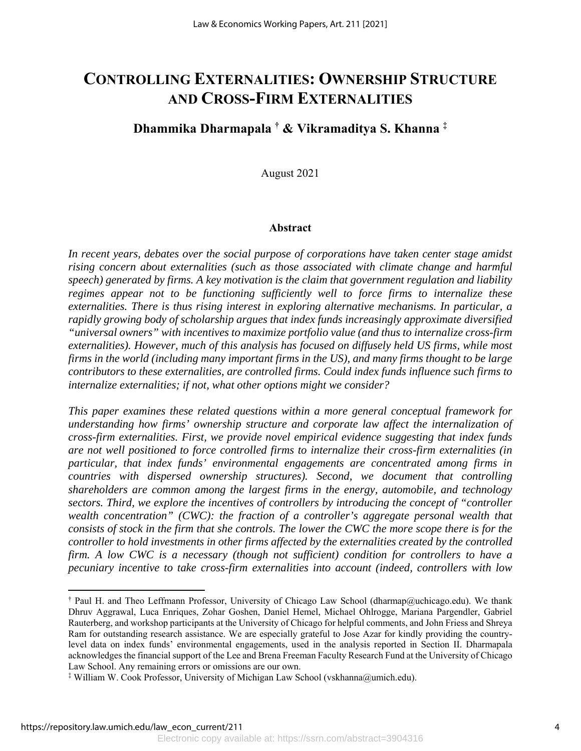# CONTROLLING EXTERNALITIES: OWNERSHIP STRUCTURE AND CROSS-FIRM EXTERNALITIES

**Dhammika Dharmapala † & Vikramaditya S. Khanna ‡**

August 2021

### Abstract

*In recent years, debates over the social purpose of corporations have taken center stage amidst rising concern about externalities (such as those associated with climate change and harmful speech) generated by firms. A key motivation is the claim that government regulation and liability regimes appear not to be functioning sufficiently well to force firms to internalize these externalities. There is thus rising interest in exploring alternative mechanisms. In particular, a rapidly growing body of scholarship argues that index funds increasingly approximate diversified "universal owners" with incentives to maximize portfolio value (and thus to internalize cross-firm externalities). However, much of this analysis has focused on diffusely held US firms, while most firms in the world (including many important firms in the US), and many firms thought to be large contributors to these externalities, are controlled firms. Could index funds influence such firms to internalize externalities; if not, what other options might we consider?*

*This paper examines these related questions within a more general conceptual framework for understanding how firms' ownership structure and corporate law affect the internalization of cross-firm externalities. First, we provide novel empirical evidence suggesting that index funds are not well positioned to force controlled firms to internalize their cross-firm externalities (in particular, that index funds' environmental engagements are concentrated among firms in countries with dispersed ownership structures). Second, we document that controlling shareholders are common among the largest firms in the energy, automobile, and technology sectors. Third, we explore the incentives of controllers by introducing the concept of "controller wealth concentration" (CWC): the fraction of a controller's aggregate personal wealth that consists of stock in the firm that she controls. The lower the CWC the more scope there is for the controller to hold investments in other firms affected by the externalities created by the controlled firm. A low CWC is a necessary (though not sufficient) condition for controllers to have a pecuniary incentive to take cross-firm externalities into account (indeed, controllers with low*

---

† Paul H. and Theo Leffmann Professor, University of Chicago Law School (dharmap@uchicago.edu). We thank Dhruv Aggrawal, Luca Enriques, Zohar Goshen, Daniel Hemel, Michael Ohlrogge, Mariana Pargendler, Gabriel Rauterberg, and workshop participants at the University of Chicago for helpful comments, and John Friess and Shreya Ram for outstanding research assistance. We are especially grateful to Jose Azar for kindly providing the country-level data on index funds' environmental engagements, used in the analysis reported in Section II. Dharmapala acknowledges the financial support of the Lee and Brena Freeman Faculty Research Fund at the University of Chicago Law School. Any remaining errors or omissions are our own.

‡ William W. Cook Professor, University of Michigan Law School (vskhanna@umich.edu).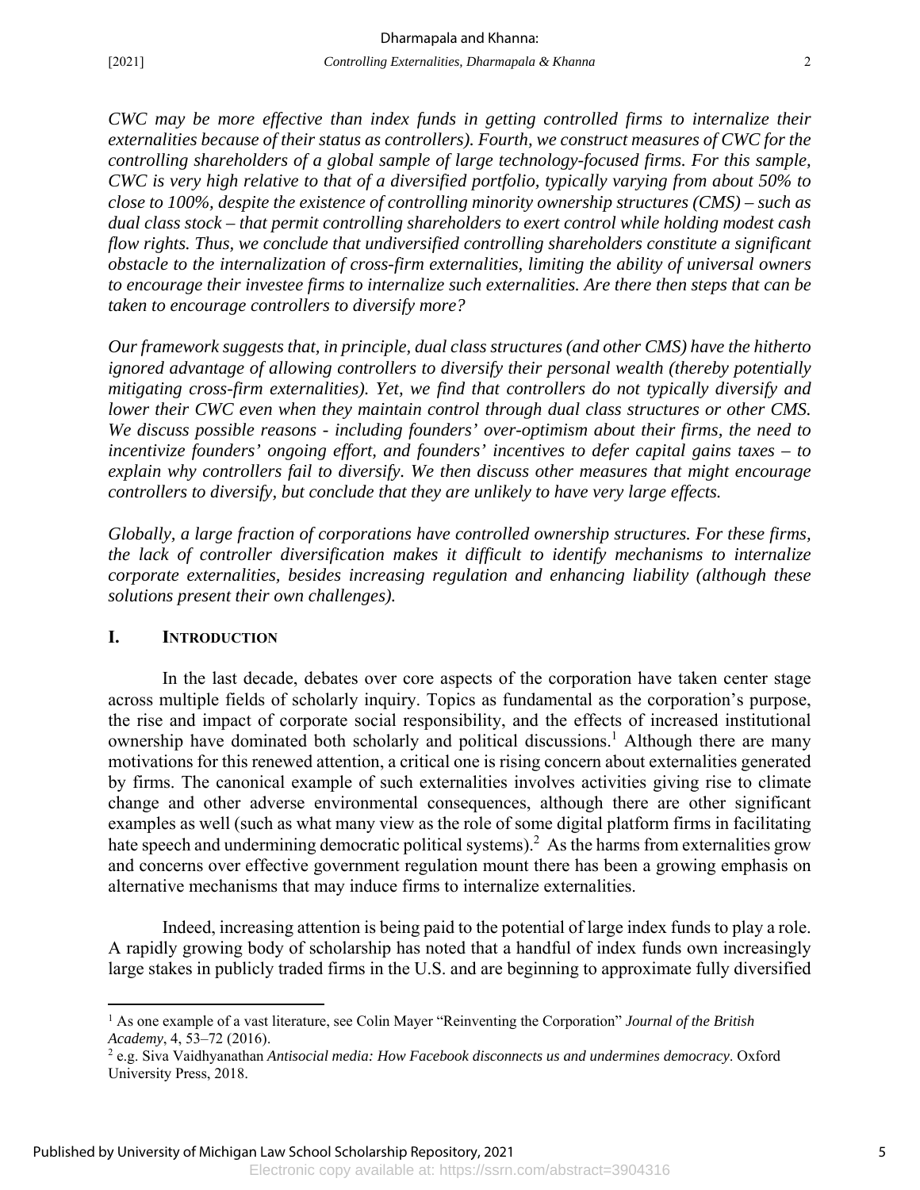*CWC may be more effective than index funds in getting controlled firms to internalize their externalities because of their status as controllers). Fourth, we construct measures of CWC for the controlling shareholders of a global sample of large technology-focused firms. For this sample, CWC is very high relative to that of a diversified portfolio, typically varying from about 50% to close to 100%, despite the existence of controlling minority ownership structures (CMS) – such as dual class stock – that permit controlling shareholders to exert control while holding modest cash flow rights. Thus, we conclude that undiversified controlling shareholders constitute a significant obstacle to the internalization of cross-firm externalities, limiting the ability of universal owners to encourage their investee firms to internalize such externalities. Are there then steps that can be taken to encourage controllers to diversify more?*

*Our framework suggests that, in principle, dual class structures (and other CMS) have the hitherto ignored advantage of allowing controllers to diversify their personal wealth (thereby potentially mitigating cross-firm externalities). Yet, we find that controllers do not typically diversify and lower their CWC even when they maintain control through dual class structures or other CMS. We discuss possible reasons - including founders' over-optimism about their firms, the need to incentivize founders' ongoing effort, and founders' incentives to defer capital gains taxes – to explain why controllers fail to diversify. We then discuss other measures that might encourage controllers to diversify, but conclude that they are unlikely to have very large effects.*

*Globally, a large fraction of corporations have controlled ownership structures. For these firms, the lack of controller diversification makes it difficult to identify mechanisms to internalize corporate externalities, besides increasing regulation and enhancing liability (although these solutions present their own challenges).*

## I. INTRODUCTION

In the last decade, debates over core aspects of the corporation have taken center stage across multiple fields of scholarly inquiry. Topics as fundamental as the corporation's purpose, the rise and impact of corporate social responsibility, and the effects of increased institutional ownership have dominated both scholarly and political discussions.[1] Although there are many motivations for this renewed attention, a critical one is rising concern about externalities generated by firms. The canonical example of such externalities involves activities giving rise to climate change and other adverse environmental consequences, although there are other significant examples as well (such as what many view as the role of some digital platform firms in facilitating hate speech and undermining democratic political systems).[2] As the harms from externalities grow and concerns over effective government regulation mount there has been a growing emphasis on alternative mechanisms that may induce firms to internalize externalities.

Indeed, increasing attention is being paid to the potential of large index funds to play a role. A rapidly growing body of scholarship has noted that a handful of index funds own increasingly large stakes in publicly traded firms in the U.S. and are beginning to approximate fully diversified

[1] As one example of a vast literature, see Colin Mayer "Reinventing the Corporation" *Journal of the British Academy*, 4, 53–72 (2016).

[2] e.g. Siva Vaidhyanathan *Antisocial media: How Facebook disconnects us and undermines democracy*. Oxford University Press, 2018.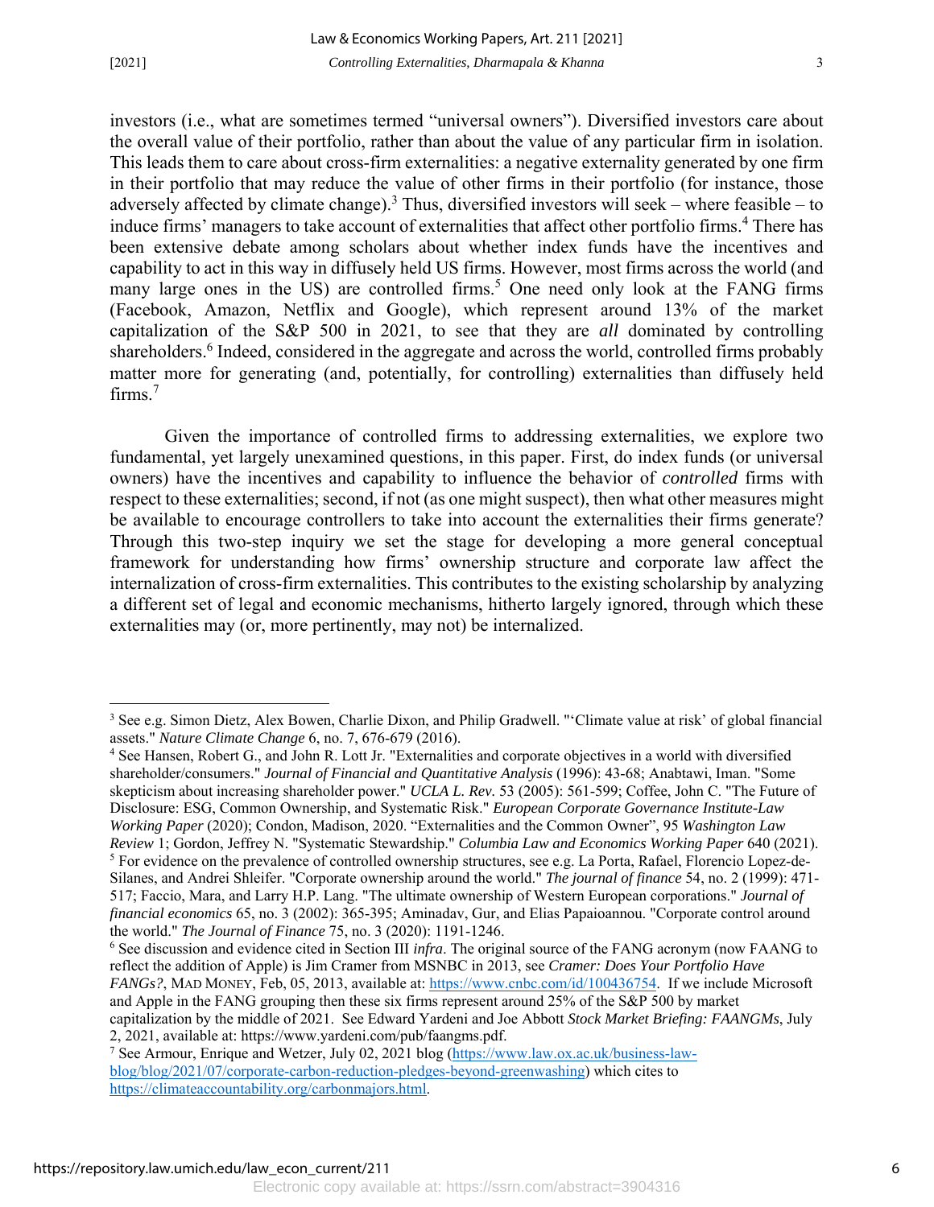investors (i.e., what are sometimes termed "universal owners"). Diversified investors care about the overall value of their portfolio, rather than about the value of any particular firm in isolation. This leads them to care about cross-firm externalities: a negative externality generated by one firm in their portfolio that may reduce the value of other firms in their portfolio (for instance, those adversely affected by climate change).[3] Thus, diversified investors will seek – where feasible – to induce firms' managers to take account of externalities that affect other portfolio firms.[4] There has been extensive debate among scholars about whether index funds have the incentives and capability to act in this way in diffusely held US firms. However, most firms across the world (and many large ones in the US) are controlled firms.[5] One need only look at the FANG firms (Facebook, Amazon, Netflix and Google), which represent around 13% of the market capitalization of the S&P 500 in 2021, to see that they are *all* dominated by controlling shareholders.[6] Indeed, considered in the aggregate and across the world, controlled firms probably matter more for generating (and, potentially, for controlling) externalities than diffusely held firms.[7]

Given the importance of controlled firms to addressing externalities, we explore two fundamental, yet largely unexamined questions, in this paper. First, do index funds (or universal owners) have the incentives and capability to influence the behavior of *controlled* firms with respect to these externalities; second, if not (as one might suspect), then what other measures might be available to encourage controllers to take into account the externalities their firms generate? Through this two-step inquiry we set the stage for developing a more general conceptual framework for understanding how firms' ownership structure and corporate law affect the internalization of cross-firm externalities. This contributes to the existing scholarship by analyzing a different set of legal and economic mechanisms, hitherto largely ignored, through which these externalities may (or, more pertinently, may not) be internalized.

---

[3] See e.g. Simon Dietz, Alex Bowen, Charlie Dixon, and Philip Gradwell. "'Climate value at risk' of global financial assets." *Nature Climate Change* 6, no. 7, 676-679 (2016).

[4] See Hansen, Robert G., and John R. Lott Jr. "Externalities and corporate objectives in a world with diversified shareholder/consumers." *Journal of Financial and Quantitative Analysis* (1996): 43-68; Anabtawi, Iman. "Some skepticism about increasing shareholder power." *UCLA L. Rev.* 53 (2005): 561-599; Coffee, John C. "The Future of Disclosure: ESG, Common Ownership, and Systematic Risk." *European Corporate Governance Institute-Law Working Paper* (2020); Condon, Madison, 2020. "Externalities and the Common Owner", 95 *Washington Law Review* 1; Gordon, Jeffrey N. "Systematic Stewardship." *Columbia Law and Economics Working Paper* 640 (2021).

[5] For evidence on the prevalence of controlled ownership structures, see e.g. La Porta, Rafael, Florencio Lopez-de-Silanes, and Andrei Shleifer. "Corporate ownership around the world." *The journal of finance* 54, no. 2 (1999): 471-517; Faccio, Mara, and Larry H.P. Lang. "The ultimate ownership of Western European corporations." *Journal of financial economics* 65, no. 3 (2002): 365-395; Aminadav, Gur, and Elias Papaioannou. "Corporate control around the world." *The Journal of Finance* 75, no. 3 (2020): 1191-1246.

[6] See discussion and evidence cited in Section III *infra*. The original source of the FANG acronym (now FAANG to reflect the addition of Apple) is Jim Cramer from MSNBC in 2013, see *Cramer: Does Your Portfolio Have FANGs?*, MAD MONEY, Feb, 05, 2013, available at: https://www.cnbc.com/id/100436754. If we include Microsoft and Apple in the FANG grouping then these six firms represent around 25% of the S&P 500 by market capitalization by the middle of 2021. See Edward Yardeni and Joe Abbott *Stock Market Briefing: FAANGMs*, July 2, 2021, available at: https://www.yardeni.com/pub/faangms.pdf.

[7] See Armour, Enrique and Wetzer, July 02, 2021 blog (https://www.law.ox.ac.uk/business-law-blog/blog/2021/07/corporate-carbon-reduction-pledges-beyond-greenwashing) which cites to https://climateaccountability.org/carbonmajors.html.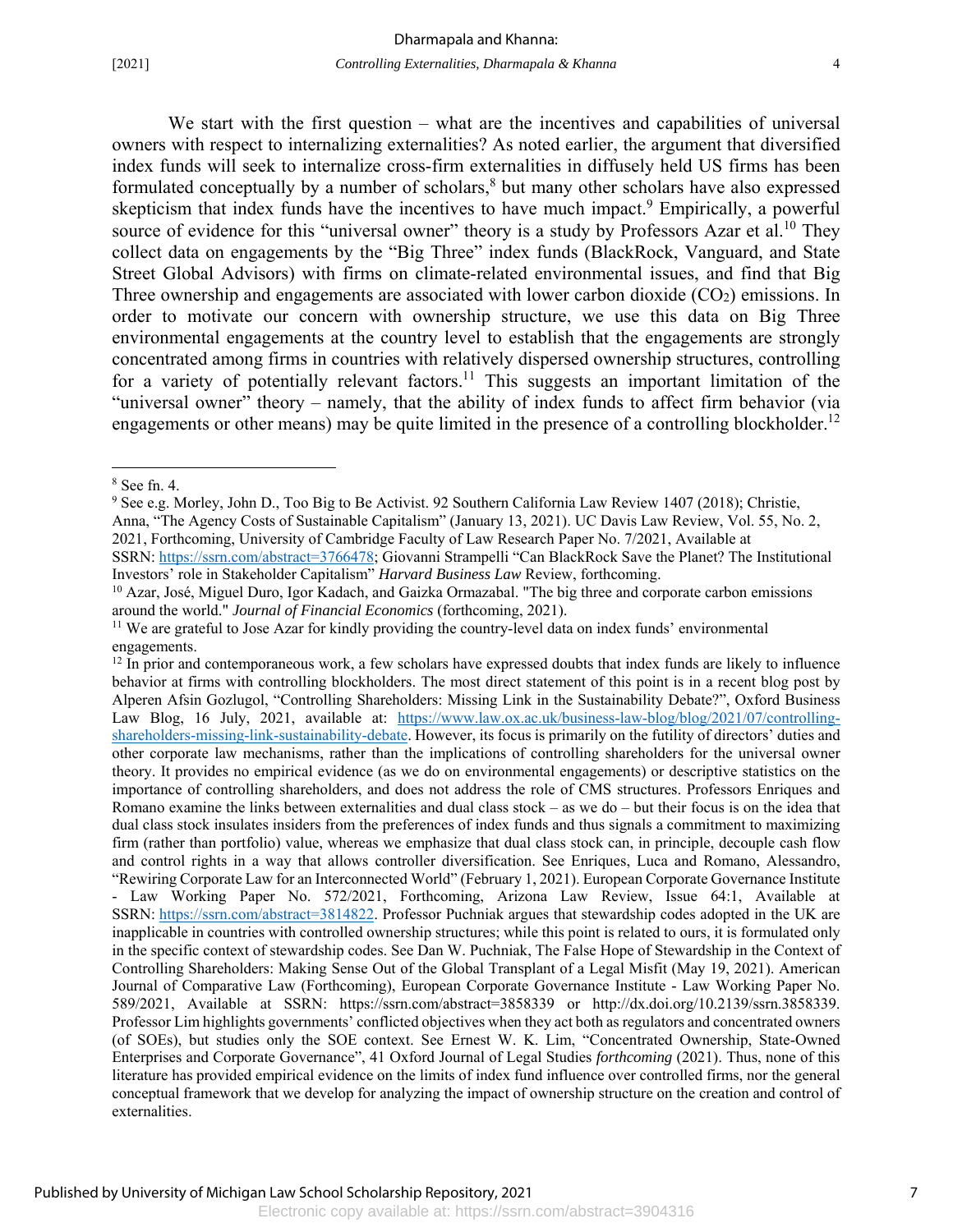We start with the first question – what are the incentives and capabilities of universal owners with respect to internalizing externalities? As noted earlier, the argument that diversified index funds will seek to internalize cross-firm externalities in diffusely held US firms has been formulated conceptually by a number of scholars,[8] but many other scholars have also expressed skepticism that index funds have the incentives to have much impact.[9] Empirically, a powerful source of evidence for this "universal owner" theory is a study by Professors Azar et al.[10] They collect data on engagements by the "Big Three" index funds (BlackRock, Vanguard, and State Street Global Advisors) with firms on climate-related environmental issues, and find that Big Three ownership and engagements are associated with lower carbon dioxide ($CO_2$) emissions. In order to motivate our concern with ownership structure, we use this data on Big Three environmental engagements at the country level to establish that the engagements are strongly concentrated among firms in countries with relatively dispersed ownership structures, controlling for a variety of potentially relevant factors.[11] This suggests an important limitation of the "universal owner" theory – namely, that the ability of index funds to affect firm behavior (via engagements or other means) may be quite limited in the presence of a controlling blockholder.[12]

---

[8] See fn. 4.

[9] See e.g. Morley, John D., Too Big to Be Activist. 92 Southern California Law Review 1407 (2018); Christie, Anna, "The Agency Costs of Sustainable Capitalism" (January 13, 2021). UC Davis Law Review, Vol. 55, No. 2, 2021, Forthcoming, University of Cambridge Faculty of Law Research Paper No. 7/2021, Available at SSRN: https://ssrn.com/abstract=3766478; Giovanni Strampelli "Can BlackRock Save the Planet? The Institutional Investors' role in Stakeholder Capitalism" *Harvard Business Law* Review, forthcoming.

[10] Azar, José, Miguel Duro, Igor Kadach, and Gaizka Ormazabal. "The big three and corporate carbon emissions around the world." *Journal of Financial Economics* (forthcoming, 2021).

[11] We are grateful to Jose Azar for kindly providing the country-level data on index funds' environmental engagements.

[12] In prior and contemporaneous work, a few scholars have expressed doubts that index funds are likely to influence behavior at firms with controlling blockholders. The most direct statement of this point is in a recent blog post by Alperen Afsin Gozlugol, "Controlling Shareholders: Missing Link in the Sustainability Debate?", Oxford Business Law Blog, 16 July, 2021, available at: https://www.law.ox.ac.uk/business-law-blog/blog/2021/07/controlling-shareholders-missing-link-sustainability-debate. However, its focus is primarily on the futility of directors' duties and other corporate law mechanisms, rather than the implications of controlling shareholders for the universal owner theory. It provides no empirical evidence (as we do on environmental engagements) or descriptive statistics on the importance of controlling shareholders, and does not address the role of CMS structures. Professors Enriques and Romano examine the links between externalities and dual class stock – as we do – but their focus is on the idea that dual class stock insulates insiders from the preferences of index funds and thus signals a commitment to maximizing firm (rather than portfolio) value, whereas we emphasize that dual class stock can, in principle, decouple cash flow and control rights in a way that allows controller diversification. See Enriques, Luca and Romano, Alessandro, "Rewiring Corporate Law for an Interconnected World" (February 1, 2021). European Corporate Governance Institute - Law Working Paper No. 572/2021, Forthcoming, Arizona Law Review, Issue 64:1, Available at SSRN: https://ssrn.com/abstract=3814822. Professor Puchniak argues that stewardship codes adopted in the UK are inapplicable in countries with controlled ownership structures; while this point is related to ours, it is formulated only in the specific context of stewardship codes. See Dan W. Puchniak, The False Hope of Stewardship in the Context of Controlling Shareholders: Making Sense Out of the Global Transplant of a Legal Misfit (May 19, 2021). American Journal of Comparative Law (Forthcoming), European Corporate Governance Institute - Law Working Paper No. 589/2021, Available at SSRN: https://ssrn.com/abstract=3858339 or http://dx.doi.org/10.2139/ssrn.3858339. Professor Lim highlights governments' conflicted objectives when they act both as regulators and concentrated owners (of SOEs), but studies only the SOE context. See Ernest W. K. Lim, "Concentrated Ownership, State-Owned Enterprises and Corporate Governance", 41 Oxford Journal of Legal Studies *forthcoming* (2021). Thus, none of this literature has provided empirical evidence on the limits of index fund influence over controlled firms, nor the general conceptual framework that we develop for analyzing the impact of ownership structure on the creation and control of externalities.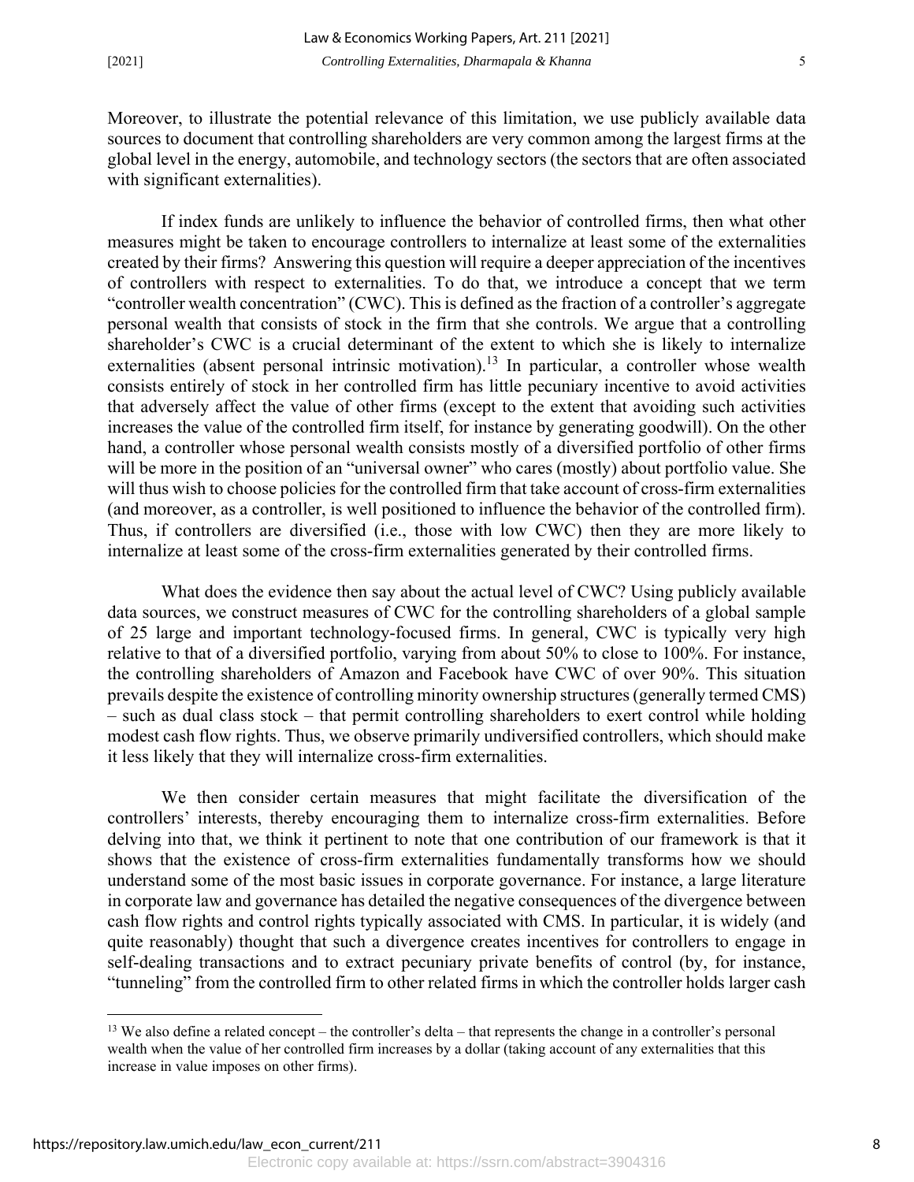Moreover, to illustrate the potential relevance of this limitation, we use publicly available data sources to document that controlling shareholders are very common among the largest firms at the global level in the energy, automobile, and technology sectors (the sectors that are often associated with significant externalities).

If index funds are unlikely to influence the behavior of controlled firms, then what other measures might be taken to encourage controllers to internalize at least some of the externalities created by their firms? Answering this question will require a deeper appreciation of the incentives of controllers with respect to externalities. To do that, we introduce a concept that we term "controller wealth concentration" (CWC). This is defined as the fraction of a controller's aggregate personal wealth that consists of stock in the firm that she controls. We argue that a controlling shareholder's CWC is a crucial determinant of the extent to which she is likely to internalize externalities (absent personal intrinsic motivation).[13] In particular, a controller whose wealth consists entirely of stock in her controlled firm has little pecuniary incentive to avoid activities that adversely affect the value of other firms (except to the extent that avoiding such activities increases the value of the controlled firm itself, for instance by generating goodwill). On the other hand, a controller whose personal wealth consists mostly of a diversified portfolio of other firms will be more in the position of an "universal owner" who cares (mostly) about portfolio value. She will thus wish to choose policies for the controlled firm that take account of cross-firm externalities (and moreover, as a controller, is well positioned to influence the behavior of the controlled firm). Thus, if controllers are diversified (i.e., those with low CWC) then they are more likely to internalize at least some of the cross-firm externalities generated by their controlled firms.

What does the evidence then say about the actual level of CWC? Using publicly available data sources, we construct measures of CWC for the controlling shareholders of a global sample of 25 large and important technology-focused firms. In general, CWC is typically very high relative to that of a diversified portfolio, varying from about 50% to close to 100%. For instance, the controlling shareholders of Amazon and Facebook have CWC of over 90%. This situation prevails despite the existence of controlling minority ownership structures (generally termed CMS) – such as dual class stock – that permit controlling shareholders to exert control while holding modest cash flow rights. Thus, we observe primarily undiversified controllers, which should make it less likely that they will internalize cross-firm externalities.

We then consider certain measures that might facilitate the diversification of the controllers' interests, thereby encouraging them to internalize cross-firm externalities. Before delving into that, we think it pertinent to note that one contribution of our framework is that it shows that the existence of cross-firm externalities fundamentally transforms how we should understand some of the most basic issues in corporate governance. For instance, a large literature in corporate law and governance has detailed the negative consequences of the divergence between cash flow rights and control rights typically associated with CMS. In particular, it is widely (and quite reasonably) thought that such a divergence creates incentives for controllers to engage in self-dealing transactions and to extract pecuniary private benefits of control (by, for instance, "tunneling" from the controlled firm to other related firms in which the controller holds larger cash

[13] We also define a related concept – the controller's delta – that represents the change in a controller's personal wealth when the value of her controlled firm increases by a dollar (taking account of any externalities that this increase in value imposes on other firms).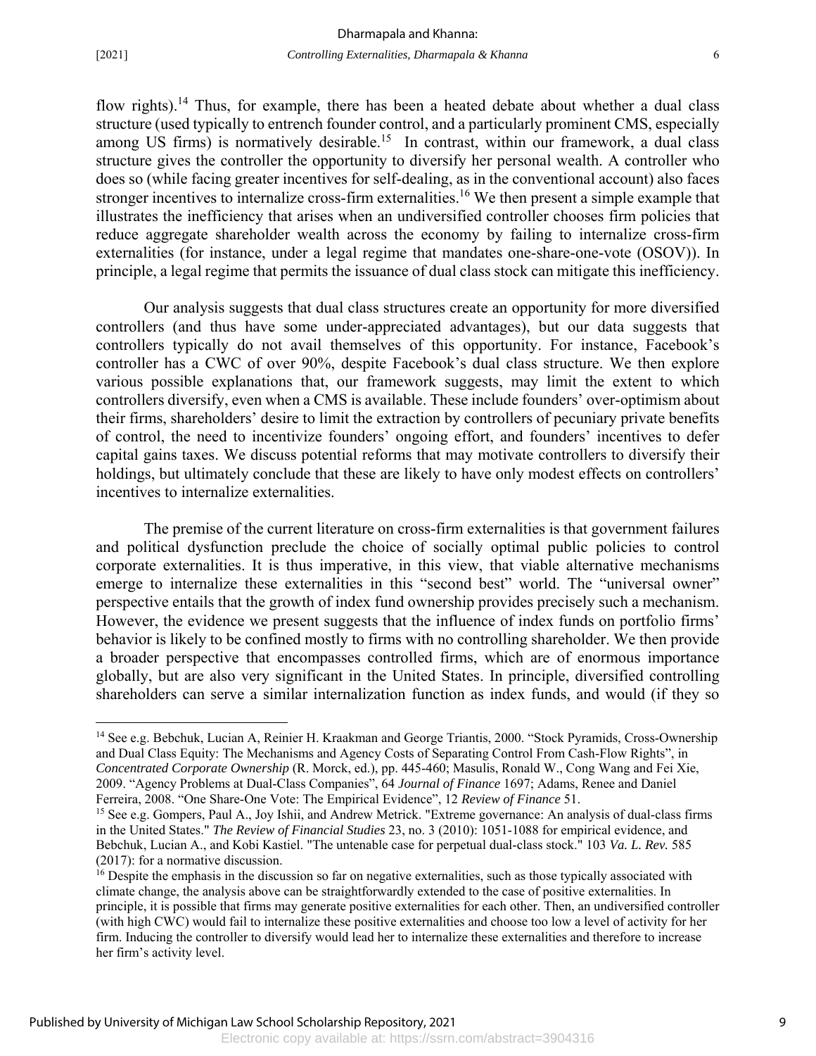flow rights).[14] Thus, for example, there has been a heated debate about whether a dual class structure (used typically to entrench founder control, and a particularly prominent CMS, especially among US firms) is normatively desirable.[15] In contrast, within our framework, a dual class structure gives the controller the opportunity to diversify her personal wealth. A controller who does so (while facing greater incentives for self-dealing, as in the conventional account) also faces stronger incentives to internalize cross-firm externalities.[16] We then present a simple example that illustrates the inefficiency that arises when an undiversified controller chooses firm policies that reduce aggregate shareholder wealth across the economy by failing to internalize cross-firm externalities (for instance, under a legal regime that mandates one-share-one-vote (OSOV)). In principle, a legal regime that permits the issuance of dual class stock can mitigate this inefficiency.

Our analysis suggests that dual class structures create an opportunity for more diversified controllers (and thus have some under-appreciated advantages), but our data suggests that controllers typically do not avail themselves of this opportunity. For instance, Facebook's controller has a CWC of over 90%, despite Facebook's dual class structure. We then explore various possible explanations that, our framework suggests, may limit the extent to which controllers diversify, even when a CMS is available. These include founders' over-optimism about their firms, shareholders' desire to limit the extraction by controllers of pecuniary private benefits of control, the need to incentivize founders' ongoing effort, and founders' incentives to defer capital gains taxes. We discuss potential reforms that may motivate controllers to diversify their holdings, but ultimately conclude that these are likely to have only modest effects on controllers' incentives to internalize externalities.

The premise of the current literature on cross-firm externalities is that government failures and political dysfunction preclude the choice of socially optimal public policies to control corporate externalities. It is thus imperative, in this view, that viable alternative mechanisms emerge to internalize these externalities in this "second best" world. The "universal owner" perspective entails that the growth of index fund ownership provides precisely such a mechanism. However, the evidence we present suggests that the influence of index funds on portfolio firms' behavior is likely to be confined mostly to firms with no controlling shareholder. We then provide a broader perspective that encompasses controlled firms, which are of enormous importance globally, but are also very significant in the United States. In principle, diversified controlling shareholders can serve a similar internalization function as index funds, and would (if they so

---

[14] See e.g. Bebchuk, Lucian A, Reinier H. Kraakman and George Triantis, 2000. "Stock Pyramids, Cross-Ownership and Dual Class Equity: The Mechanisms and Agency Costs of Separating Control From Cash-Flow Rights", in *Concentrated Corporate Ownership* (R. Morck, ed.), pp. 445-460; Masulis, Ronald W., Cong Wang and Fei Xie, 2009. "Agency Problems at Dual-Class Companies", 64 *Journal of Finance* 1697; Adams, Renee and Daniel Ferreira, 2008. "One Share-One Vote: The Empirical Evidence", 12 *Review of Finance* 51.

[15] See e.g. Gompers, Paul A., Joy Ishii, and Andrew Metrick. "Extreme governance: An analysis of dual-class firms in the United States." *The Review of Financial Studies* 23, no. 3 (2010): 1051-1088 for empirical evidence, and Bebchuk, Lucian A., and Kobi Kastiel. "The untenable case for perpetual dual-class stock." 103 *Va. L. Rev.* 585 (2017): for a normative discussion.

[16] Despite the emphasis in the discussion so far on negative externalities, such as those typically associated with climate change, the analysis above can be straightforwardly extended to the case of positive externalities. In principle, it is possible that firms may generate positive externalities for each other. Then, an undiversified controller (with high CWC) would fail to internalize these positive externalities and choose too low a level of activity for her firm. Inducing the controller to diversify would lead her to internalize these externalities and therefore to increase her firm's activity level.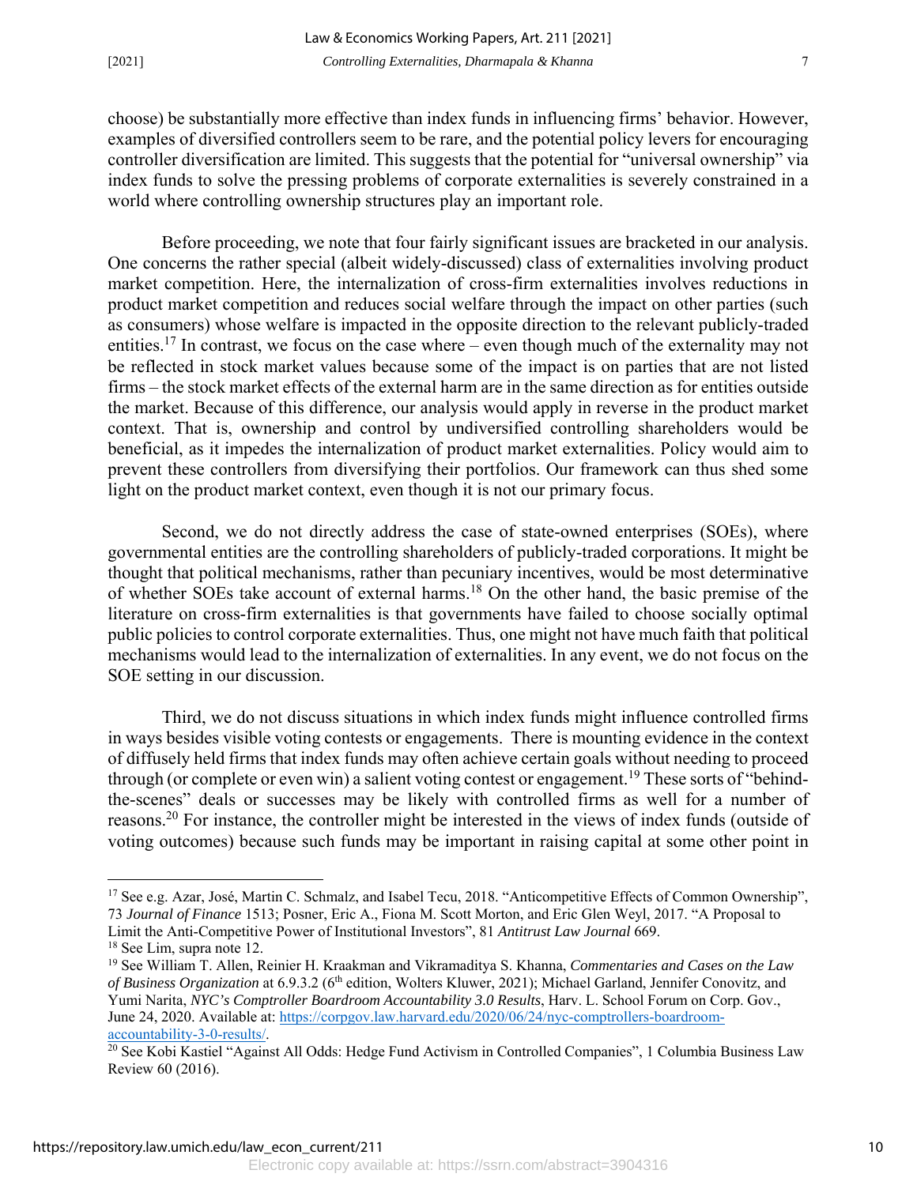choose) be substantially more effective than index funds in influencing firms' behavior. However, examples of diversified controllers seem to be rare, and the potential policy levers for encouraging controller diversification are limited. This suggests that the potential for "universal ownership" via index funds to solve the pressing problems of corporate externalities is severely constrained in a world where controlling ownership structures play an important role.

Before proceeding, we note that four fairly significant issues are bracketed in our analysis. One concerns the rather special (albeit widely-discussed) class of externalities involving product market competition. Here, the internalization of cross-firm externalities involves reductions in product market competition and reduces social welfare through the impact on other parties (such as consumers) whose welfare is impacted in the opposite direction to the relevant publicly-traded entities.[17] In contrast, we focus on the case where – even though much of the externality may not be reflected in stock market values because some of the impact is on parties that are not listed firms – the stock market effects of the external harm are in the same direction as for entities outside the market. Because of this difference, our analysis would apply in reverse in the product market context. That is, ownership and control by undiversified controlling shareholders would be beneficial, as it impedes the internalization of product market externalities. Policy would aim to prevent these controllers from diversifying their portfolios. Our framework can thus shed some light on the product market context, even though it is not our primary focus.

Second, we do not directly address the case of state-owned enterprises (SOEs), where governmental entities are the controlling shareholders of publicly-traded corporations. It might be thought that political mechanisms, rather than pecuniary incentives, would be most determinative of whether SOEs take account of external harms.[18] On the other hand, the basic premise of the literature on cross-firm externalities is that governments have failed to choose socially optimal public policies to control corporate externalities. Thus, one might not have much faith that political mechanisms would lead to the internalization of externalities. In any event, we do not focus on the SOE setting in our discussion.

Third, we do not discuss situations in which index funds might influence controlled firms in ways besides visible voting contests or engagements. There is mounting evidence in the context of diffusely held firms that index funds may often achieve certain goals without needing to proceed through (or complete or even win) a salient voting contest or engagement.[19] These sorts of "behind-the-scenes" deals or successes may be likely with controlled firms as well for a number of reasons.[20] For instance, the controller might be interested in the views of index funds (outside of voting outcomes) because such funds may be important in raising capital at some other point in

---

[17] See e.g. Azar, José, Martin C. Schmalz, and Isabel Tecu, 2018. "Anticompetitive Effects of Common Ownership", 73 *Journal of Finance* 1513; Posner, Eric A., Fiona M. Scott Morton, and Eric Glen Weyl, 2017. "A Proposal to Limit the Anti-Competitive Power of Institutional Investors", 81 *Antitrust Law Journal* 669.

[18] See Lim, supra note 12.

[19] See William T. Allen, Reinier H. Kraakman and Vikramaditya S. Khanna, *Commentaries and Cases on the Law of Business Organization* at 6.9.3.2 (6th edition, Wolters Kluwer, 2021); Michael Garland, Jennifer Conovitz, and Yumi Narita, *NYC's Comptroller Boardroom Accountability 3.0 Results*, Harv. L. School Forum on Corp. Gov., June 24, 2020. Available at: https://corpgov.law.harvard.edu/2020/06/24/nyc-comptrollers-boardroom-accountability-3-0-results/.

[20] See Kobi Kastiel "Against All Odds: Hedge Fund Activism in Controlled Companies", 1 Columbia Business Law Review 60 (2016).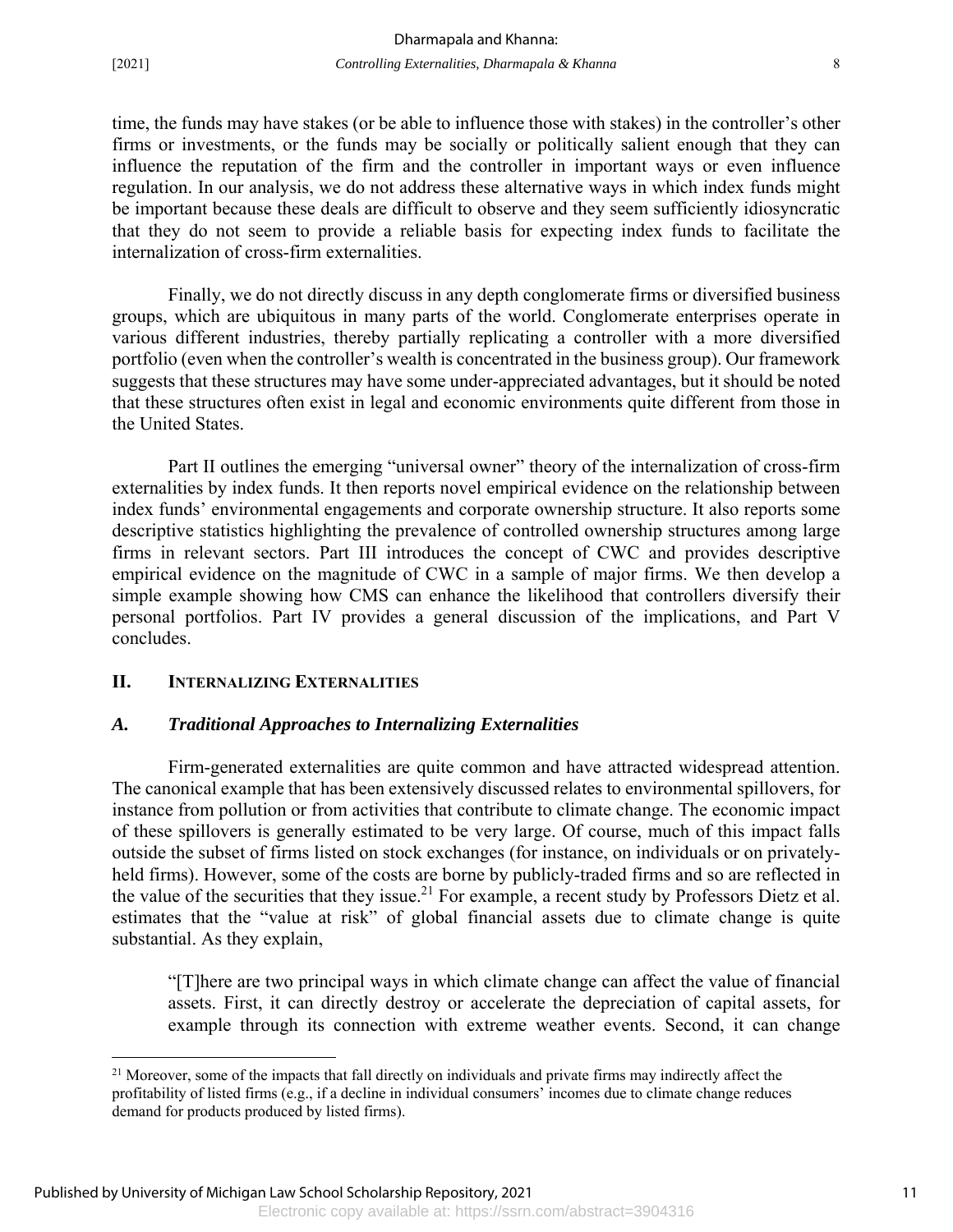time, the funds may have stakes (or be able to influence those with stakes) in the controller's other firms or investments, or the funds may be socially or politically salient enough that they can influence the reputation of the firm and the controller in important ways or even influence regulation. In our analysis, we do not address these alternative ways in which index funds might be important because these deals are difficult to observe and they seem sufficiently idiosyncratic that they do not seem to provide a reliable basis for expecting index funds to facilitate the internalization of cross-firm externalities.

Finally, we do not directly discuss in any depth conglomerate firms or diversified business groups, which are ubiquitous in many parts of the world. Conglomerate enterprises operate in various different industries, thereby partially replicating a controller with a more diversified portfolio (even when the controller's wealth is concentrated in the business group). Our framework suggests that these structures may have some under-appreciated advantages, but it should be noted that these structures often exist in legal and economic environments quite different from those in the United States.

Part II outlines the emerging "universal owner" theory of the internalization of cross-firm externalities by index funds. It then reports novel empirical evidence on the relationship between index funds' environmental engagements and corporate ownership structure. It also reports some descriptive statistics highlighting the prevalence of controlled ownership structures among large firms in relevant sectors. Part III introduces the concept of CWC and provides descriptive empirical evidence on the magnitude of CWC in a sample of major firms. We then develop a simple example showing how CMS can enhance the likelihood that controllers diversify their personal portfolios. Part IV provides a general discussion of the implications, and Part V concludes.

## II. INTERNALIZING EXTERNALITIES

### *A. Traditional Approaches to Internalizing Externalities*

Firm-generated externalities are quite common and have attracted widespread attention. The canonical example that has been extensively discussed relates to environmental spillovers, for instance from pollution or from activities that contribute to climate change. The economic impact of these spillovers is generally estimated to be very large. Of course, much of this impact falls outside the subset of firms listed on stock exchanges (for instance, on individuals or on privately-held firms). However, some of the costs are borne by publicly-traded firms and so are reflected in the value of the securities that they issue.[21] For example, a recent study by Professors Dietz et al. estimates that the "value at risk" of global financial assets due to climate change is quite substantial. As they explain,

> "[T]here are two principal ways in which climate change can affect the value of financial assets. First, it can directly destroy or accelerate the depreciation of capital assets, for example through its connection with extreme weather events. Second, it can change

[21] Moreover, some of the impacts that fall directly on individuals and private firms may indirectly affect the profitability of listed firms (e.g., if a decline in individual consumers' incomes due to climate change reduces demand for products produced by listed firms).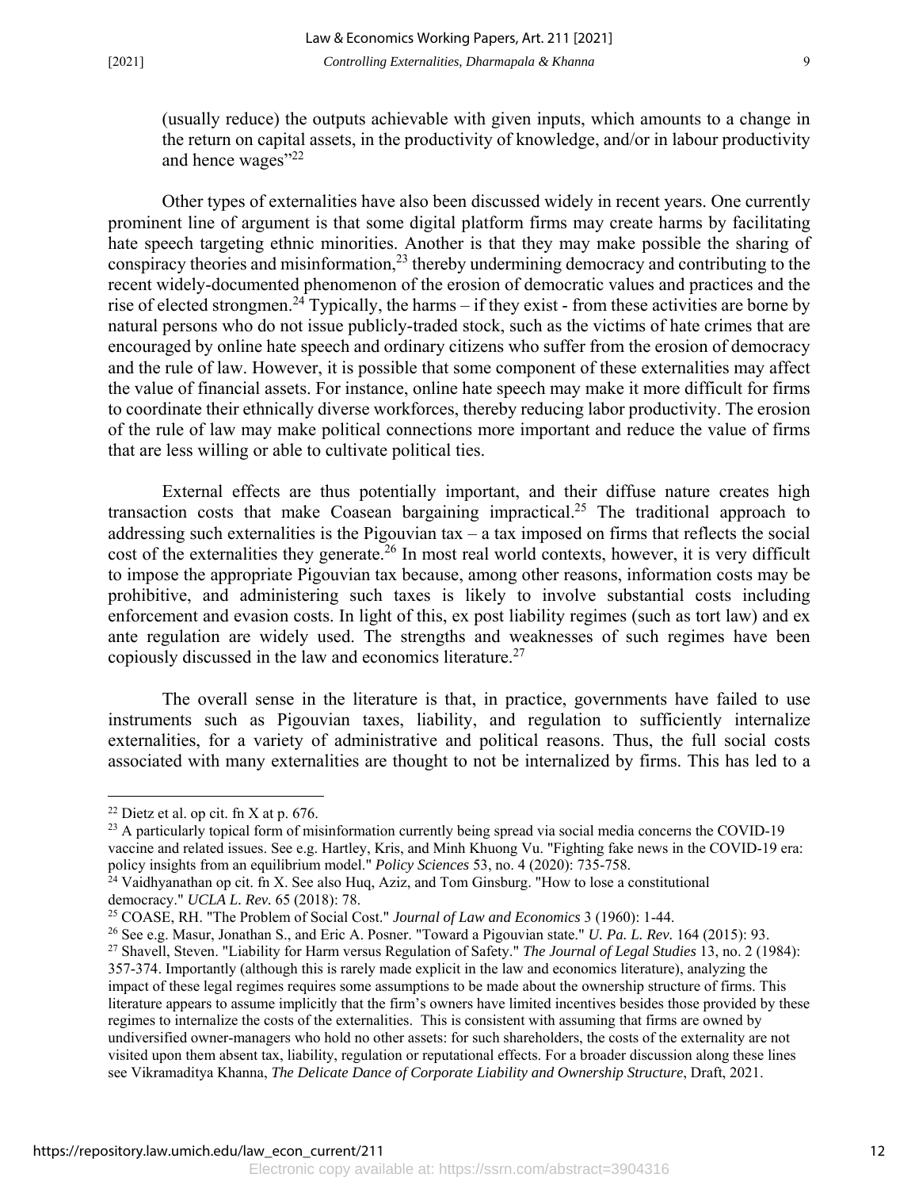(usually reduce) the outputs achievable with given inputs, which amounts to a change in the return on capital assets, in the productivity of knowledge, and/or in labour productivity and hence wages"[22]

Other types of externalities have also been discussed widely in recent years. One currently prominent line of argument is that some digital platform firms may create harms by facilitating hate speech targeting ethnic minorities. Another is that they may make possible the sharing of conspiracy theories and misinformation,[23] thereby undermining democracy and contributing to the recent widely-documented phenomenon of the erosion of democratic values and practices and the rise of elected strongmen.[24] Typically, the harms – if they exist - from these activities are borne by natural persons who do not issue publicly-traded stock, such as the victims of hate crimes that are encouraged by online hate speech and ordinary citizens who suffer from the erosion of democracy and the rule of law. However, it is possible that some component of these externalities may affect the value of financial assets. For instance, online hate speech may make it more difficult for firms to coordinate their ethnically diverse workforces, thereby reducing labor productivity. The erosion of the rule of law may make political connections more important and reduce the value of firms that are less willing or able to cultivate political ties.

External effects are thus potentially important, and their diffuse nature creates high transaction costs that make Coasean bargaining impractical.[25] The traditional approach to addressing such externalities is the Pigouvian tax – a tax imposed on firms that reflects the social cost of the externalities they generate.[26] In most real world contexts, however, it is very difficult to impose the appropriate Pigouvian tax because, among other reasons, information costs may be prohibitive, and administering such taxes is likely to involve substantial costs including enforcement and evasion costs. In light of this, ex post liability regimes (such as tort law) and ex ante regulation are widely used. The strengths and weaknesses of such regimes have been copiously discussed in the law and economics literature.[27]

The overall sense in the literature is that, in practice, governments have failed to use instruments such as Pigouvian taxes, liability, and regulation to sufficiently internalize externalities, for a variety of administrative and political reasons. Thus, the full social costs associated with many externalities are thought to not be internalized by firms. This has led to a

---

[22] Dietz et al. op cit. fn X at p. 676.

[23] A particularly topical form of misinformation currently being spread via social media concerns the COVID-19 vaccine and related issues. See e.g. Hartley, Kris, and Minh Khuong Vu. "Fighting fake news in the COVID-19 era: policy insights from an equilibrium model." *Policy Sciences* 53, no. 4 (2020): 735-758.

[24] Vaidhyanathan op cit. fn X. See also Huq, Aziz, and Tom Ginsburg. "How to lose a constitutional democracy." *UCLA L. Rev.* 65 (2018): 78.

[25] COASE, RH. "The Problem of Social Cost." *Journal of Law and Economics* 3 (1960): 1-44.

[26] See e.g. Masur, Jonathan S., and Eric A. Posner. "Toward a Pigouvian state." *U. Pa. L. Rev.* 164 (2015): 93.

[27] Shavell, Steven. "Liability for Harm versus Regulation of Safety." *The Journal of Legal Studies* 13, no. 2 (1984): 357-374. Importantly (although this is rarely made explicit in the law and economics literature), analyzing the impact of these legal regimes requires some assumptions to be made about the ownership structure of firms. This literature appears to assume implicitly that the firm's owners have limited incentives besides those provided by these regimes to internalize the costs of the externalities. This is consistent with assuming that firms are owned by undiversified owner-managers who hold no other assets: for such shareholders, the costs of the externality are not visited upon them absent tax, liability, regulation or reputational effects. For a broader discussion along these lines see Vikramaditya Khanna, *The Delicate Dance of Corporate Liability and Ownership Structure*, Draft, 2021.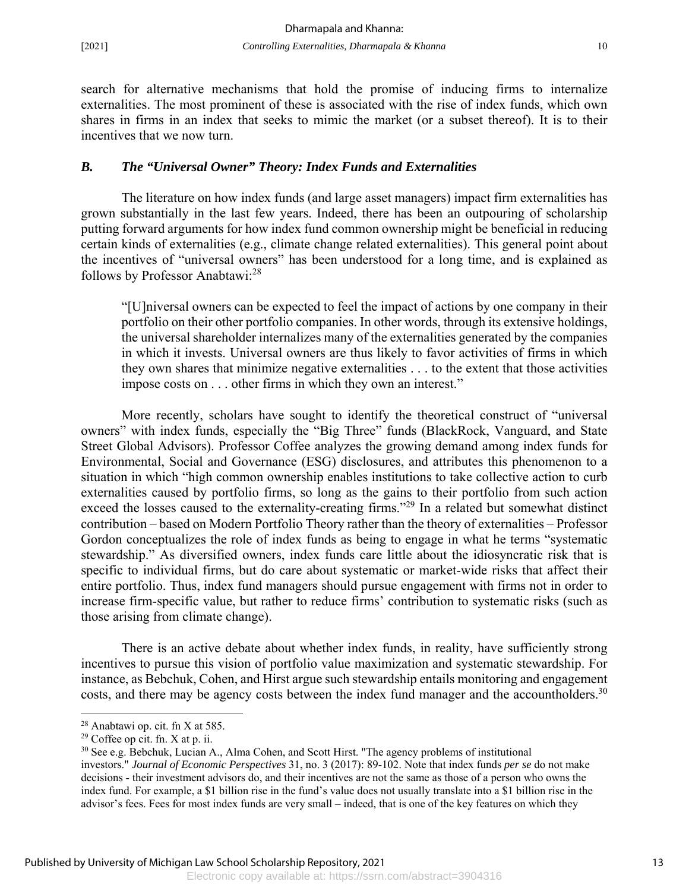search for alternative mechanisms that hold the promise of inducing firms to internalize externalities. The most prominent of these is associated with the rise of index funds, which own shares in firms in an index that seeks to mimic the market (or a subset thereof). It is to their incentives that we now turn.

### *B. The "Universal Owner" Theory: Index Funds and Externalities*

The literature on how index funds (and large asset managers) impact firm externalities has grown substantially in the last few years. Indeed, there has been an outpouring of scholarship putting forward arguments for how index fund common ownership might be beneficial in reducing certain kinds of externalities (e.g., climate change related externalities). This general point about the incentives of "universal owners" has been understood for a long time, and is explained as follows by Professor Anabtawi:[28]

> "[U]niversal owners can be expected to feel the impact of actions by one company in their portfolio on their other portfolio companies. In other words, through its extensive holdings, the universal shareholder internalizes many of the externalities generated by the companies in which it invests. Universal owners are thus likely to favor activities of firms in which they own shares that minimize negative externalities . . . to the extent that those activities impose costs on . . . other firms in which they own an interest."

More recently, scholars have sought to identify the theoretical construct of "universal owners" with index funds, especially the "Big Three" funds (BlackRock, Vanguard, and State Street Global Advisors). Professor Coffee analyzes the growing demand among index funds for Environmental, Social and Governance (ESG) disclosures, and attributes this phenomenon to a situation in which "high common ownership enables institutions to take collective action to curb externalities caused by portfolio firms, so long as the gains to their portfolio from such action exceed the losses caused to the externality-creating firms."[29] In a related but somewhat distinct contribution – based on Modern Portfolio Theory rather than the theory of externalities – Professor Gordon conceptualizes the role of index funds as being to engage in what he terms "systematic stewardship." As diversified owners, index funds care little about the idiosyncratic risk that is specific to individual firms, but do care about systematic or market-wide risks that affect their entire portfolio. Thus, index fund managers should pursue engagement with firms not in order to increase firm-specific value, but rather to reduce firms' contribution to systematic risks (such as those arising from climate change).

There is an active debate about whether index funds, in reality, have sufficiently strong incentives to pursue this vision of portfolio value maximization and systematic stewardship. For instance, as Bebchuk, Cohen, and Hirst argue such stewardship entails monitoring and engagement costs, and there may be agency costs between the index fund manager and the accountholders.[30]

---

[28] Anabtawi op. cit. fn X at 585.

[29] Coffee op cit. fn. X at p. ii.

[30] See e.g. Bebchuk, Lucian A., Alma Cohen, and Scott Hirst. "The agency problems of institutional investors." *Journal of Economic Perspectives* 31, no. 3 (2017): 89-102. Note that index funds *per se* do not make decisions - their investment advisors do, and their incentives are not the same as those of a person who owns the index fund. For example, a $1 billion rise in the fund's value does not usually translate into a $1 billion rise in the advisor's fees. Fees for most index funds are very small – indeed, that is one of the key features on which they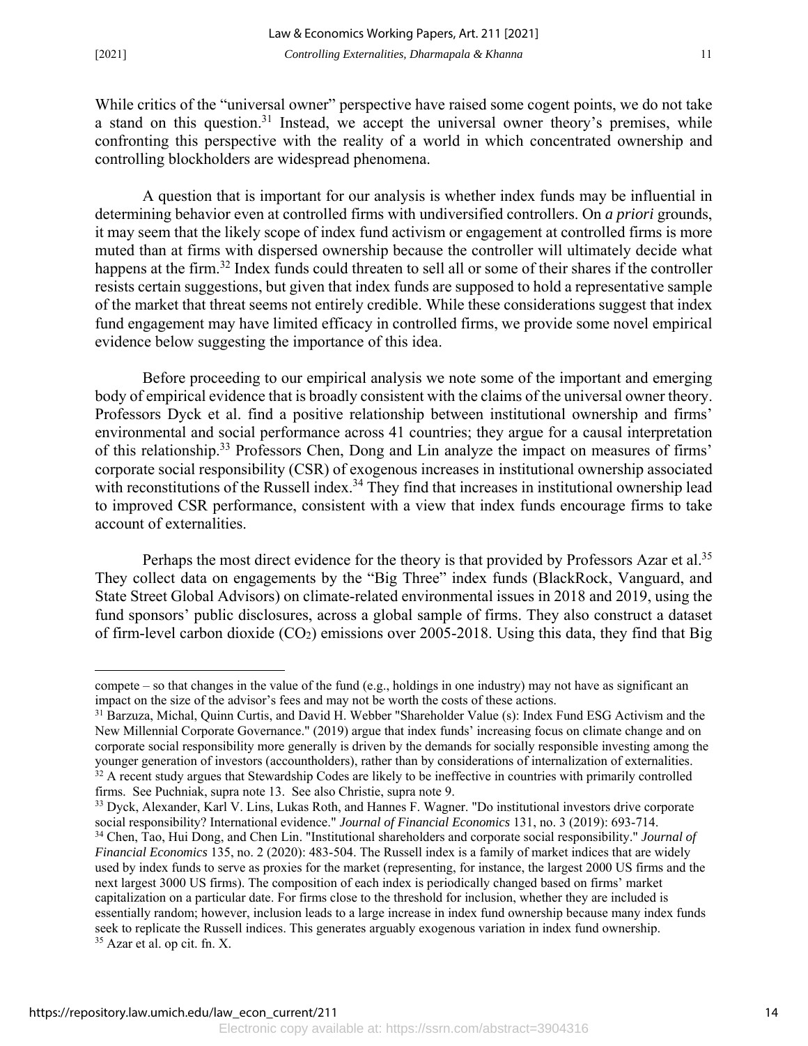While critics of the "universal owner" perspective have raised some cogent points, we do not take a stand on this question.[31] Instead, we accept the universal owner theory's premises, while confronting this perspective with the reality of a world in which concentrated ownership and controlling blockholders are widespread phenomena.

A question that is important for our analysis is whether index funds may be influential in determining behavior even at controlled firms with undiversified controllers. On *a priori* grounds, it may seem that the likely scope of index fund activism or engagement at controlled firms is more muted than at firms with dispersed ownership because the controller will ultimately decide what happens at the firm.[32] Index funds could threaten to sell all or some of their shares if the controller resists certain suggestions, but given that index funds are supposed to hold a representative sample of the market that threat seems not entirely credible. While these considerations suggest that index fund engagement may have limited efficacy in controlled firms, we provide some novel empirical evidence below suggesting the importance of this idea.

Before proceeding to our empirical analysis we note some of the important and emerging body of empirical evidence that is broadly consistent with the claims of the universal owner theory. Professors Dyck et al. find a positive relationship between institutional ownership and firms' environmental and social performance across 41 countries; they argue for a causal interpretation of this relationship.[33] Professors Chen, Dong and Lin analyze the impact on measures of firms' corporate social responsibility (CSR) of exogenous increases in institutional ownership associated with reconstitutions of the Russell index.[34] They find that increases in institutional ownership lead to improved CSR performance, consistent with a view that index funds encourage firms to take account of externalities.

Perhaps the most direct evidence for the theory is that provided by Professors Azar et al.[35] They collect data on engagements by the "Big Three" index funds (BlackRock, Vanguard, and State Street Global Advisors) on climate-related environmental issues in 2018 and 2019, using the fund sponsors' public disclosures, across a global sample of firms. They also construct a dataset of firm-level carbon dioxide ($CO_2$) emissions over 2005-2018. Using this data, they find that Big

---

compete – so that changes in the value of the fund (e.g., holdings in one industry) may not have as significant an impact on the size of the advisor's fees and may not be worth the costs of these actions.

[31] Barzuza, Michal, Quinn Curtis, and David H. Webber "Shareholder Value (s): Index Fund ESG Activism and the New Millennial Corporate Governance." (2019) argue that index funds' increasing focus on climate change and on corporate social responsibility more generally is driven by the demands for socially responsible investing among the younger generation of investors (accountholders), rather than by considerations of internalization of externalities.

[32] A recent study argues that Stewardship Codes are likely to be ineffective in countries with primarily controlled firms. See Puchniak, supra note 13. See also Christie, supra note 9.

[33] Dyck, Alexander, Karl V. Lins, Lukas Roth, and Hannes F. Wagner. "Do institutional investors drive corporate social responsibility? International evidence." *Journal of Financial Economics* 131, no. 3 (2019): 693-714.

[34] Chen, Tao, Hui Dong, and Chen Lin. "Institutional shareholders and corporate social responsibility." *Journal of Financial Economics* 135, no. 2 (2020): 483-504. The Russell index is a family of market indices that are widely used by index funds to serve as proxies for the market (representing, for instance, the largest 2000 US firms and the next largest 3000 US firms). The composition of each index is periodically changed based on firms' market capitalization on a particular date. For firms close to the threshold for inclusion, whether they are included is essentially random; however, inclusion leads to a large increase in index fund ownership because many index funds seek to replicate the Russell indices. This generates arguably exogenous variation in index fund ownership.

[35] Azar et al. op cit. fn. X.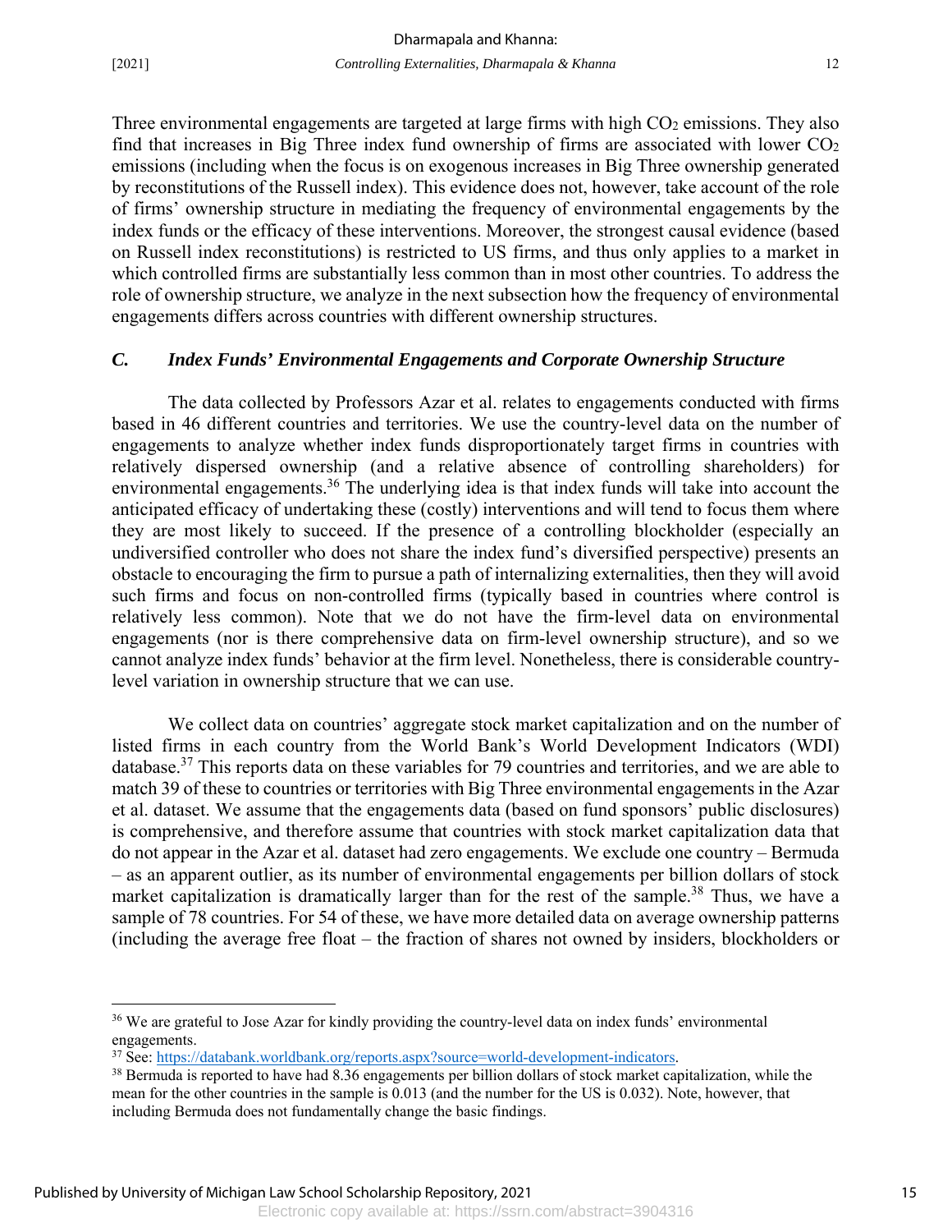Three environmental engagements are targeted at large firms with high $CO_2$ emissions. They also find that increases in Big Three index fund ownership of firms are associated with lower $CO_2$ emissions (including when the focus is on exogenous increases in Big Three ownership generated by reconstitutions of the Russell index). This evidence does not, however, take account of the role of firms' ownership structure in mediating the frequency of environmental engagements by the index funds or the efficacy of these interventions. Moreover, the strongest causal evidence (based on Russell index reconstitutions) is restricted to US firms, and thus only applies to a market in which controlled firms are substantially less common than in most other countries. To address the role of ownership structure, we analyze in the next subsection how the frequency of environmental engagements differs across countries with different ownership structures.

### *C. Index Funds' Environmental Engagements and Corporate Ownership Structure*

The data collected by Professors Azar et al. relates to engagements conducted with firms based in 46 different countries and territories. We use the country-level data on the number of engagements to analyze whether index funds disproportionately target firms in countries with relatively dispersed ownership (and a relative absence of controlling shareholders) for environmental engagements.[36] The underlying idea is that index funds will take into account the anticipated efficacy of undertaking these (costly) interventions and will tend to focus them where they are most likely to succeed. If the presence of a controlling blockholder (especially an undiversified controller who does not share the index fund's diversified perspective) presents an obstacle to encouraging the firm to pursue a path of internalizing externalities, then they will avoid such firms and focus on non-controlled firms (typically based in countries where control is relatively less common). Note that we do not have the firm-level data on environmental engagements (nor is there comprehensive data on firm-level ownership structure), and so we cannot analyze index funds' behavior at the firm level. Nonetheless, there is considerable country-level variation in ownership structure that we can use.

We collect data on countries' aggregate stock market capitalization and on the number of listed firms in each country from the World Bank's World Development Indicators (WDI) database.[37] This reports data on these variables for 79 countries and territories, and we are able to match 39 of these to countries or territories with Big Three environmental engagements in the Azar et al. dataset. We assume that the engagements data (based on fund sponsors' public disclosures) is comprehensive, and therefore assume that countries with stock market capitalization data that do not appear in the Azar et al. dataset had zero engagements. We exclude one country – Bermuda – as an apparent outlier, as its number of environmental engagements per billion dollars of stock market capitalization is dramatically larger than for the rest of the sample.[38] Thus, we have a sample of 78 countries. For 54 of these, we have more detailed data on average ownership patterns (including the average free float – the fraction of shares not owned by insiders, blockholders or

---

[36] We are grateful to Jose Azar for kindly providing the country-level data on index funds' environmental engagements.

[37] See: https://databank.worldbank.org/reports.aspx?source=world-development-indicators.

[38] Bermuda is reported to have had 8.36 engagements per billion dollars of stock market capitalization, while the mean for the other countries in the sample is 0.013 (and the number for the US is 0.032). Note, however, that including Bermuda does not fundamentally change the basic findings.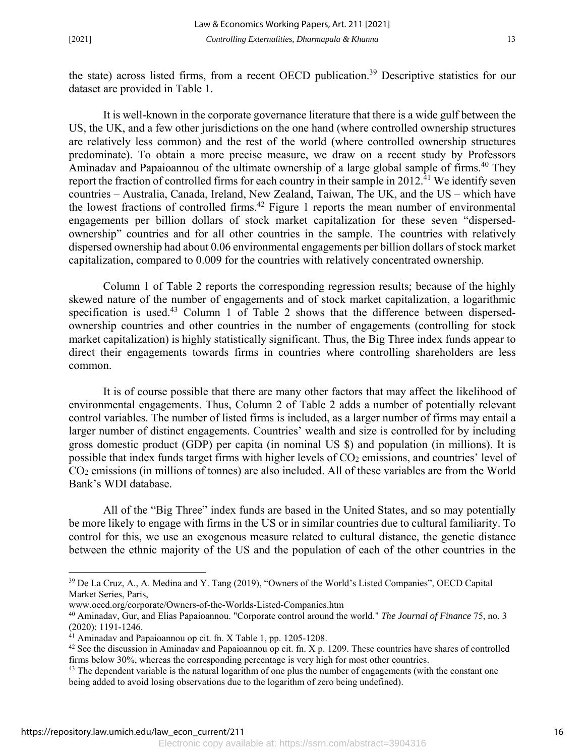the state) across listed firms, from a recent OECD publication.[39] Descriptive statistics for our dataset are provided in Table 1.

It is well-known in the corporate governance literature that there is a wide gulf between the US, the UK, and a few other jurisdictions on the one hand (where controlled ownership structures are relatively less common) and the rest of the world (where controlled ownership structures predominate). To obtain a more precise measure, we draw on a recent study by Professors Aminadav and Papaioannou of the ultimate ownership of a large global sample of firms.[40] They report the fraction of controlled firms for each country in their sample in 2012.[41] We identify seven countries – Australia, Canada, Ireland, New Zealand, Taiwan, The UK, and the US – which have the lowest fractions of controlled firms.[42] Figure 1 reports the mean number of environmental engagements per billion dollars of stock market capitalization for these seven "dispersed-ownership" countries and for all other countries in the sample. The countries with relatively dispersed ownership had about 0.06 environmental engagements per billion dollars of stock market capitalization, compared to 0.009 for the countries with relatively concentrated ownership.

Column 1 of Table 2 reports the corresponding regression results; because of the highly skewed nature of the number of engagements and of stock market capitalization, a logarithmic specification is used.[43] Column 1 of Table 2 shows that the difference between dispersed-ownership countries and other countries in the number of engagements (controlling for stock market capitalization) is highly statistically significant. Thus, the Big Three index funds appear to direct their engagements towards firms in countries where controlling shareholders are less common.

It is of course possible that there are many other factors that may affect the likelihood of environmental engagements. Thus, Column 2 of Table 2 adds a number of potentially relevant control variables. The number of listed firms is included, as a larger number of firms may entail a larger number of distinct engagements. Countries' wealth and size is controlled for by including gross domestic product (GDP) per capita (in nominal US $) and population (in millions). It is possible that index funds target firms with higher levels of $CO_2$ emissions, and countries' level of $CO_2$ emissions (in millions of tonnes) are also included. All of these variables are from the World Bank's WDI database.

All of the "Big Three" index funds are based in the United States, and so may potentially be more likely to engage with firms in the US or in similar countries due to cultural familiarity. To control for this, we use an exogenous measure related to cultural distance, the genetic distance between the ethnic majority of the US and the population of each of the other countries in the

---

[39] De La Cruz, A., A. Medina and Y. Tang (2019), "Owners of the World's Listed Companies", OECD Capital Market Series, Paris, www.oecd.org/corporate/Owners-of-the-Worlds-Listed-Companies.htm

[40] Aminadav, Gur, and Elias Papaioannou. "Corporate control around the world." *The Journal of Finance* 75, no. 3 (2020): 1191-1246.

[41] Aminadav and Papaioannou op cit. fn. X Table 1, pp. 1205-1208.

[42] See the discussion in Aminadav and Papaioannou op cit. fn. X p. 1209. These countries have shares of controlled firms below 30%, whereas the corresponding percentage is very high for most other countries.

[43] The dependent variable is the natural logarithm of one plus the number of engagements (with the constant one being added to avoid losing observations due to the logarithm of zero being undefined).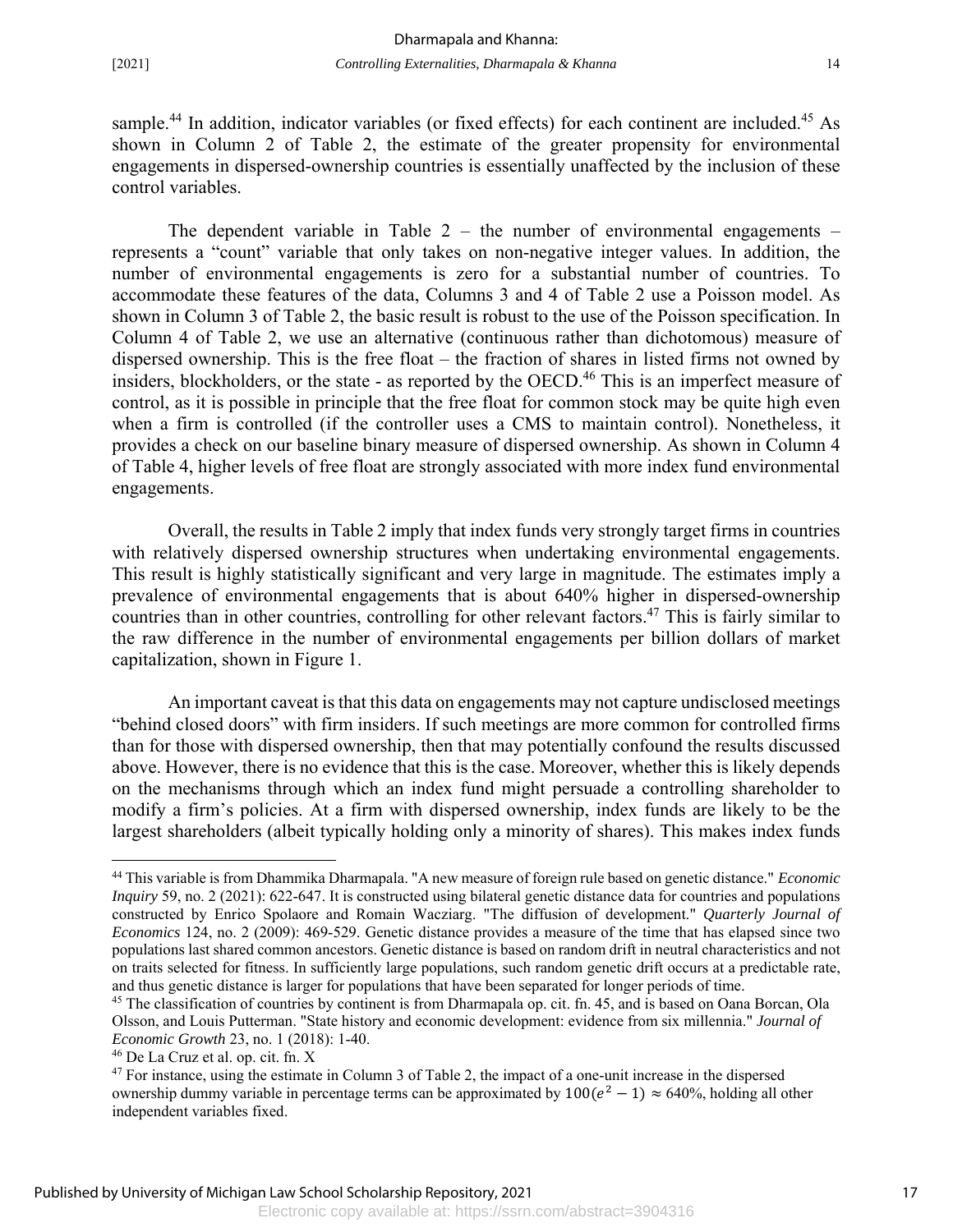sample.[44] In addition, indicator variables (or fixed effects) for each continent are included.[45] As shown in Column 2 of Table 2, the estimate of the greater propensity for environmental engagements in dispersed-ownership countries is essentially unaffected by the inclusion of these control variables.

The dependent variable in Table 2 – the number of environmental engagements – represents a "count" variable that only takes on non-negative integer values. In addition, the number of environmental engagements is zero for a substantial number of countries. To accommodate these features of the data, Columns 3 and 4 of Table 2 use a Poisson model. As shown in Column 3 of Table 2, the basic result is robust to the use of the Poisson specification. In Column 4 of Table 2, we use an alternative (continuous rather than dichotomous) measure of dispersed ownership. This is the free float – the fraction of shares in listed firms not owned by insiders, blockholders, or the state - as reported by the OECD.[46] This is an imperfect measure of control, as it is possible in principle that the free float for common stock may be quite high even when a firm is controlled (if the controller uses a CMS to maintain control). Nonetheless, it provides a check on our baseline binary measure of dispersed ownership. As shown in Column 4 of Table 4, higher levels of free float are strongly associated with more index fund environmental engagements.

Overall, the results in Table 2 imply that index funds very strongly target firms in countries with relatively dispersed ownership structures when undertaking environmental engagements. This result is highly statistically significant and very large in magnitude. The estimates imply a prevalence of environmental engagements that is about 640% higher in dispersed-ownership countries than in other countries, controlling for other relevant factors.[47] This is fairly similar to the raw difference in the number of environmental engagements per billion dollars of market capitalization, shown in Figure 1.

An important caveat is that this data on engagements may not capture undisclosed meetings "behind closed doors" with firm insiders. If such meetings are more common for controlled firms than for those with dispersed ownership, then that may potentially confound the results discussed above. However, there is no evidence that this is the case. Moreover, whether this is likely depends on the mechanisms through which an index fund might persuade a controlling shareholder to modify a firm's policies. At a firm with dispersed ownership, index funds are likely to be the largest shareholders (albeit typically holding only a minority of shares). This makes index funds

---

[44] This variable is from Dhammika Dharmapala. "A new measure of foreign rule based on genetic distance." *Economic Inquiry* 59, no. 2 (2021): 622-647. It is constructed using bilateral genetic distance data for countries and populations constructed by Enrico Spolaore and Romain Wacziarg. "The diffusion of development." *Quarterly Journal of Economics* 124, no. 2 (2009): 469-529. Genetic distance provides a measure of the time that has elapsed since two populations last shared common ancestors. Genetic distance is based on random drift in neutral characteristics and not on traits selected for fitness. In sufficiently large populations, such random genetic drift occurs at a predictable rate, and thus genetic distance is larger for populations that have been separated for longer periods of time.

[45] The classification of countries by continent is from Dharmapala op. cit. fn. 45, and is based on Oana Borcan, Ola Olsson, and Louis Putterman. "State history and economic development: evidence from six millennia." *Journal of Economic Growth* 23, no. 1 (2018): 1-40.

[46] De La Cruz et al. op. cit. fn. X

[47] For instance, using the estimate in Column 3 of Table 2, the impact of a one-unit increase in the dispersed ownership dummy variable in percentage terms can be approximated by $100(e^2 - 1) \approx 640\%$, holding all other independent variables fixed.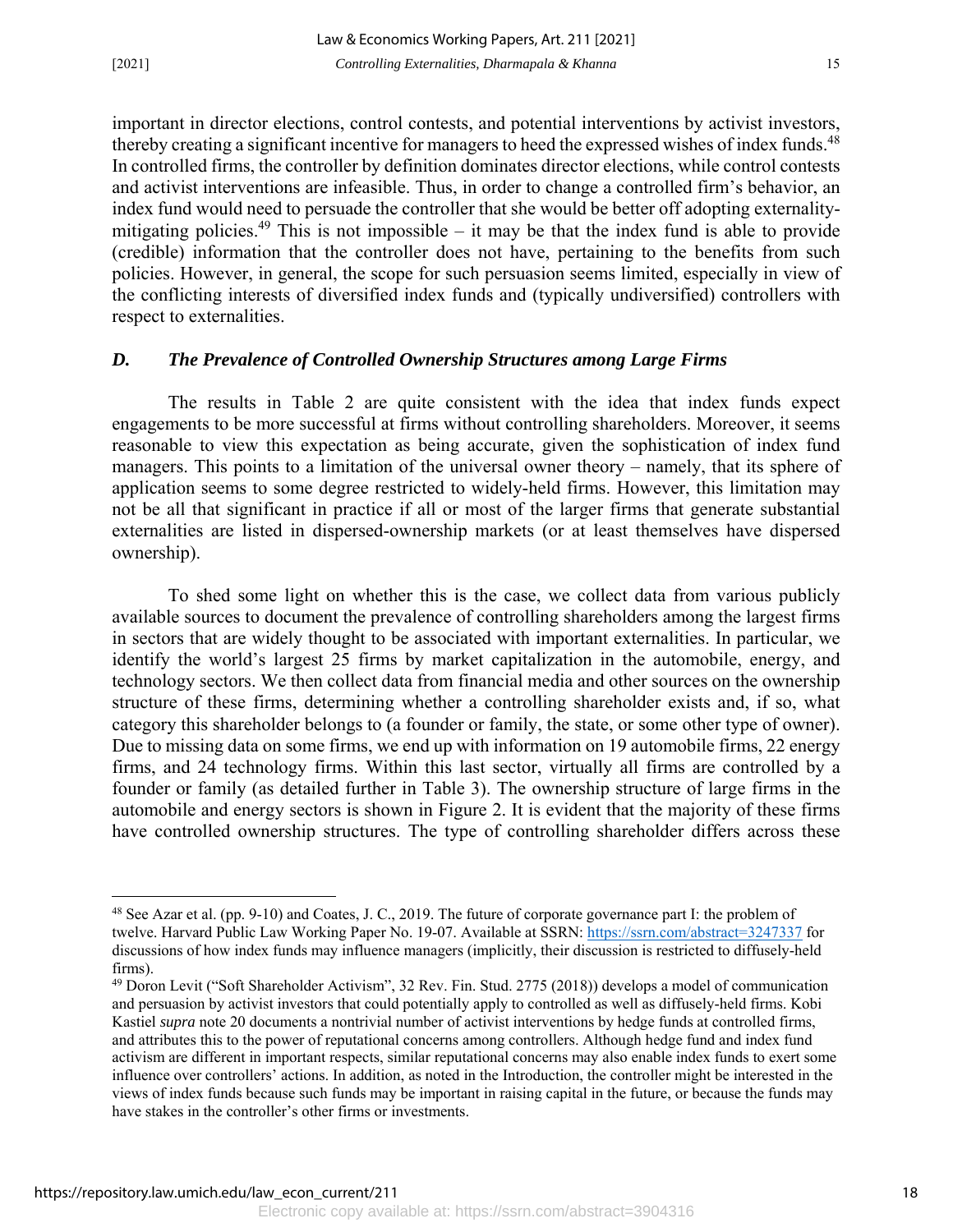important in director elections, control contests, and potential interventions by activist investors, thereby creating a significant incentive for managers to heed the expressed wishes of index funds.[48] In controlled firms, the controller by definition dominates director elections, while control contests and activist interventions are infeasible. Thus, in order to change a controlled firm's behavior, an index fund would need to persuade the controller that she would be better off adopting externality-mitigating policies.[49] This is not impossible – it may be that the index fund is able to provide (credible) information that the controller does not have, pertaining to the benefits from such policies. However, in general, the scope for such persuasion seems limited, especially in view of the conflicting interests of diversified index funds and (typically undiversified) controllers with respect to externalities.

### *D. The Prevalence of Controlled Ownership Structures among Large Firms*

The results in Table 2 are quite consistent with the idea that index funds expect engagements to be more successful at firms without controlling shareholders. Moreover, it seems reasonable to view this expectation as being accurate, given the sophistication of index fund managers. This points to a limitation of the universal owner theory – namely, that its sphere of application seems to some degree restricted to widely-held firms. However, this limitation may not be all that significant in practice if all or most of the larger firms that generate substantial externalities are listed in dispersed-ownership markets (or at least themselves have dispersed ownership).

To shed some light on whether this is the case, we collect data from various publicly available sources to document the prevalence of controlling shareholders among the largest firms in sectors that are widely thought to be associated with important externalities. In particular, we identify the world's largest 25 firms by market capitalization in the automobile, energy, and technology sectors. We then collect data from financial media and other sources on the ownership structure of these firms, determining whether a controlling shareholder exists and, if so, what category this shareholder belongs to (a founder or family, the state, or some other type of owner). Due to missing data on some firms, we end up with information on 19 automobile firms, 22 energy firms, and 24 technology firms. Within this last sector, virtually all firms are controlled by a founder or family (as detailed further in Table 3). The ownership structure of large firms in the automobile and energy sectors is shown in Figure 2. It is evident that the majority of these firms have controlled ownership structures. The type of controlling shareholder differs across these

---

[48] See Azar et al. (pp. 9-10) and Coates, J. C., 2019. The future of corporate governance part I: the problem of twelve. Harvard Public Law Working Paper No. 19-07. Available at SSRN: https://ssrn.com/abstract=3247337 for discussions of how index funds may influence managers (implicitly, their discussion is restricted to diffusely-held firms).

[49] Doron Levit ("Soft Shareholder Activism", 32 Rev. Fin. Stud. 2775 (2018)) develops a model of communication and persuasion by activist investors that could potentially apply to controlled as well as diffusely-held firms. Kobi Kastiel *supra* note 20 documents a nontrivial number of activist interventions by hedge funds at controlled firms, and attributes this to the power of reputational concerns among controllers. Although hedge fund and index fund activism are different in important respects, similar reputational concerns may also enable index funds to exert some influence over controllers' actions. In addition, as noted in the Introduction, the controller might be interested in the views of index funds because such funds may be important in raising capital in the future, or because the funds may have stakes in the controller's other firms or investments.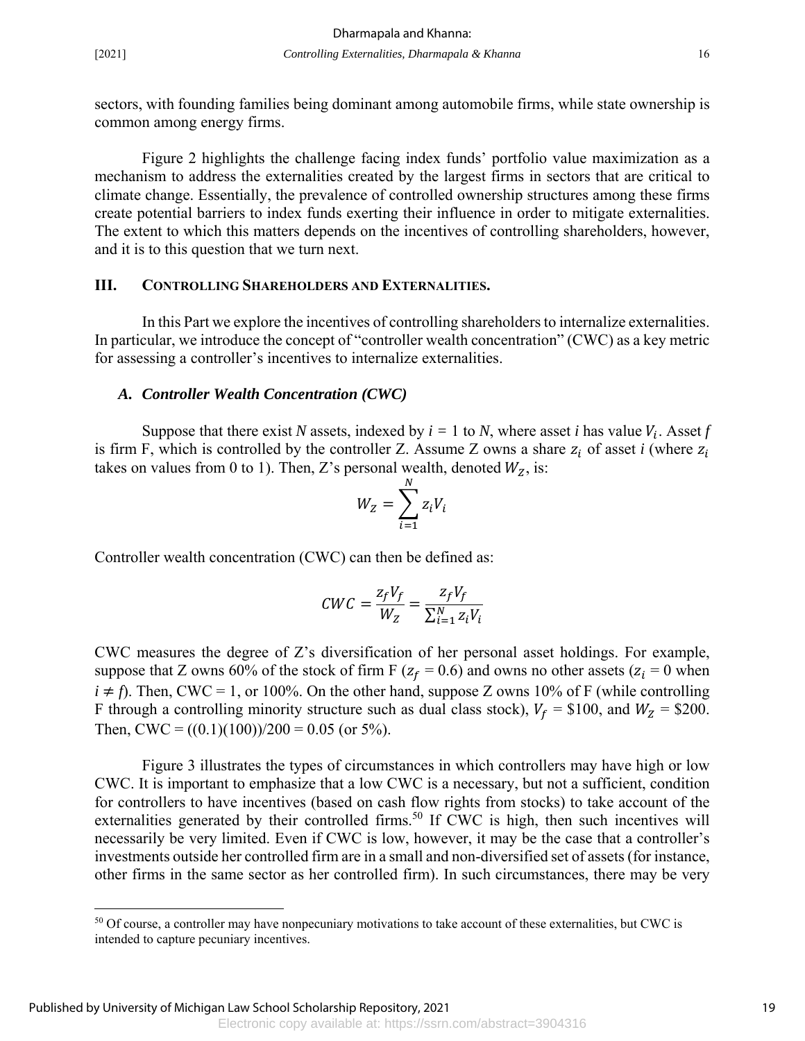sectors, with founding families being dominant among automobile firms, while state ownership is common among energy firms.

Figure 2 highlights the challenge facing index funds' portfolio value maximization as a mechanism to address the externalities created by the largest firms in sectors that are critical to climate change. Essentially, the prevalence of controlled ownership structures among these firms create potential barriers to index funds exerting their influence in order to mitigate externalities. The extent to which this matters depends on the incentives of controlling shareholders, however, and it is to this question that we turn next.

## III. CONTROLLING SHAREHOLDERS AND EXTERNALITIES.

In this Part we explore the incentives of controlling shareholders to internalize externalities. In particular, we introduce the concept of "controller wealth concentration" (CWC) as a key metric for assessing a controller's incentives to internalize externalities.

### *A. Controller Wealth Concentration (CWC)*

Suppose that there exist *N* assets, indexed by *i* = 1 to *N*, where asset *i* has value $V_i$. Asset *f* is firm F, which is controlled by the controller Z. Assume Z owns a share $z_i$ of asset *i* (where $z_i$ takes on values from 0 to 1). Then, Z's personal wealth, denoted $W_Z$, is:

$$W_Z = \sum_{i=1}^{N} z_i V_i$$

Controller wealth concentration (CWC) can then be defined as:

$$CWC = \frac{z_f V_f}{W_Z} = \frac{z_f V_f}{\sum_{i=1}^{N} z_i V_i}$$

CWC measures the degree of Z's diversification of her personal asset holdings. For example, suppose that Z owns 60% of the stock of firm F ($z_f$ = 0.6) and owns no other assets ($z_i$ = 0 when $i \neq f$). Then, CWC = 1, or 100%. On the other hand, suppose Z owns 10% of F (while controlling F through a controlling minority structure such as dual class stock), $V_f$ = \$100, and $W_Z$ = \$200. Then, CWC = ((0.1)(100))/200 = 0.05 (or 5%).

Figure 3 illustrates the types of circumstances in which controllers may have high or low CWC. It is important to emphasize that a low CWC is a necessary, but not a sufficient, condition for controllers to have incentives (based on cash flow rights from stocks) to take account of the externalities generated by their controlled firms.[50] If CWC is high, then such incentives will necessarily be very limited. Even if CWC is low, however, it may be the case that a controller's investments outside her controlled firm are in a small and non-diversified set of assets (for instance, other firms in the same sector as her controlled firm). In such circumstances, there may be very

[50] Of course, a controller may have nonpecuniary motivations to take account of these externalities, but CWC is intended to capture pecuniary incentives.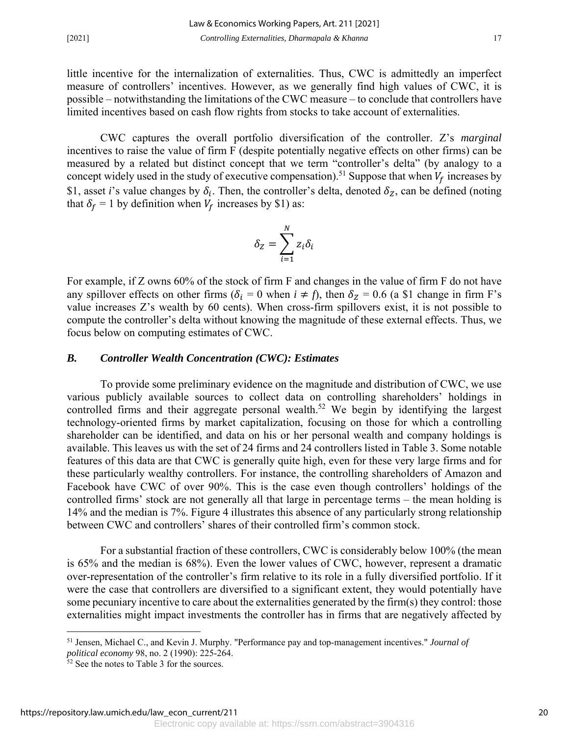little incentive for the internalization of externalities. Thus, CWC is admittedly an imperfect measure of controllers' incentives. However, as we generally find high values of CWC, it is possible – notwithstanding the limitations of the CWC measure – to conclude that controllers have limited incentives based on cash flow rights from stocks to take account of externalities.

CWC captures the overall portfolio diversification of the controller. Z's *marginal* incentives to raise the value of firm F (despite potentially negative effects on other firms) can be measured by a related but distinct concept that we term "controller's delta" (by analogy to a concept widely used in the study of executive compensation).[51] Suppose that when $V_f$ increases by \$1, asset *i*'s value changes by $\delta_i$. Then, the controller's delta, denoted $\delta_Z$, can be defined (noting that $\delta_f = 1$ by definition when $V_f$ increases by \$1) as:

$$\delta_Z = \sum_{i=1}^{N} z_i \delta_i$$

For example, if Z owns 60% of the stock of firm F and changes in the value of firm F do not have any spillover effects on other firms ($\delta_i = 0$ when $i \neq f$), then $\delta_Z = 0.6$ (a \$1 change in firm F's value increases Z's wealth by 60 cents). When cross-firm spillovers exist, it is not possible to compute the controller's delta without knowing the magnitude of these external effects. Thus, we focus below on computing estimates of CWC.

### *B. Controller Wealth Concentration (CWC): Estimates*

To provide some preliminary evidence on the magnitude and distribution of CWC, we use various publicly available sources to collect data on controlling shareholders' holdings in controlled firms and their aggregate personal wealth.[52] We begin by identifying the largest technology-oriented firms by market capitalization, focusing on those for which a controlling shareholder can be identified, and data on his or her personal wealth and company holdings is available. This leaves us with the set of 24 firms and 24 controllers listed in Table 3. Some notable features of this data are that CWC is generally quite high, even for these very large firms and for these particularly wealthy controllers. For instance, the controlling shareholders of Amazon and Facebook have CWC of over 90%. This is the case even though controllers' holdings of the controlled firms' stock are not generally all that large in percentage terms – the mean holding is 14% and the median is 7%. Figure 4 illustrates this absence of any particularly strong relationship between CWC and controllers' shares of their controlled firm's common stock.

For a substantial fraction of these controllers, CWC is considerably below 100% (the mean is 65% and the median is 68%). Even the lower values of CWC, however, represent a dramatic over-representation of the controller's firm relative to its role in a fully diversified portfolio. If it were the case that controllers are diversified to a significant extent, they would potentially have some pecuniary incentive to care about the externalities generated by the firm(s) they control: those externalities might impact investments the controller has in firms that are negatively affected by

---

[51] Jensen, Michael C., and Kevin J. Murphy. "Performance pay and top-management incentives." *Journal of political economy* 98, no. 2 (1990): 225-264.

[52] See the notes to Table 3 for the sources.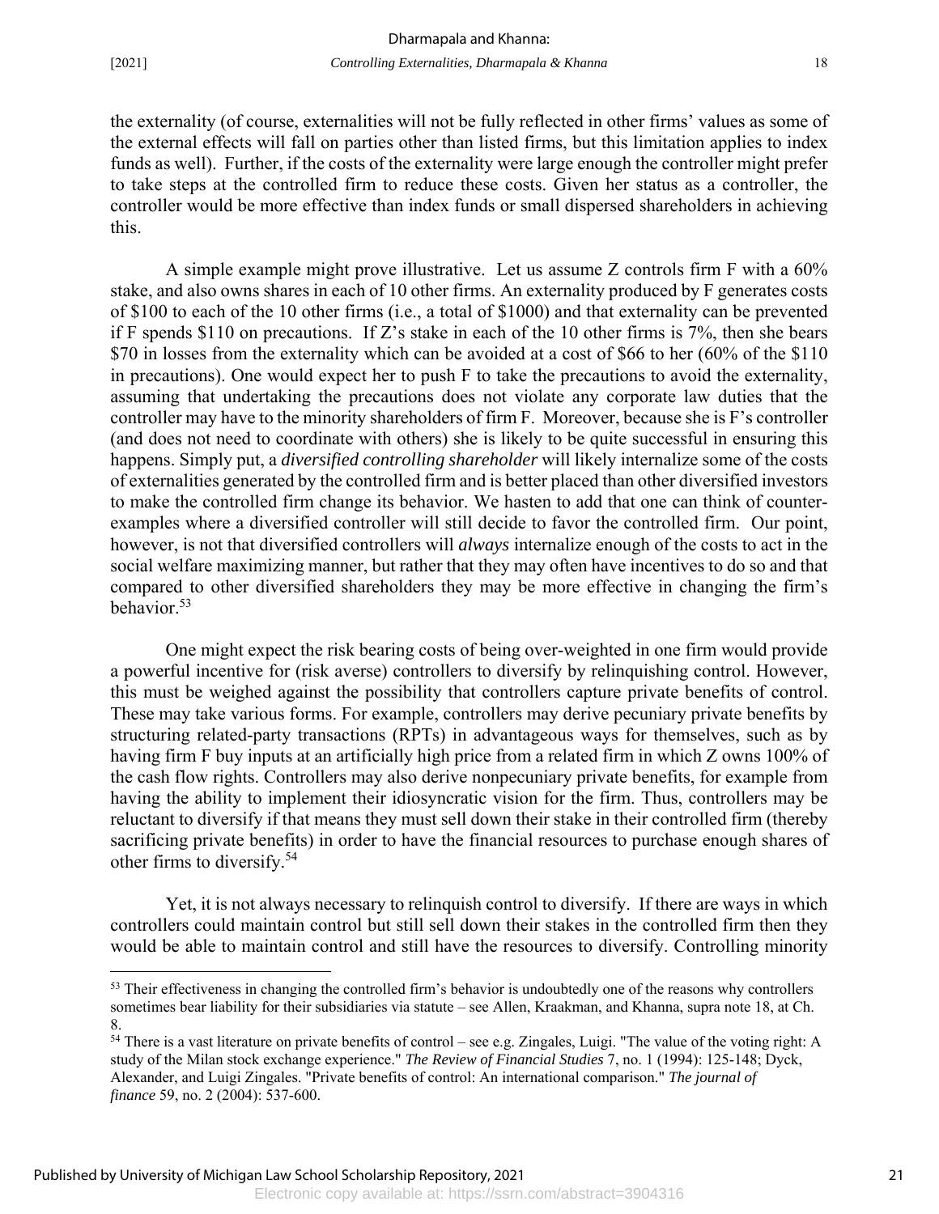the externality (of course, externalities will not be fully reflected in other firms' values as some of the external effects will fall on parties other than listed firms, but this limitation applies to index funds as well). Further, if the costs of the externality were large enough the controller might prefer to take steps at the controlled firm to reduce these costs. Given her status as a controller, the controller would be more effective than index funds or small dispersed shareholders in achieving this.

A simple example might prove illustrative. Let us assume Z controls firm F with a 60% stake, and also owns shares in each of 10 other firms. An externality produced by F generates costs of \$100 to each of the 10 other firms (i.e., a total of \$1000) and that externality can be prevented if F spends \$110 on precautions. If Z's stake in each of the 10 other firms is 7%, then she bears \$70 in losses from the externality which can be avoided at a cost of \$66 to her (60% of the \$110 in precautions). One would expect her to push F to take the precautions to avoid the externality, assuming that undertaking the precautions does not violate any corporate law duties that the controller may have to the minority shareholders of firm F. Moreover, because she is F's controller (and does not need to coordinate with others) she is likely to be quite successful in ensuring this happens. Simply put, a *diversified controlling shareholder* will likely internalize some of the costs of externalities generated by the controlled firm and is better placed than other diversified investors to make the controlled firm change its behavior. We hasten to add that one can think of counter-examples where a diversified controller will still decide to favor the controlled firm. Our point, however, is not that diversified controllers will *always* internalize enough of the costs to act in the social welfare maximizing manner, but rather that they may often have incentives to do so and that compared to other diversified shareholders they may be more effective in changing the firm's behavior.[53]

One might expect the risk bearing costs of being over-weighted in one firm would provide a powerful incentive for (risk averse) controllers to diversify by relinquishing control. However, this must be weighed against the possibility that controllers capture private benefits of control. These may take various forms. For example, controllers may derive pecuniary private benefits by structuring related-party transactions (RPTs) in advantageous ways for themselves, such as by having firm F buy inputs at an artificially high price from a related firm in which Z owns 100% of the cash flow rights. Controllers may also derive nonpecuniary private benefits, for example from having the ability to implement their idiosyncratic vision for the firm. Thus, controllers may be reluctant to diversify if that means they must sell down their stake in their controlled firm (thereby sacrificing private benefits) in order to have the financial resources to purchase enough shares of other firms to diversify.[54]

Yet, it is not always necessary to relinquish control to diversify. If there are ways in which controllers could maintain control but still sell down their stakes in the controlled firm then they would be able to maintain control and still have the resources to diversify. Controlling minority

---

[53] Their effectiveness in changing the controlled firm's behavior is undoubtedly one of the reasons why controllers sometimes bear liability for their subsidiaries via statute – see Allen, Kraakman, and Khanna, supra note 18, at Ch. 8.

[54] There is a vast literature on private benefits of control – see e.g. Zingales, Luigi. "The value of the voting right: A study of the Milan stock exchange experience." *The Review of Financial Studies* 7, no. 1 (1994): 125-148; Dyck, Alexander, and Luigi Zingales. "Private benefits of control: An international comparison." *The journal of finance* 59, no. 2 (2004): 537-600.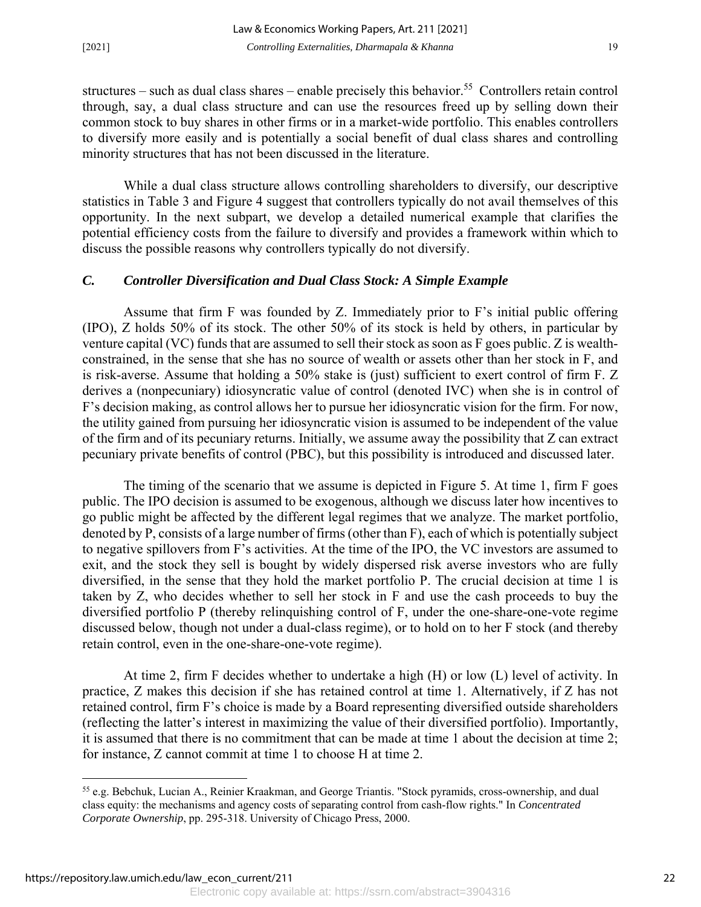structures – such as dual class shares – enable precisely this behavior.[55] Controllers retain control through, say, a dual class structure and can use the resources freed up by selling down their common stock to buy shares in other firms or in a market-wide portfolio. This enables controllers to diversify more easily and is potentially a social benefit of dual class shares and controlling minority structures that has not been discussed in the literature.

While a dual class structure allows controlling shareholders to diversify, our descriptive statistics in Table 3 and Figure 4 suggest that controllers typically do not avail themselves of this opportunity. In the next subpart, we develop a detailed numerical example that clarifies the potential efficiency costs from the failure to diversify and provides a framework within which to discuss the possible reasons why controllers typically do not diversify.

### *C. Controller Diversification and Dual Class Stock: A Simple Example*

Assume that firm F was founded by Z. Immediately prior to F's initial public offering (IPO), Z holds 50% of its stock. The other 50% of its stock is held by others, in particular by venture capital (VC) funds that are assumed to sell their stock as soon as F goes public. Z is wealth-constrained, in the sense that she has no source of wealth or assets other than her stock in F, and is risk-averse. Assume that holding a 50% stake is (just) sufficient to exert control of firm F. Z derives a (nonpecuniary) idiosyncratic value of control (denoted IVC) when she is in control of F's decision making, as control allows her to pursue her idiosyncratic vision for the firm. For now, the utility gained from pursuing her idiosyncratic vision is assumed to be independent of the value of the firm and of its pecuniary returns. Initially, we assume away the possibility that Z can extract pecuniary private benefits of control (PBC), but this possibility is introduced and discussed later.

The timing of the scenario that we assume is depicted in Figure 5. At time 1, firm F goes public. The IPO decision is assumed to be exogenous, although we discuss later how incentives to go public might be affected by the different legal regimes that we analyze. The market portfolio, denoted by P, consists of a large number of firms (other than F), each of which is potentially subject to negative spillovers from F's activities. At the time of the IPO, the VC investors are assumed to exit, and the stock they sell is bought by widely dispersed risk averse investors who are fully diversified, in the sense that they hold the market portfolio P. The crucial decision at time 1 is taken by Z, who decides whether to sell her stock in F and use the cash proceeds to buy the diversified portfolio P (thereby relinquishing control of F, under the one-share-one-vote regime discussed below, though not under a dual-class regime), or to hold on to her F stock (and thereby retain control, even in the one-share-one-vote regime).

At time 2, firm F decides whether to undertake a high (H) or low (L) level of activity. In practice, Z makes this decision if she has retained control at time 1. Alternatively, if Z has not retained control, firm F's choice is made by a Board representing diversified outside shareholders (reflecting the latter's interest in maximizing the value of their diversified portfolio). Importantly, it is assumed that there is no commitment that can be made at time 1 about the decision at time 2; for instance, Z cannot commit at time 1 to choose H at time 2.

---

[55] e.g. Bebchuk, Lucian A., Reinier Kraakman, and George Triantis. "Stock pyramids, cross-ownership, and dual class equity: the mechanisms and agency costs of separating control from cash-flow rights." In *Concentrated Corporate Ownership*, pp. 295-318. University of Chicago Press, 2000.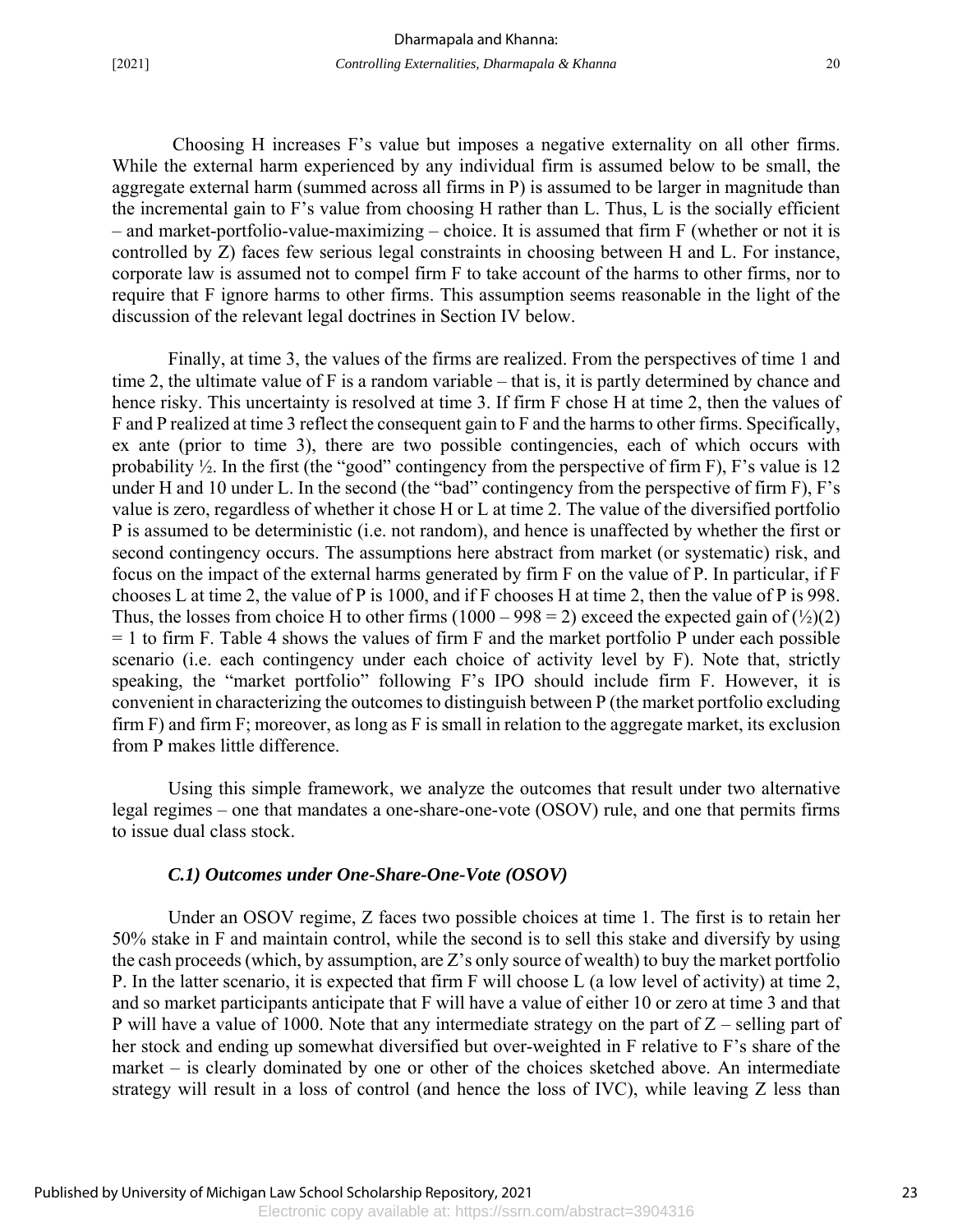Choosing H increases F's value but imposes a negative externality on all other firms. While the external harm experienced by any individual firm is assumed below to be small, the aggregate external harm (summed across all firms in P) is assumed to be larger in magnitude than the incremental gain to F's value from choosing H rather than L. Thus, L is the socially efficient – and market-portfolio-value-maximizing – choice. It is assumed that firm F (whether or not it is controlled by Z) faces few serious legal constraints in choosing between H and L. For instance, corporate law is assumed not to compel firm F to take account of the harms to other firms, nor to require that F ignore harms to other firms. This assumption seems reasonable in the light of the discussion of the relevant legal doctrines in Section IV below.

Finally, at time 3, the values of the firms are realized. From the perspectives of time 1 and time 2, the ultimate value of F is a random variable – that is, it is partly determined by chance and hence risky. This uncertainty is resolved at time 3. If firm F chose H at time 2, then the values of F and P realized at time 3 reflect the consequent gain to F and the harms to other firms. Specifically, ex ante (prior to time 3), there are two possible contingencies, each of which occurs with probability ½. In the first (the "good" contingency from the perspective of firm F), F's value is 12 under H and 10 under L. In the second (the "bad" contingency from the perspective of firm F), F's value is zero, regardless of whether it chose H or L at time 2. The value of the diversified portfolio P is assumed to be deterministic (i.e. not random), and hence is unaffected by whether the first or second contingency occurs. The assumptions here abstract from market (or systematic) risk, and focus on the impact of the external harms generated by firm F on the value of P. In particular, if F chooses L at time 2, the value of P is 1000, and if F chooses H at time 2, then the value of P is 998. Thus, the losses from choice H to other firms (1000 – 998 = 2) exceed the expected gain of (½)(2) = 1 to firm F. Table 4 shows the values of firm F and the market portfolio P under each possible scenario (i.e. each contingency under each choice of activity level by F). Note that, strictly speaking, the "market portfolio" following F's IPO should include firm F. However, it is convenient in characterizing the outcomes to distinguish between P (the market portfolio excluding firm F) and firm F; moreover, as long as F is small in relation to the aggregate market, its exclusion from P makes little difference.

Using this simple framework, we analyze the outcomes that result under two alternative legal regimes – one that mandates a one-share-one-vote (OSOV) rule, and one that permits firms to issue dual class stock.

### *C.1) Outcomes under One-Share-One-Vote (OSOV)*

Under an OSOV regime, Z faces two possible choices at time 1. The first is to retain her 50% stake in F and maintain control, while the second is to sell this stake and diversify by using the cash proceeds (which, by assumption, are Z's only source of wealth) to buy the market portfolio P. In the latter scenario, it is expected that firm F will choose L (a low level of activity) at time 2, and so market participants anticipate that F will have a value of either 10 or zero at time 3 and that P will have a value of 1000. Note that any intermediate strategy on the part of Z – selling part of her stock and ending up somewhat diversified but over-weighted in F relative to F's share of the market – is clearly dominated by one or other of the choices sketched above. An intermediate strategy will result in a loss of control (and hence the loss of IVC), while leaving Z less than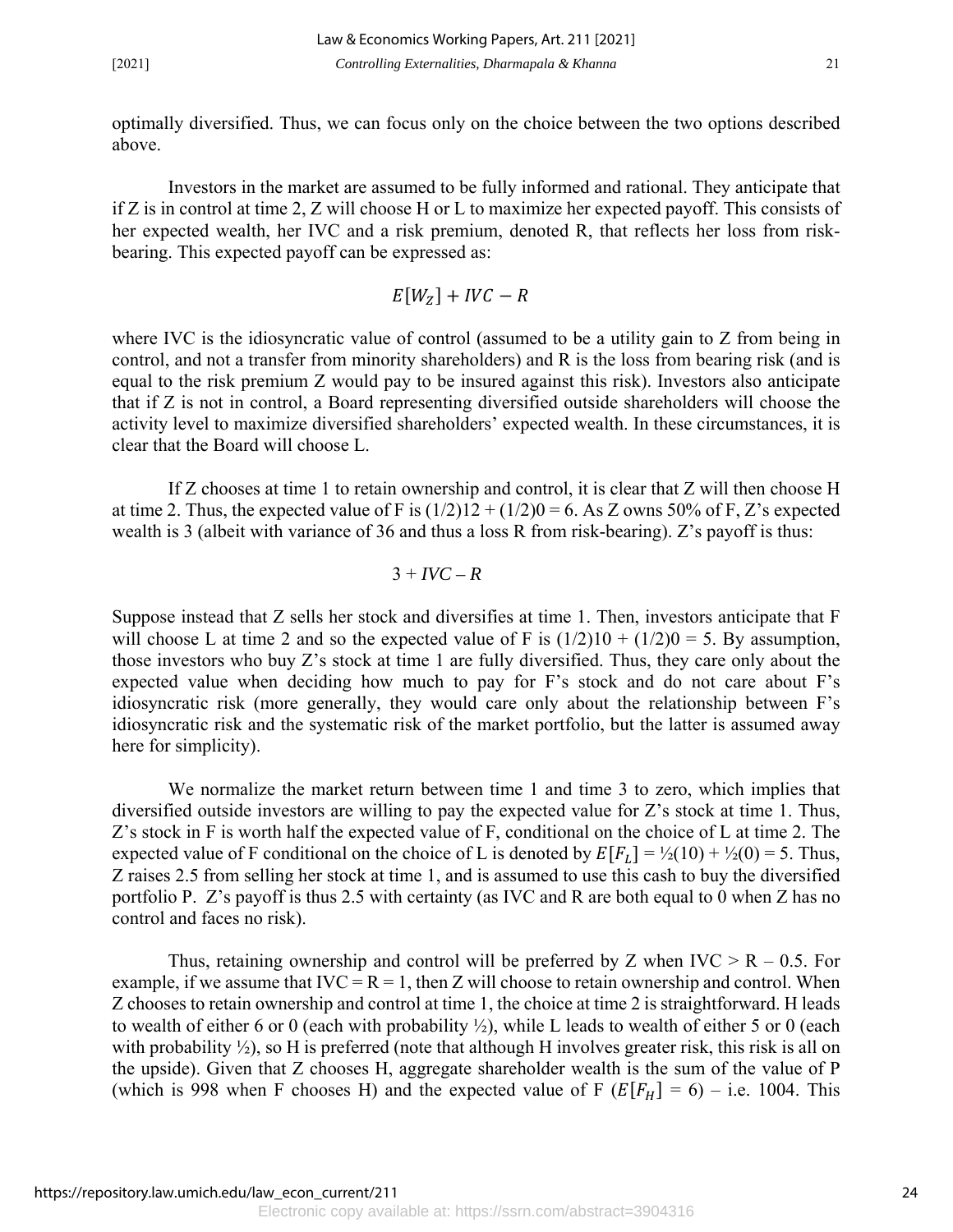optimally diversified. Thus, we can focus only on the choice between the two options described above.

Investors in the market are assumed to be fully informed and rational. They anticipate that if Z is in control at time 2, Z will choose H or L to maximize her expected payoff. This consists of her expected wealth, her IVC and a risk premium, denoted R, that reflects her loss from risk-bearing. This expected payoff can be expressed as:

$$E[W_Z] + IVC - R$$

where IVC is the idiosyncratic value of control (assumed to be a utility gain to Z from being in control, and not a transfer from minority shareholders) and R is the loss from bearing risk (and is equal to the risk premium Z would pay to be insured against this risk). Investors also anticipate that if Z is not in control, a Board representing diversified outside shareholders will choose the activity level to maximize diversified shareholders' expected wealth. In these circumstances, it is clear that the Board will choose L.

If Z chooses at time 1 to retain ownership and control, it is clear that Z will then choose H at time 2. Thus, the expected value of F is $(1/2)12 + (1/2)0 = 6$. As Z owns 50% of F, Z's expected wealth is 3 (albeit with variance of 36 and thus a loss R from risk-bearing). Z's payoff is thus:

$$3 + IVC - R$$

Suppose instead that Z sells her stock and diversifies at time 1. Then, investors anticipate that F will choose L at time 2 and so the expected value of F is $(1/2)10 + (1/2)0 = 5$. By assumption, those investors who buy Z's stock at time 1 are fully diversified. Thus, they care only about the expected value when deciding how much to pay for F's stock and do not care about F's idiosyncratic risk (more generally, they would care only about the relationship between F's idiosyncratic risk and the systematic risk of the market portfolio, but the latter is assumed away here for simplicity).

We normalize the market return between time 1 and time 3 to zero, which implies that diversified outside investors are willing to pay the expected value for Z's stock at time 1. Thus, Z's stock in F is worth half the expected value of F, conditional on the choice of L at time 2. The expected value of F conditional on the choice of L is denoted by $E[F_L] = ½(10) + ½(0) = 5$. Thus, Z raises 2.5 from selling her stock at time 1, and is assumed to use this cash to buy the diversified portfolio P. Z's payoff is thus 2.5 with certainty (as IVC and R are both equal to 0 when Z has no control and faces no risk).

Thus, retaining ownership and control will be preferred by Z when IVC > R – 0.5. For example, if we assume that IVC = R = 1, then Z will choose to retain ownership and control. When Z chooses to retain ownership and control at time 1, the choice at time 2 is straightforward. H leads to wealth of either 6 or 0 (each with probability ½), while L leads to wealth of either 5 or 0 (each with probability ½), so H is preferred (note that although H involves greater risk, this risk is all on the upside). Given that Z chooses H, aggregate shareholder wealth is the sum of the value of P (which is 998 when F chooses H) and the expected value of F ($E[F_H]$ = 6) – i.e. 1004. This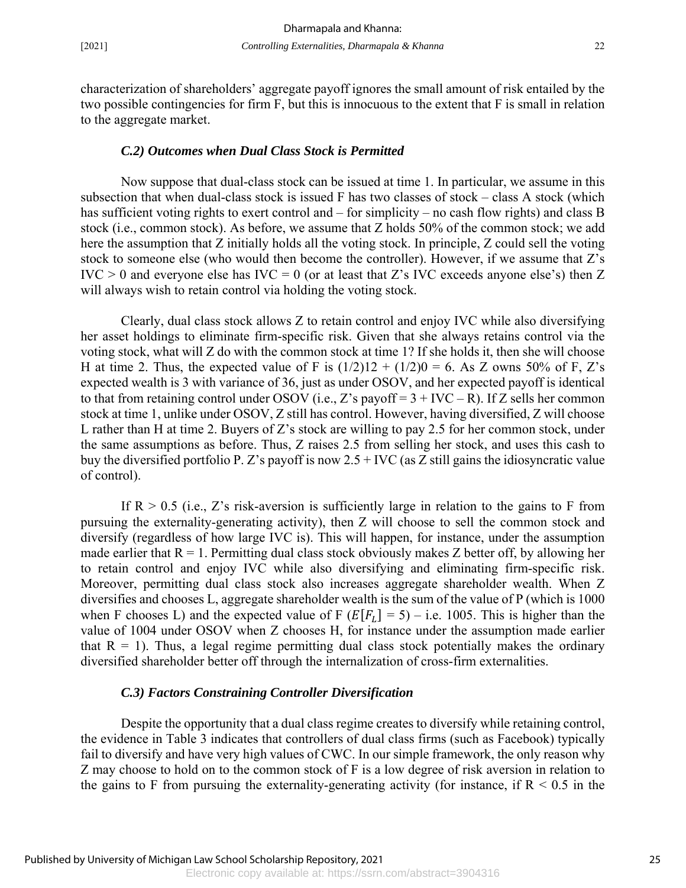characterization of shareholders' aggregate payoff ignores the small amount of risk entailed by the two possible contingencies for firm F, but this is innocuous to the extent that F is small in relation to the aggregate market.

### *C.2) Outcomes when Dual Class Stock is Permitted*

Now suppose that dual-class stock can be issued at time 1. In particular, we assume in this subsection that when dual-class stock is issued F has two classes of stock – class A stock (which has sufficient voting rights to exert control and – for simplicity – no cash flow rights) and class B stock (i.e., common stock). As before, we assume that Z holds 50% of the common stock; we add here the assumption that Z initially holds all the voting stock. In principle, Z could sell the voting stock to someone else (who would then become the controller). However, if we assume that Z's IVC > 0 and everyone else has IVC = 0 (or at least that Z's IVC exceeds anyone else's) then Z will always wish to retain control via holding the voting stock.

Clearly, dual class stock allows Z to retain control and enjoy IVC while also diversifying her asset holdings to eliminate firm-specific risk. Given that she always retains control via the voting stock, what will Z do with the common stock at time 1? If she holds it, then she will choose H at time 2. Thus, the expected value of F is $(1/2)12 + (1/2)0 = 6$. As Z owns 50% of F, Z's expected wealth is 3 with variance of 36, just as under OSOV, and her expected payoff is identical to that from retaining control under OSOV (i.e., Z's payoff = 3 + IVC – R). If Z sells her common stock at time 1, unlike under OSOV, Z still has control. However, having diversified, Z will choose L rather than H at time 2. Buyers of Z's stock are willing to pay 2.5 for her common stock, under the same assumptions as before. Thus, Z raises 2.5 from selling her stock, and uses this cash to buy the diversified portfolio P. Z's payoff is now 2.5 + IVC (as Z still gains the idiosyncratic value of control).

If $R > 0.5$ (i.e., Z's risk-aversion is sufficiently large in relation to the gains to F from pursuing the externality-generating activity), then Z will choose to sell the common stock and diversify (regardless of how large IVC is). This will happen, for instance, under the assumption made earlier that $R = 1$. Permitting dual class stock obviously makes Z better off, by allowing her to retain control and enjoy IVC while also diversifying and eliminating firm-specific risk. Moreover, permitting dual class stock also increases aggregate shareholder wealth. When Z diversifies and chooses L, aggregate shareholder wealth is the sum of the value of P (which is 1000 when F chooses L) and the expected value of F ($E[F_L] = 5$) – i.e. 1005. This is higher than the value of 1004 under OSOV when Z chooses H, for instance under the assumption made earlier that $R = 1$). Thus, a legal regime permitting dual class stock potentially makes the ordinary diversified shareholder better off through the internalization of cross-firm externalities.

### *C.3) Factors Constraining Controller Diversification*

Despite the opportunity that a dual class regime creates to diversify while retaining control, the evidence in Table 3 indicates that controllers of dual class firms (such as Facebook) typically fail to diversify and have very high values of CWC. In our simple framework, the only reason why Z may choose to hold on to the common stock of F is a low degree of risk aversion in relation to the gains to F from pursuing the externality-generating activity (for instance, if $R < 0.5$ in the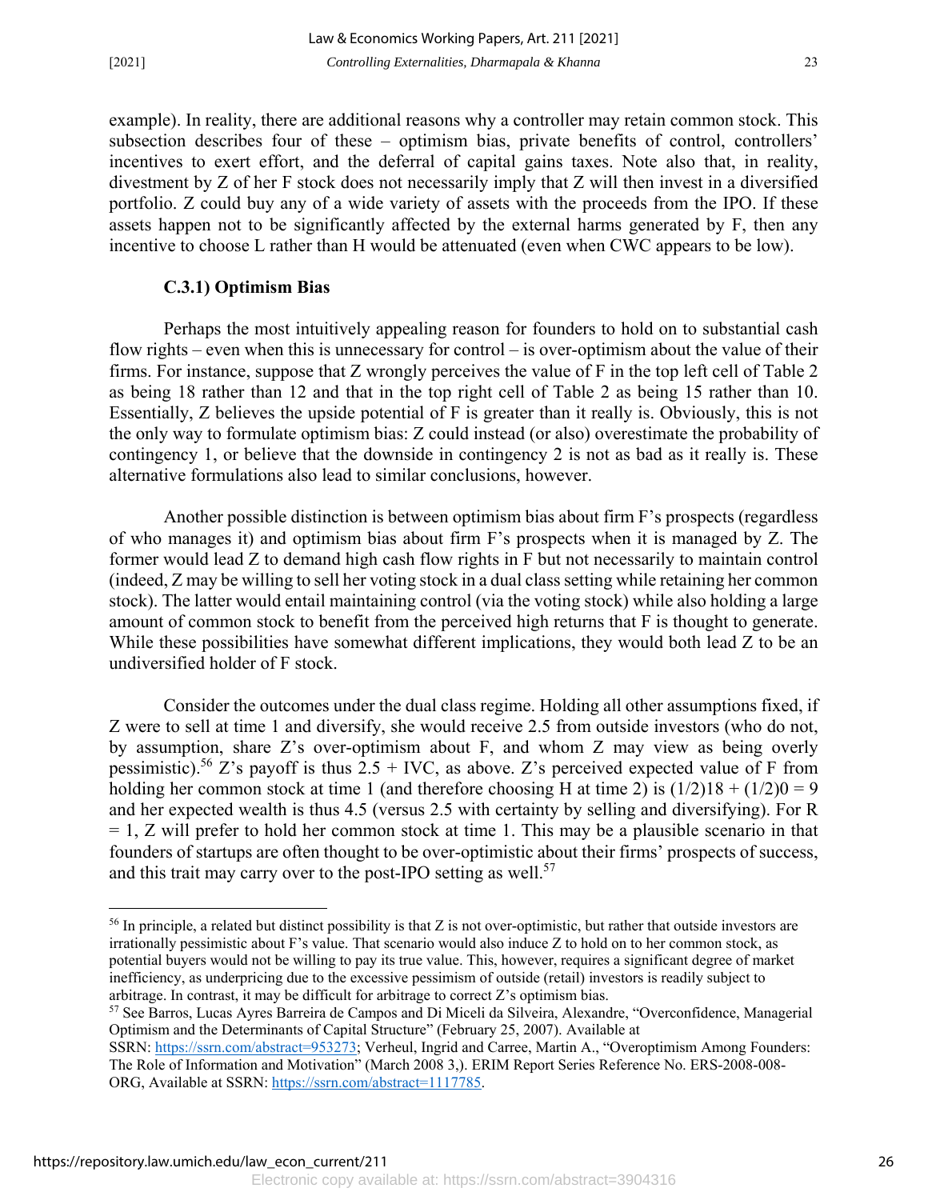example). In reality, there are additional reasons why a controller may retain common stock. This subsection describes four of these – optimism bias, private benefits of control, controllers' incentives to exert effort, and the deferral of capital gains taxes. Note also that, in reality, divestment by Z of her F stock does not necessarily imply that Z will then invest in a diversified portfolio. Z could buy any of a wide variety of assets with the proceeds from the IPO. If these assets happen not to be significantly affected by the external harms generated by F, then any incentive to choose L rather than H would be attenuated (even when CWC appears to be low).

### C.3.1) Optimism Bias

Perhaps the most intuitively appealing reason for founders to hold on to substantial cash flow rights – even when this is unnecessary for control – is over-optimism about the value of their firms. For instance, suppose that Z wrongly perceives the value of F in the top left cell of Table 2 as being 18 rather than 12 and that in the top right cell of Table 2 as being 15 rather than 10. Essentially, Z believes the upside potential of F is greater than it really is. Obviously, this is not the only way to formulate optimism bias: Z could instead (or also) overestimate the probability of contingency 1, or believe that the downside in contingency 2 is not as bad as it really is. These alternative formulations also lead to similar conclusions, however.

Another possible distinction is between optimism bias about firm F's prospects (regardless of who manages it) and optimism bias about firm F's prospects when it is managed by Z. The former would lead Z to demand high cash flow rights in F but not necessarily to maintain control (indeed, Z may be willing to sell her voting stock in a dual class setting while retaining her common stock). The latter would entail maintaining control (via the voting stock) while also holding a large amount of common stock to benefit from the perceived high returns that F is thought to generate. While these possibilities have somewhat different implications, they would both lead Z to be an undiversified holder of F stock.

Consider the outcomes under the dual class regime. Holding all other assumptions fixed, if Z were to sell at time 1 and diversify, she would receive 2.5 from outside investors (who do not, by assumption, share Z's over-optimism about F, and whom Z may view as being overly pessimistic).[56] Z's payoff is thus 2.5 + IVC, as above. Z's perceived expected value of F from holding her common stock at time 1 (and therefore choosing H at time 2) is $(1/2)18 + (1/2)0 = 9$ and her expected wealth is thus 4.5 (versus 2.5 with certainty by selling and diversifying). For $R = 1$, Z will prefer to hold her common stock at time 1. This may be a plausible scenario in that founders of startups are often thought to be over-optimistic about their firms' prospects of success, and this trait may carry over to the post-IPO setting as well.[57]

---

[56] In principle, a related but distinct possibility is that Z is not over-optimistic, but rather that outside investors are irrationally pessimistic about F's value. That scenario would also induce Z to hold on to her common stock, as potential buyers would not be willing to pay its true value. This, however, requires a significant degree of market inefficiency, as underpricing due to the excessive pessimism of outside (retail) investors is readily subject to arbitrage. In contrast, it may be difficult for arbitrage to correct Z's optimism bias.

[57] See Barros, Lucas Ayres Barreira de Campos and Di Miceli da Silveira, Alexandre, "Overconfidence, Managerial Optimism and the Determinants of Capital Structure" (February 25, 2007). Available at SSRN: https://ssrn.com/abstract=953273; Verheul, Ingrid and Carree, Martin A., "Overoptimism Among Founders: The Role of Information and Motivation" (March 2008 3,). ERIM Report Series Reference No. ERS-2008-008-ORG, Available at SSRN: https://ssrn.com/abstract=1117785.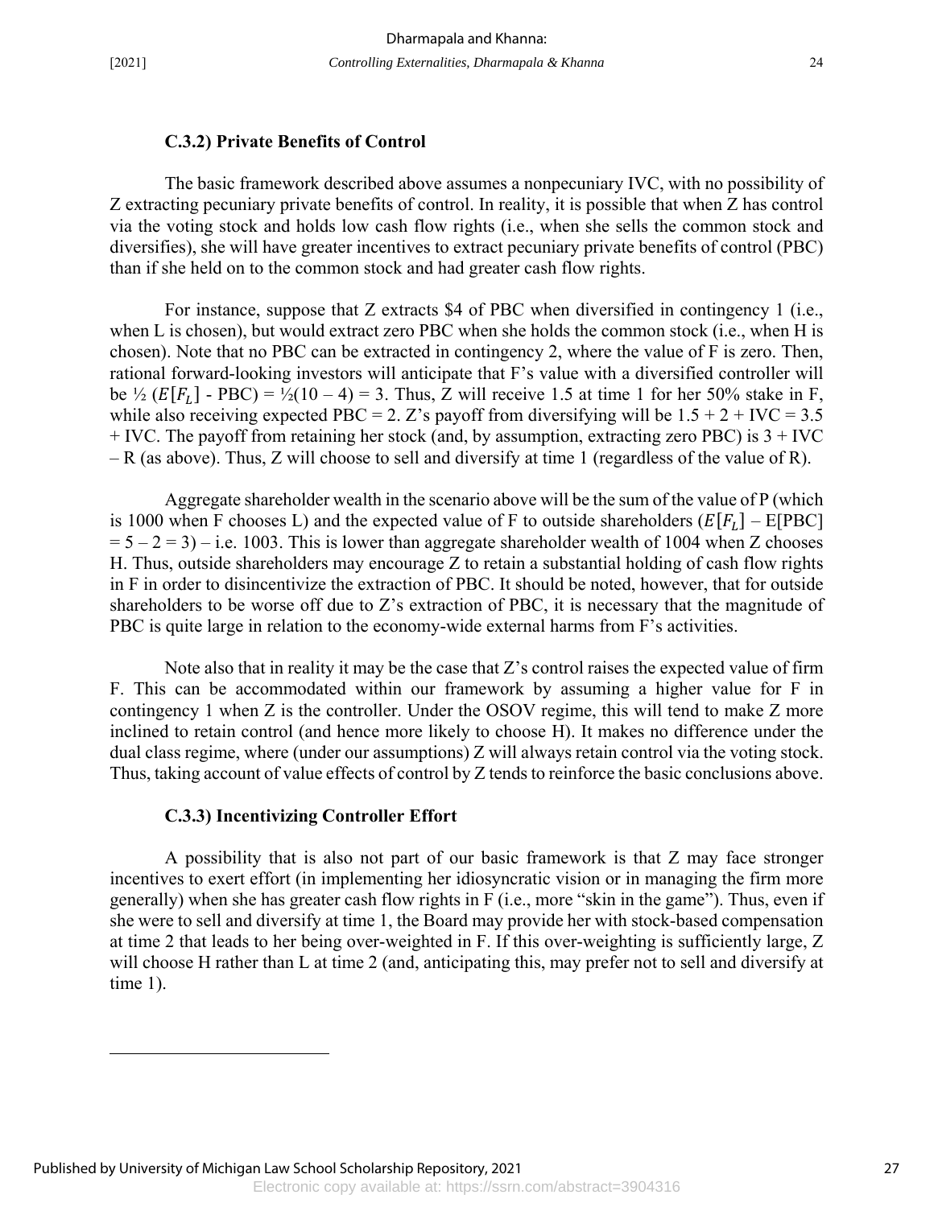### C.3.2) Private Benefits of Control

The basic framework described above assumes a nonpecuniary IVC, with no possibility of Z extracting pecuniary private benefits of control. In reality, it is possible that when Z has control via the voting stock and holds low cash flow rights (i.e., when she sells the common stock and diversifies), she will have greater incentives to extract pecuniary private benefits of control (PBC) than if she held on to the common stock and had greater cash flow rights.

For instance, suppose that Z extracts \$4 of PBC when diversified in contingency 1 (i.e., when L is chosen), but would extract zero PBC when she holds the common stock (i.e., when H is chosen). Note that no PBC can be extracted in contingency 2, where the value of F is zero. Then, rational forward-looking investors will anticipate that F's value with a diversified controller will be ½ ($E[F_L]$ - PBC) = ½(10 – 4) = 3. Thus, Z will receive 1.5 at time 1 for her 50% stake in F, while also receiving expected PBC = 2. Z's payoff from diversifying will be 1.5 + 2 + IVC = 3.5 + IVC. The payoff from retaining her stock (and, by assumption, extracting zero PBC) is 3 + IVC – R (as above). Thus, Z will choose to sell and diversify at time 1 (regardless of the value of R).

Aggregate shareholder wealth in the scenario above will be the sum of the value of P (which is 1000 when F chooses L) and the expected value of F to outside shareholders ($E[F_L]$ – E[PBC] = 5 – 2 = 3) – i.e. 1003. This is lower than aggregate shareholder wealth of 1004 when Z chooses H. Thus, outside shareholders may encourage Z to retain a substantial holding of cash flow rights in F in order to disincentivize the extraction of PBC. It should be noted, however, that for outside shareholders to be worse off due to Z's extraction of PBC, it is necessary that the magnitude of PBC is quite large in relation to the economy-wide external harms from F's activities.

Note also that in reality it may be the case that Z's control raises the expected value of firm F. This can be accommodated within our framework by assuming a higher value for F in contingency 1 when Z is the controller. Under the OSOV regime, this will tend to make Z more inclined to retain control (and hence more likely to choose H). It makes no difference under the dual class regime, where (under our assumptions) Z will always retain control via the voting stock. Thus, taking account of value effects of control by Z tends to reinforce the basic conclusions above.

### C.3.3) Incentivizing Controller Effort

A possibility that is also not part of our basic framework is that Z may face stronger incentives to exert effort (in implementing her idiosyncratic vision or in managing the firm more generally) when she has greater cash flow rights in F (i.e., more "skin in the game"). Thus, even if she were to sell and diversify at time 1, the Board may provide her with stock-based compensation at time 2 that leads to her being over-weighted in F. If this over-weighting is sufficiently large, Z will choose H rather than L at time 2 (and, anticipating this, may prefer not to sell and diversify at time 1).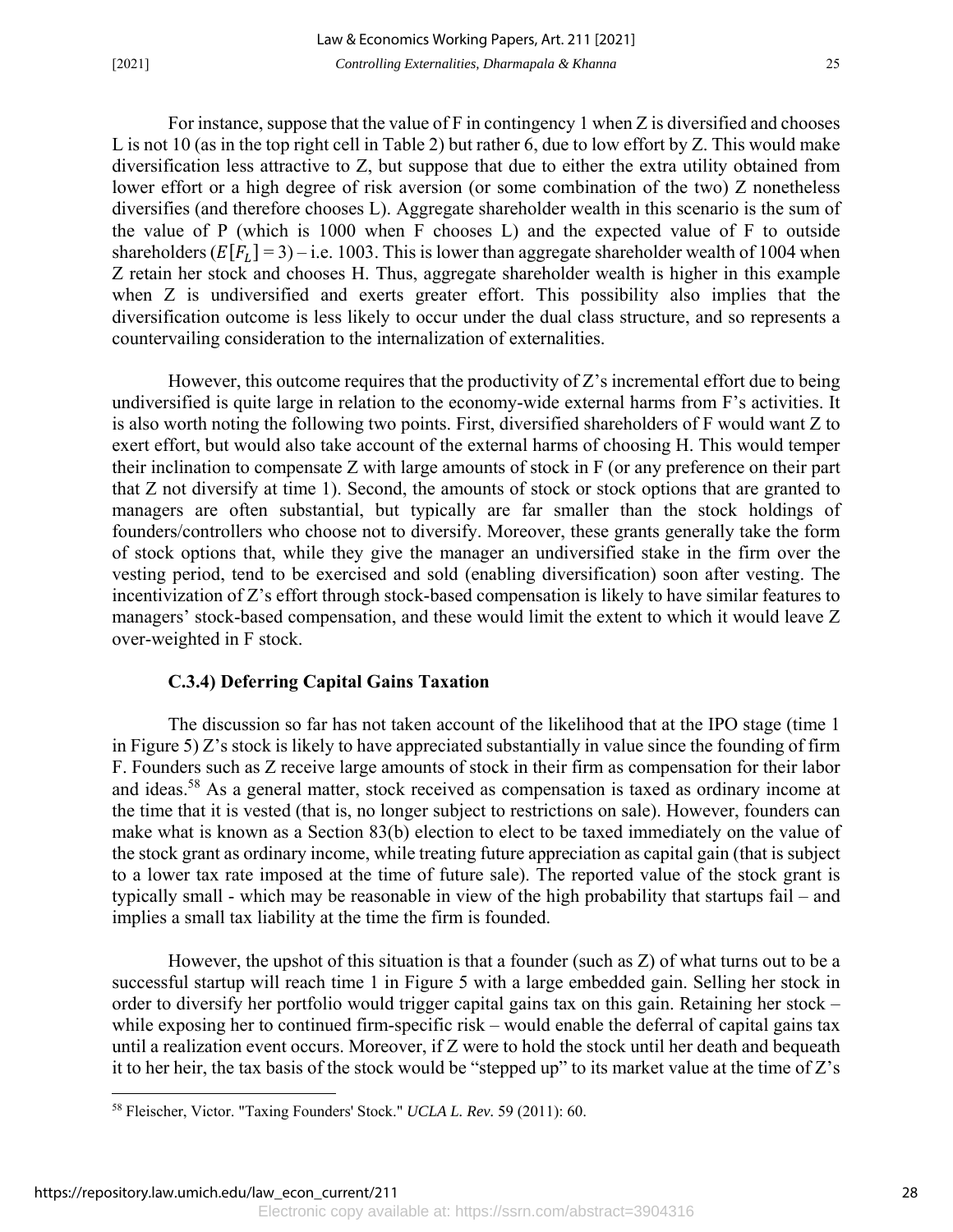For instance, suppose that the value of F in contingency 1 when Z is diversified and chooses L is not 10 (as in the top right cell in Table 2) but rather 6, due to low effort by Z. This would make diversification less attractive to Z, but suppose that due to either the extra utility obtained from lower effort or a high degree of risk aversion (or some combination of the two) Z nonetheless diversifies (and therefore chooses L). Aggregate shareholder wealth in this scenario is the sum of the value of P (which is 1000 when F chooses L) and the expected value of F to outside shareholders ($E[F_L] = 3$) – i.e. 1003. This is lower than aggregate shareholder wealth of 1004 when Z retain her stock and chooses H. Thus, aggregate shareholder wealth is higher in this example when Z is undiversified and exerts greater effort. This possibility also implies that the diversification outcome is less likely to occur under the dual class structure, and so represents a countervailing consideration to the internalization of externalities.

However, this outcome requires that the productivity of Z's incremental effort due to being undiversified is quite large in relation to the economy-wide external harms from F's activities. It is also worth noting the following two points. First, diversified shareholders of F would want Z to exert effort, but would also take account of the external harms of choosing H. This would temper their inclination to compensate Z with large amounts of stock in F (or any preference on their part that Z not diversify at time 1). Second, the amounts of stock or stock options that are granted to managers are often substantial, but typically are far smaller than the stock holdings of founders/controllers who choose not to diversify. Moreover, these grants generally take the form of stock options that, while they give the manager an undiversified stake in the firm over the vesting period, tend to be exercised and sold (enabling diversification) soon after vesting. The incentivization of Z's effort through stock-based compensation is likely to have similar features to managers' stock-based compensation, and these would limit the extent to which it would leave Z over-weighted in F stock.

### C.3.4) Deferring Capital Gains Taxation

The discussion so far has not taken account of the likelihood that at the IPO stage (time 1 in Figure 5) Z's stock is likely to have appreciated substantially in value since the founding of firm F. Founders such as Z receive large amounts of stock in their firm as compensation for their labor and ideas.[58] As a general matter, stock received as compensation is taxed as ordinary income at the time that it is vested (that is, no longer subject to restrictions on sale). However, founders can make what is known as a Section 83(b) election to elect to be taxed immediately on the value of the stock grant as ordinary income, while treating future appreciation as capital gain (that is subject to a lower tax rate imposed at the time of future sale). The reported value of the stock grant is typically small - which may be reasonable in view of the high probability that startups fail – and implies a small tax liability at the time the firm is founded.

However, the upshot of this situation is that a founder (such as Z) of what turns out to be a successful startup will reach time 1 in Figure 5 with a large embedded gain. Selling her stock in order to diversify her portfolio would trigger capital gains tax on this gain. Retaining her stock – while exposing her to continued firm-specific risk – would enable the deferral of capital gains tax until a realization event occurs. Moreover, if Z were to hold the stock until her death and bequeath it to her heir, the tax basis of the stock would be "stepped up" to its market value at the time of Z's

---

[58] Fleischer, Victor. "Taxing Founders' Stock." *UCLA L. Rev.* 59 (2011): 60.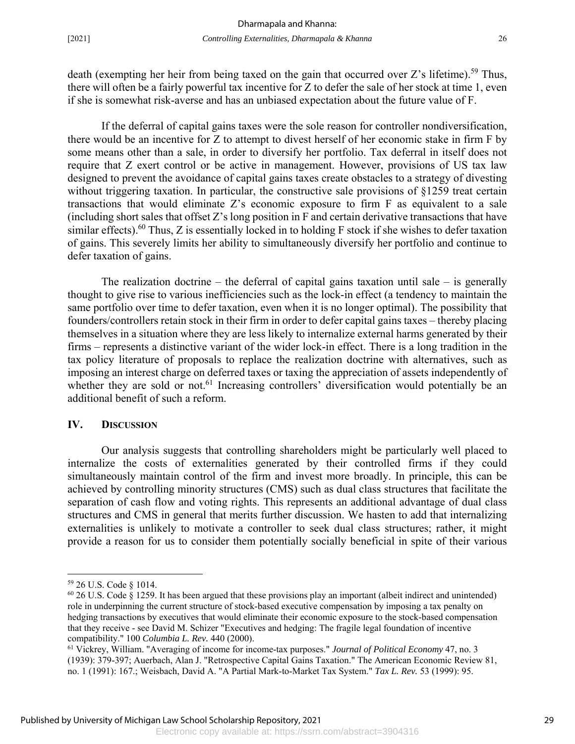death (exempting her heir from being taxed on the gain that occurred over Z's lifetime).[59] Thus, there will often be a fairly powerful tax incentive for Z to defer the sale of her stock at time 1, even if she is somewhat risk-averse and has an unbiased expectation about the future value of F.

If the deferral of capital gains taxes were the sole reason for controller nondiversification, there would be an incentive for Z to attempt to divest herself of her economic stake in firm F by some means other than a sale, in order to diversify her portfolio. Tax deferral in itself does not require that Z exert control or be active in management. However, provisions of US tax law designed to prevent the avoidance of capital gains taxes create obstacles to a strategy of divesting without triggering taxation. In particular, the constructive sale provisions of §1259 treat certain transactions that would eliminate Z's economic exposure to firm F as equivalent to a sale (including short sales that offset Z's long position in F and certain derivative transactions that have similar effects).[60] Thus, Z is essentially locked in to holding F stock if she wishes to defer taxation of gains. This severely limits her ability to simultaneously diversify her portfolio and continue to defer taxation of gains.

The realization doctrine – the deferral of capital gains taxation until sale – is generally thought to give rise to various inefficiencies such as the lock-in effect (a tendency to maintain the same portfolio over time to defer taxation, even when it is no longer optimal). The possibility that founders/controllers retain stock in their firm in order to defer capital gains taxes – thereby placing themselves in a situation where they are less likely to internalize external harms generated by their firms – represents a distinctive variant of the wider lock-in effect. There is a long tradition in the tax policy literature of proposals to replace the realization doctrine with alternatives, such as imposing an interest charge on deferred taxes or taxing the appreciation of assets independently of whether they are sold or not.[61] Increasing controllers' diversification would potentially be an additional benefit of such a reform.

## IV. Discussion

Our analysis suggests that controlling shareholders might be particularly well placed to internalize the costs of externalities generated by their controlled firms if they could simultaneously maintain control of the firm and invest more broadly. In principle, this can be achieved by controlling minority structures (CMS) such as dual class structures that facilitate the separation of cash flow and voting rights. This represents an additional advantage of dual class structures and CMS in general that merits further discussion. We hasten to add that internalizing externalities is unlikely to motivate a controller to seek dual class structures; rather, it might provide a reason for us to consider them potentially socially beneficial in spite of their various

---

[59] 26 U.S. Code § 1014.

[60] 26 U.S. Code § 1259. It has been argued that these provisions play an important (albeit indirect and unintended) role in underpinning the current structure of stock-based executive compensation by imposing a tax penalty on hedging transactions by executives that would eliminate their economic exposure to the stock-based compensation that they receive - see David M. Schizer "Executives and hedging: The fragile legal foundation of incentive compatibility." 100 *Columbia L. Rev.* 440 (2000).

[61] Vickrey, William. "Averaging of income for income-tax purposes." *Journal of Political Economy* 47, no. 3 (1939): 379-397; Auerbach, Alan J. "Retrospective Capital Gains Taxation." The American Economic Review 81, no. 1 (1991): 167.; Weisbach, David A. "A Partial Mark-to-Market Tax System." *Tax L. Rev.* 53 (1999): 95.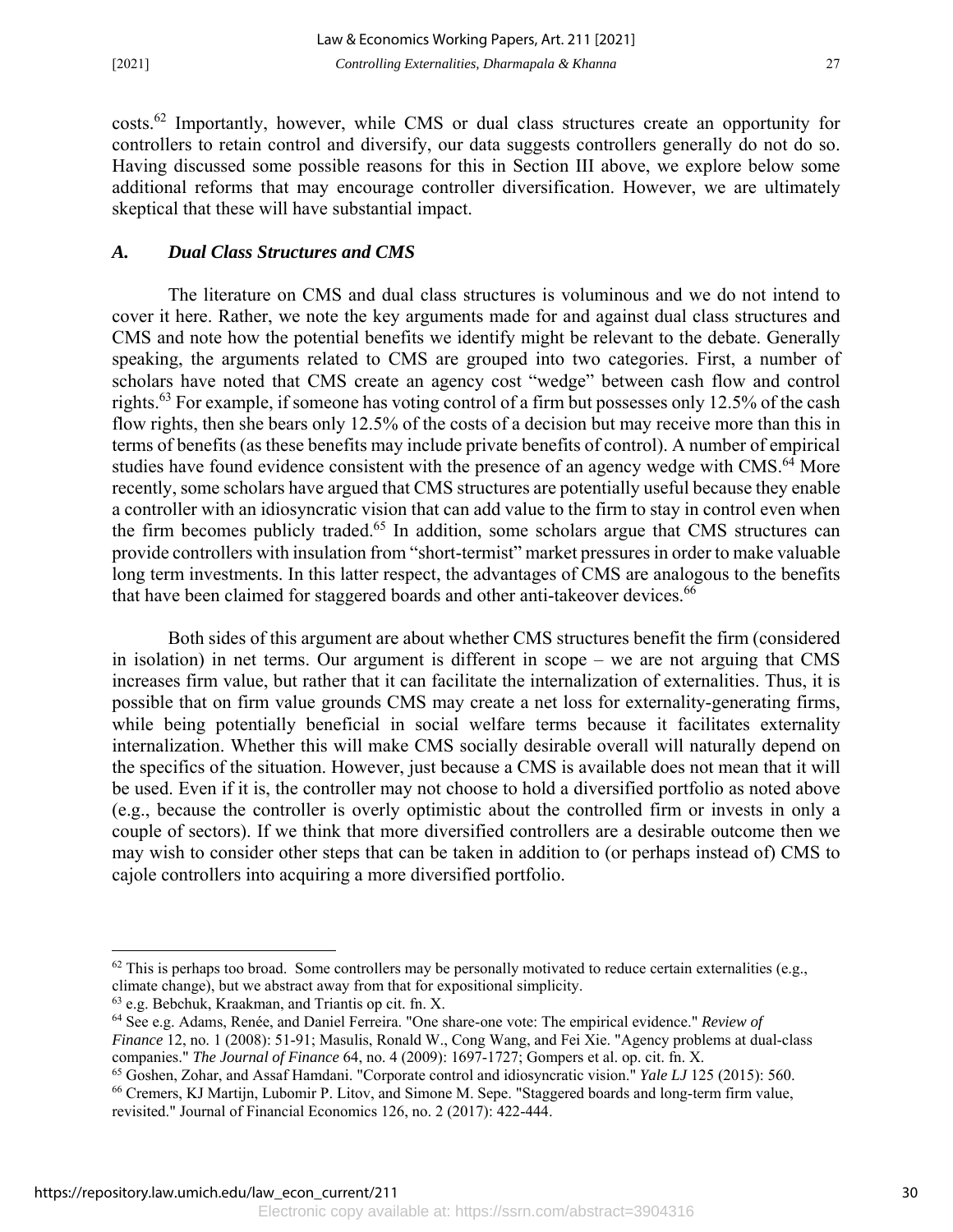costs.[62] Importantly, however, while CMS or dual class structures create an opportunity for controllers to retain control and diversify, our data suggests controllers generally do not do so. Having discussed some possible reasons for this in Section III above, we explore below some additional reforms that may encourage controller diversification. However, we are ultimately skeptical that these will have substantial impact.

### *A. Dual Class Structures and CMS*

The literature on CMS and dual class structures is voluminous and we do not intend to cover it here. Rather, we note the key arguments made for and against dual class structures and CMS and note how the potential benefits we identify might be relevant to the debate. Generally speaking, the arguments related to CMS are grouped into two categories. First, a number of scholars have noted that CMS create an agency cost "wedge" between cash flow and control rights.[63] For example, if someone has voting control of a firm but possesses only 12.5% of the cash flow rights, then she bears only 12.5% of the costs of a decision but may receive more than this in terms of benefits (as these benefits may include private benefits of control). A number of empirical studies have found evidence consistent with the presence of an agency wedge with CMS.[64] More recently, some scholars have argued that CMS structures are potentially useful because they enable a controller with an idiosyncratic vision that can add value to the firm to stay in control even when the firm becomes publicly traded.[65] In addition, some scholars argue that CMS structures can provide controllers with insulation from "short-termist" market pressures in order to make valuable long term investments. In this latter respect, the advantages of CMS are analogous to the benefits that have been claimed for staggered boards and other anti-takeover devices.[66]

Both sides of this argument are about whether CMS structures benefit the firm (considered in isolation) in net terms. Our argument is different in scope – we are not arguing that CMS increases firm value, but rather that it can facilitate the internalization of externalities. Thus, it is possible that on firm value grounds CMS may create a net loss for externality-generating firms, while being potentially beneficial in social welfare terms because it facilitates externality internalization. Whether this will make CMS socially desirable overall will naturally depend on the specifics of the situation. However, just because a CMS is available does not mean that it will be used. Even if it is, the controller may not choose to hold a diversified portfolio as noted above (e.g., because the controller is overly optimistic about the controlled firm or invests in only a couple of sectors). If we think that more diversified controllers are a desirable outcome then we may wish to consider other steps that can be taken in addition to (or perhaps instead of) CMS to cajole controllers into acquiring a more diversified portfolio.

---

[62] This is perhaps too broad. Some controllers may be personally motivated to reduce certain externalities (e.g., climate change), but we abstract away from that for expositional simplicity.

[63] e.g. Bebchuk, Kraakman, and Triantis op cit. fn. X.

[64] See e.g. Adams, Renée, and Daniel Ferreira. "One share-one vote: The empirical evidence." *Review of Finance* 12, no. 1 (2008): 51-91; Masulis, Ronald W., Cong Wang, and Fei Xie. "Agency problems at dual-class companies." *The Journal of Finance* 64, no. 4 (2009): 1697-1727; Gompers et al. op. cit. fn. X.

[65] Goshen, Zohar, and Assaf Hamdani. "Corporate control and idiosyncratic vision." *Yale LJ* 125 (2015): 560.

[66] Cremers, KJ Martijn, Lubomir P. Litov, and Simone M. Sepe. "Staggered boards and long-term firm value, revisited." Journal of Financial Economics 126, no. 2 (2017): 422-444.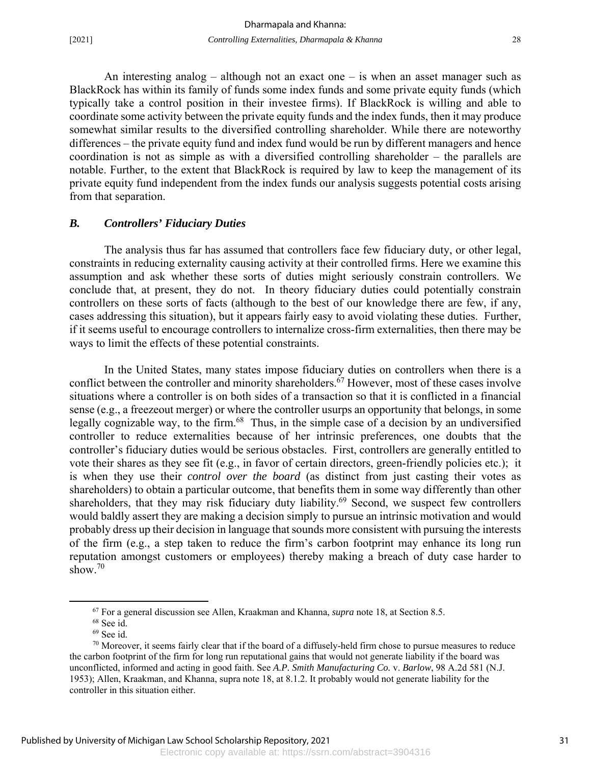An interesting analog – although not an exact one – is when an asset manager such as BlackRock has within its family of funds some index funds and some private equity funds (which typically take a control position in their investee firms). If BlackRock is willing and able to coordinate some activity between the private equity funds and the index funds, then it may produce somewhat similar results to the diversified controlling shareholder. While there are noteworthy differences – the private equity fund and index fund would be run by different managers and hence coordination is not as simple as with a diversified controlling shareholder – the parallels are notable. Further, to the extent that BlackRock is required by law to keep the management of its private equity fund independent from the index funds our analysis suggests potential costs arising from that separation.

### *B. Controllers' Fiduciary Duties*

The analysis thus far has assumed that controllers face few fiduciary duty, or other legal, constraints in reducing externality causing activity at their controlled firms. Here we examine this assumption and ask whether these sorts of duties might seriously constrain controllers. We conclude that, at present, they do not. In theory fiduciary duties could potentially constrain controllers on these sorts of facts (although to the best of our knowledge there are few, if any, cases addressing this situation), but it appears fairly easy to avoid violating these duties. Further, if it seems useful to encourage controllers to internalize cross-firm externalities, then there may be ways to limit the effects of these potential constraints.

In the United States, many states impose fiduciary duties on controllers when there is a conflict between the controller and minority shareholders.[67] However, most of these cases involve situations where a controller is on both sides of a transaction so that it is conflicted in a financial sense (e.g., a freezeout merger) or where the controller usurps an opportunity that belongs, in some legally cognizable way, to the firm.[68] Thus, in the simple case of a decision by an undiversified controller to reduce externalities because of her intrinsic preferences, one doubts that the controller's fiduciary duties would be serious obstacles. First, controllers are generally entitled to vote their shares as they see fit (e.g., in favor of certain directors, green-friendly policies etc.); it is when they use their *control over the board* (as distinct from just casting their votes as shareholders) to obtain a particular outcome, that benefits them in some way differently than other shareholders, that they may risk fiduciary duty liability.[69] Second, we suspect few controllers would baldly assert they are making a decision simply to pursue an intrinsic motivation and would probably dress up their decision in language that sounds more consistent with pursuing the interests of the firm (e.g., a step taken to reduce the firm's carbon footprint may enhance its long run reputation amongst customers or employees) thereby making a breach of duty case harder to show.[70]

---

[67] For a general discussion see Allen, Kraakman and Khanna, *supra* note 18, at Section 8.5.

[68] See id.

[69] See id.

[70] Moreover, it seems fairly clear that if the board of a diffusely-held firm chose to pursue measures to reduce the carbon footprint of the firm for long run reputational gains that would not generate liability if the board was unconflicted, informed and acting in good faith. See *A.P. Smith Manufacturing Co.* v. *Barlow*, 98 A.2d 581 (N.J. 1953); Allen, Kraakman, and Khanna, supra note 18, at 8.1.2. It probably would not generate liability for the controller in this situation either.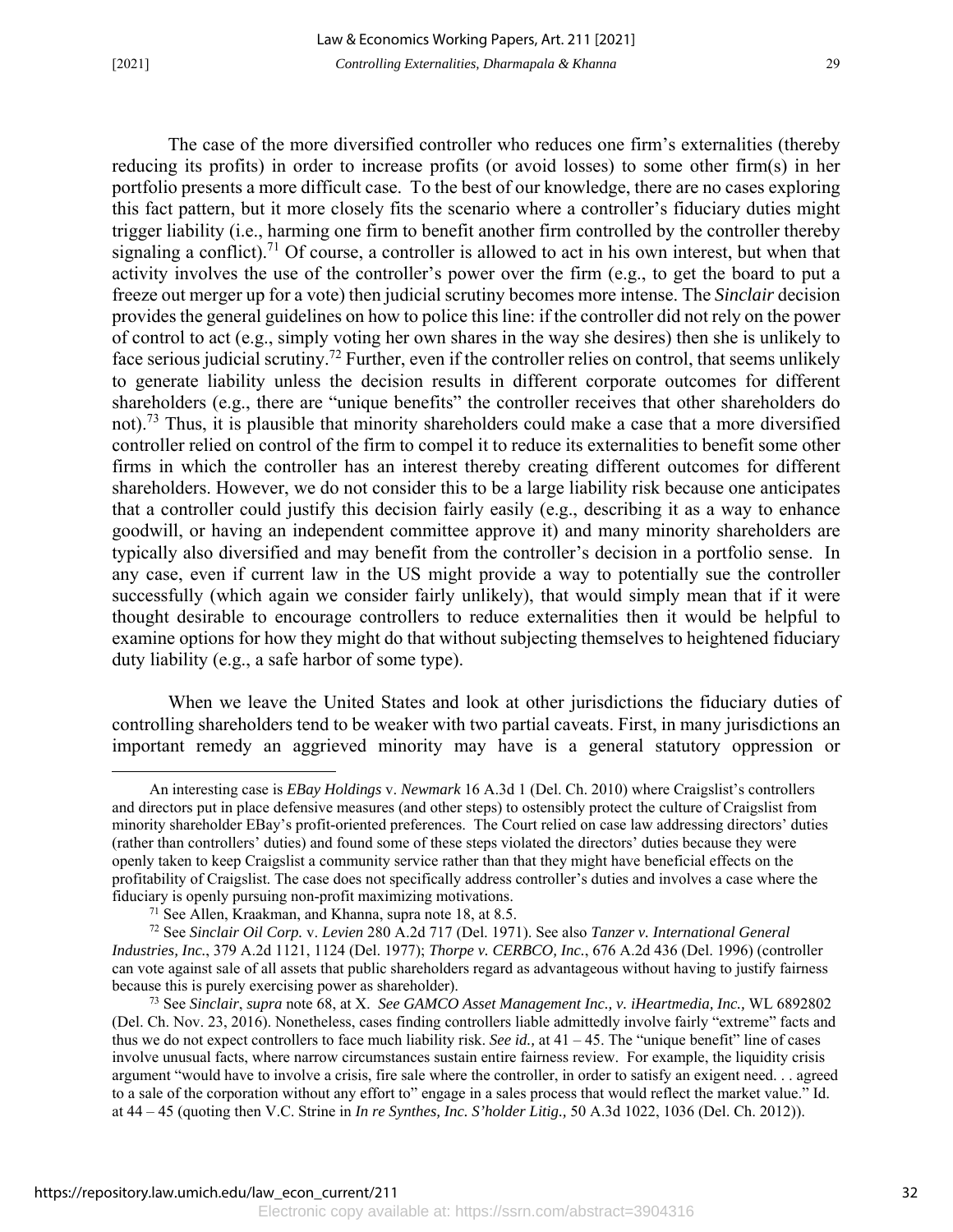The case of the more diversified controller who reduces one firm's externalities (thereby reducing its profits) in order to increase profits (or avoid losses) to some other firm(s) in her portfolio presents a more difficult case. To the best of our knowledge, there are no cases exploring this fact pattern, but it more closely fits the scenario where a controller's fiduciary duties might trigger liability (i.e., harming one firm to benefit another firm controlled by the controller thereby signaling a conflict).[71] Of course, a controller is allowed to act in his own interest, but when that activity involves the use of the controller's power over the firm (e.g., to get the board to put a freeze out merger up for a vote) then judicial scrutiny becomes more intense. The *Sinclair* decision provides the general guidelines on how to police this line: if the controller did not rely on the power of control to act (e.g., simply voting her own shares in the way she desires) then she is unlikely to face serious judicial scrutiny.[72] Further, even if the controller relies on control, that seems unlikely to generate liability unless the decision results in different corporate outcomes for different shareholders (e.g., there are "unique benefits" the controller receives that other shareholders do not).[73] Thus, it is plausible that minority shareholders could make a case that a more diversified controller relied on control of the firm to compel it to reduce its externalities to benefit some other firms in which the controller has an interest thereby creating different outcomes for different shareholders. However, we do not consider this to be a large liability risk because one anticipates that a controller could justify this decision fairly easily (e.g., describing it as a way to enhance goodwill, or having an independent committee approve it) and many minority shareholders are typically also diversified and may benefit from the controller's decision in a portfolio sense. In any case, even if current law in the US might provide a way to potentially sue the controller successfully (which again we consider fairly unlikely), that would simply mean that if it were thought desirable to encourage controllers to reduce externalities then it would be helpful to examine options for how they might do that without subjecting themselves to heightened fiduciary duty liability (e.g., a safe harbor of some type).

When we leave the United States and look at other jurisdictions the fiduciary duties of controlling shareholders tend to be weaker with two partial caveats. First, in many jurisdictions an important remedy an aggrieved minority may have is a general statutory oppression or

---

An interesting case is *EBay Holdings* v. *Newmark* 16 A.3d 1 (Del. Ch. 2010) where Craigslist's controllers and directors put in place defensive measures (and other steps) to ostensibly protect the culture of Craigslist from minority shareholder EBay's profit-oriented preferences. The Court relied on case law addressing directors' duties (rather than controllers' duties) and found some of these steps violated the directors' duties because they were openly taken to keep Craigslist a community service rather than that they might have beneficial effects on the profitability of Craigslist. The case does not specifically address controller's duties and involves a case where the fiduciary is openly pursuing non-profit maximizing motivations.

[71] See Allen, Kraakman, and Khanna, supra note 18, at 8.5.

[72] See *Sinclair Oil Corp.* v. *Levien* 280 A.2d 717 (Del. 1971). See also *Tanzer v. International General Industries, Inc.*, 379 A.2d 1121, 1124 (Del. 1977); *Thorpe v. CERBCO, Inc.*, 676 A.2d 436 (Del. 1996) (controller can vote against sale of all assets that public shareholders regard as advantageous without having to justify fairness because this is purely exercising power as shareholder).

[73] See *Sinclair*, *supra* note 68, at X. *See GAMCO Asset Management Inc., v. iHeartmedia, Inc.,* WL 6892802 (Del. Ch. Nov. 23, 2016). Nonetheless, cases finding controllers liable admittedly involve fairly "extreme" facts and thus we do not expect controllers to face much liability risk. *See id.,* at 41 – 45. The "unique benefit" line of cases involve unusual facts, where narrow circumstances sustain entire fairness review. For example, the liquidity crisis argument "would have to involve a crisis, fire sale where the controller, in order to satisfy an exigent need. . . agreed to a sale of the corporation without any effort to" engage in a sales process that would reflect the market value." Id. at 44 – 45 (quoting then V.C. Strine in *In re Synthes, Inc. S'holder Litig.,* 50 A.3d 1022, 1036 (Del. Ch. 2012)).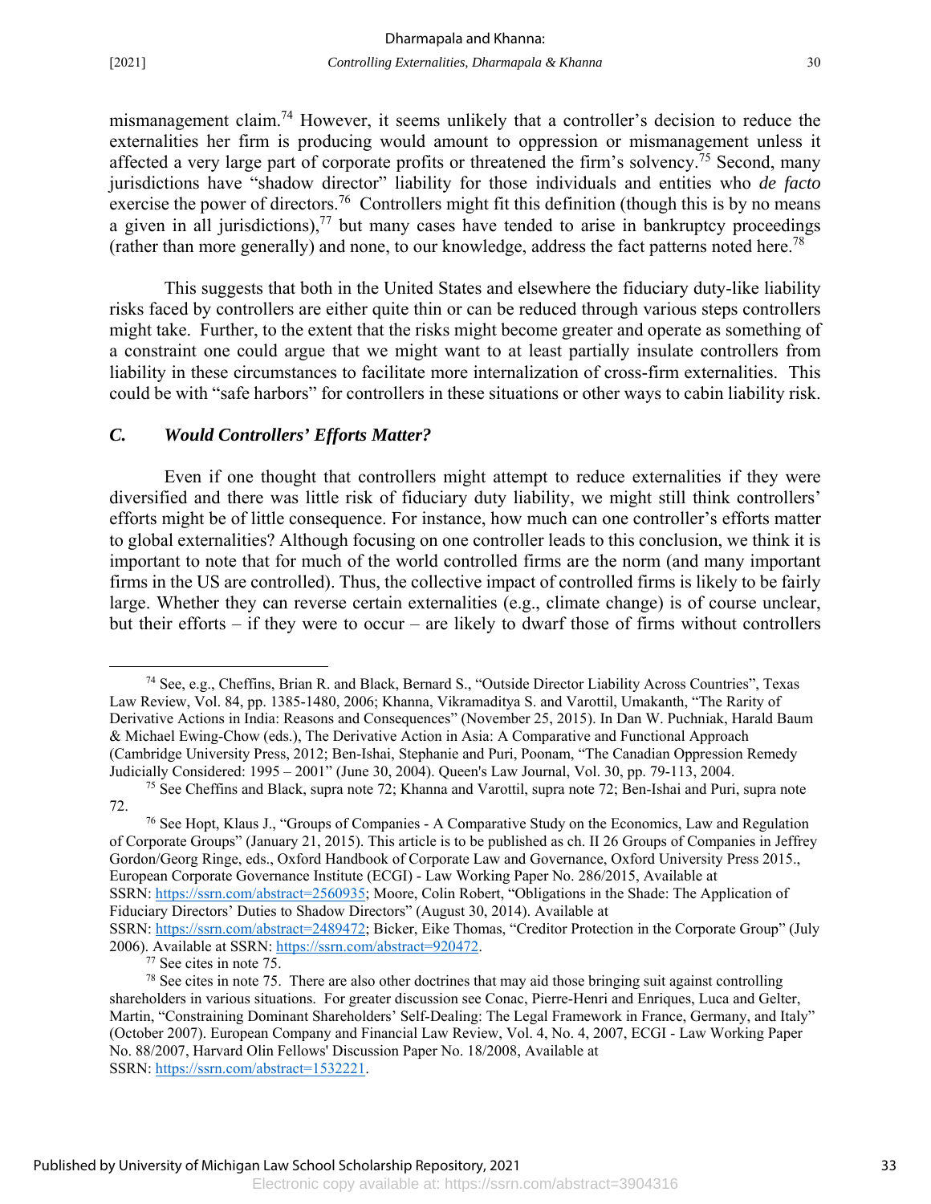mismanagement claim.[74] However, it seems unlikely that a controller's decision to reduce the externalities her firm is producing would amount to oppression or mismanagement unless it affected a very large part of corporate profits or threatened the firm's solvency.[75] Second, many jurisdictions have "shadow director" liability for those individuals and entities who *de facto* exercise the power of directors.[76] Controllers might fit this definition (though this is by no means a given in all jurisdictions),[77] but many cases have tended to arise in bankruptcy proceedings (rather than more generally) and none, to our knowledge, address the fact patterns noted here.[78]

This suggests that both in the United States and elsewhere the fiduciary duty-like liability risks faced by controllers are either quite thin or can be reduced through various steps controllers might take. Further, to the extent that the risks might become greater and operate as something of a constraint one could argue that we might want to at least partially insulate controllers from liability in these circumstances to facilitate more internalization of cross-firm externalities. This could be with "safe harbors" for controllers in these situations or other ways to cabin liability risk.

### *C. Would Controllers' Efforts Matter?*

Even if one thought that controllers might attempt to reduce externalities if they were diversified and there was little risk of fiduciary duty liability, we might still think controllers' efforts might be of little consequence. For instance, how much can one controller's efforts matter to global externalities? Although focusing on one controller leads to this conclusion, we think it is important to note that for much of the world controlled firms are the norm (and many important firms in the US are controlled). Thus, the collective impact of controlled firms is likely to be fairly large. Whether they can reverse certain externalities (e.g., climate change) is of course unclear, but their efforts – if they were to occur – are likely to dwarf those of firms without controllers

---

[74] See, e.g., Cheffins, Brian R. and Black, Bernard S., "Outside Director Liability Across Countries", Texas Law Review, Vol. 84, pp. 1385-1480, 2006; Khanna, Vikramaditya S. and Varottil, Umakanth, "The Rarity of Derivative Actions in India: Reasons and Consequences" (November 25, 2015). In Dan W. Puchniak, Harald Baum & Michael Ewing-Chow (eds.), The Derivative Action in Asia: A Comparative and Functional Approach (Cambridge University Press, 2012; Ben-Ishai, Stephanie and Puri, Poonam, "The Canadian Oppression Remedy Judicially Considered: 1995 – 2001" (June 30, 2004). Queen's Law Journal, Vol. 30, pp. 79-113, 2004.

[75] See Cheffins and Black, supra note 72; Khanna and Varottil, supra note 72; Ben-Ishai and Puri, supra note 72.

[76] See Hopt, Klaus J., "Groups of Companies - A Comparative Study on the Economics, Law and Regulation of Corporate Groups" (January 21, 2015). This article is to be published as ch. II 26 Groups of Companies in Jeffrey Gordon/Georg Ringe, eds., Oxford Handbook of Corporate Law and Governance, Oxford University Press 2015., European Corporate Governance Institute (ECGI) - Law Working Paper No. 286/2015, Available at SSRN: https://ssrn.com/abstract=2560935; Moore, Colin Robert, "Obligations in the Shade: The Application of Fiduciary Directors' Duties to Shadow Directors" (August 30, 2014). Available at SSRN: https://ssrn.com/abstract=2489472; Bicker, Eike Thomas, "Creditor Protection in the Corporate Group" (July 2006). Available at SSRN: https://ssrn.com/abstract=920472.

[77] See cites in note 75.

[78] See cites in note 75. There are also other doctrines that may aid those bringing suit against controlling shareholders in various situations. For greater discussion see Conac, Pierre-Henri and Enriques, Luca and Gelter, Martin, "Constraining Dominant Shareholders' Self-Dealing: The Legal Framework in France, Germany, and Italy" (October 2007). European Company and Financial Law Review, Vol. 4, No. 4, 2007, ECGI - Law Working Paper No. 88/2007, Harvard Olin Fellows' Discussion Paper No. 18/2008, Available at SSRN: https://ssrn.com/abstract=1532221.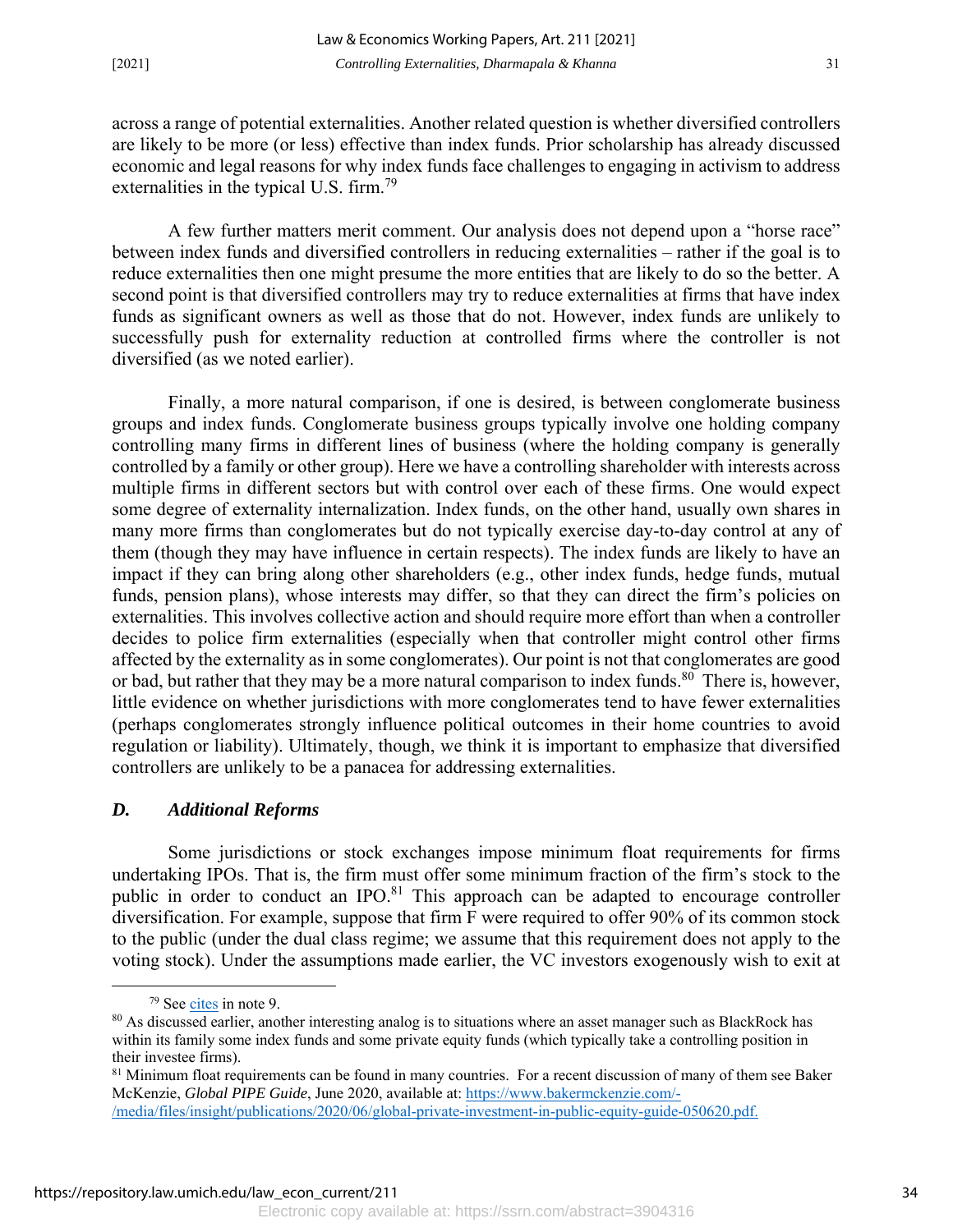across a range of potential externalities. Another related question is whether diversified controllers are likely to be more (or less) effective than index funds. Prior scholarship has already discussed economic and legal reasons for why index funds face challenges to engaging in activism to address externalities in the typical U.S. firm.[79]

A few further matters merit comment. Our analysis does not depend upon a "horse race" between index funds and diversified controllers in reducing externalities – rather if the goal is to reduce externalities then one might presume the more entities that are likely to do so the better. A second point is that diversified controllers may try to reduce externalities at firms that have index funds as significant owners as well as those that do not. However, index funds are unlikely to successfully push for externality reduction at controlled firms where the controller is not diversified (as we noted earlier).

Finally, a more natural comparison, if one is desired, is between conglomerate business groups and index funds. Conglomerate business groups typically involve one holding company controlling many firms in different lines of business (where the holding company is generally controlled by a family or other group). Here we have a controlling shareholder with interests across multiple firms in different sectors but with control over each of these firms. One would expect some degree of externality internalization. Index funds, on the other hand, usually own shares in many more firms than conglomerates but do not typically exercise day-to-day control at any of them (though they may have influence in certain respects). The index funds are likely to have an impact if they can bring along other shareholders (e.g., other index funds, hedge funds, mutual funds, pension plans), whose interests may differ, so that they can direct the firm's policies on externalities. This involves collective action and should require more effort than when a controller decides to police firm externalities (especially when that controller might control other firms affected by the externality as in some conglomerates). Our point is not that conglomerates are good or bad, but rather that they may be a more natural comparison to index funds.[80] There is, however, little evidence on whether jurisdictions with more conglomerates tend to have fewer externalities (perhaps conglomerates strongly influence political outcomes in their home countries to avoid regulation or liability). Ultimately, though, we think it is important to emphasize that diversified controllers are unlikely to be a panacea for addressing externalities.

### *D. Additional Reforms*

Some jurisdictions or stock exchanges impose minimum float requirements for firms undertaking IPOs. That is, the firm must offer some minimum fraction of the firm's stock to the public in order to conduct an IPO.[81] This approach can be adapted to encourage controller diversification. For example, suppose that firm F were required to offer 90% of its common stock to the public (under the dual class regime; we assume that this requirement does not apply to the voting stock). Under the assumptions made earlier, the VC investors exogenously wish to exit at

[79] See cites in note 9.

[80] As discussed earlier, another interesting analog is to situations where an asset manager such as BlackRock has within its family some index funds and some private equity funds (which typically take a controlling position in their investee firms).

[81] Minimum float requirements can be found in many countries. For a recent discussion of many of them see Baker McKenzie, *Global PIPE Guide*, June 2020, available at: https://www.bakermckenzie.com/-/media/files/insight/publications/2020/06/global-private-investment-in-public-equity-guide-050620.pdf.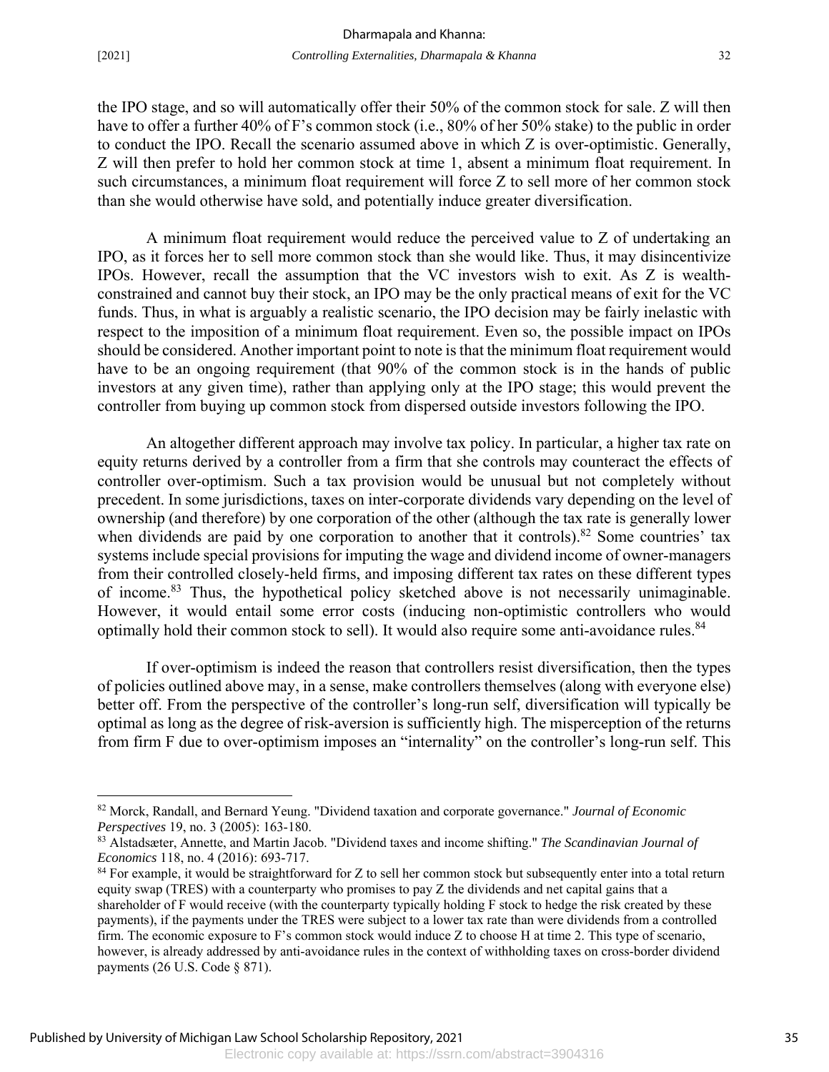the IPO stage, and so will automatically offer their 50% of the common stock for sale. Z will then have to offer a further 40% of F's common stock (i.e., 80% of her 50% stake) to the public in order to conduct the IPO. Recall the scenario assumed above in which Z is over-optimistic. Generally, Z will then prefer to hold her common stock at time 1, absent a minimum float requirement. In such circumstances, a minimum float requirement will force Z to sell more of her common stock than she would otherwise have sold, and potentially induce greater diversification.

A minimum float requirement would reduce the perceived value to Z of undertaking an IPO, as it forces her to sell more common stock than she would like. Thus, it may disincentivize IPOs. However, recall the assumption that the VC investors wish to exit. As Z is wealth-constrained and cannot buy their stock, an IPO may be the only practical means of exit for the VC funds. Thus, in what is arguably a realistic scenario, the IPO decision may be fairly inelastic with respect to the imposition of a minimum float requirement. Even so, the possible impact on IPOs should be considered. Another important point to note is that the minimum float requirement would have to be an ongoing requirement (that 90% of the common stock is in the hands of public investors at any given time), rather than applying only at the IPO stage; this would prevent the controller from buying up common stock from dispersed outside investors following the IPO.

An altogether different approach may involve tax policy. In particular, a higher tax rate on equity returns derived by a controller from a firm that she controls may counteract the effects of controller over-optimism. Such a tax provision would be unusual but not completely without precedent. In some jurisdictions, taxes on inter-corporate dividends vary depending on the level of ownership (and therefore) by one corporation of the other (although the tax rate is generally lower when dividends are paid by one corporation to another that it controls).[82] Some countries' tax systems include special provisions for imputing the wage and dividend income of owner-managers from their controlled closely-held firms, and imposing different tax rates on these different types of income.[83] Thus, the hypothetical policy sketched above is not necessarily unimaginable. However, it would entail some error costs (inducing non-optimistic controllers who would optimally hold their common stock to sell). It would also require some anti-avoidance rules.[84]

If over-optimism is indeed the reason that controllers resist diversification, then the types of policies outlined above may, in a sense, make controllers themselves (along with everyone else) better off. From the perspective of the controller's long-run self, diversification will typically be optimal as long as the degree of risk-aversion is sufficiently high. The misperception of the returns from firm F due to over-optimism imposes an "internality" on the controller's long-run self. This

---

[82] Morck, Randall, and Bernard Yeung. "Dividend taxation and corporate governance." *Journal of Economic Perspectives* 19, no. 3 (2005): 163-180.

[83] Alstadsæter, Annette, and Martin Jacob. "Dividend taxes and income shifting." *The Scandinavian Journal of Economics* 118, no. 4 (2016): 693-717.

[84] For example, it would be straightforward for Z to sell her common stock but subsequently enter into a total return equity swap (TRES) with a counterparty who promises to pay Z the dividends and net capital gains that a shareholder of F would receive (with the counterparty typically holding F stock to hedge the risk created by these payments), if the payments under the TRES were subject to a lower tax rate than were dividends from a controlled firm. The economic exposure to F's common stock would induce Z to choose H at time 2. This type of scenario, however, is already addressed by anti-avoidance rules in the context of withholding taxes on cross-border dividend payments (26 U.S. Code § 871).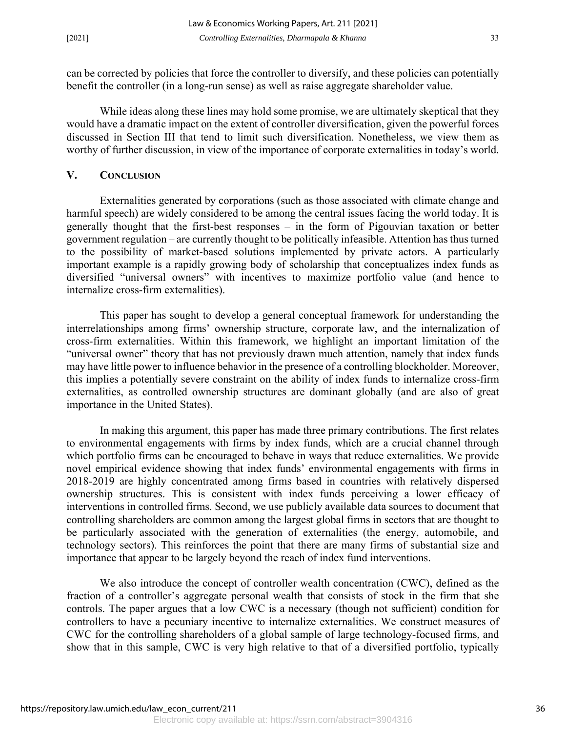can be corrected by policies that force the controller to diversify, and these policies can potentially benefit the controller (in a long-run sense) as well as raise aggregate shareholder value.

While ideas along these lines may hold some promise, we are ultimately skeptical that they would have a dramatic impact on the extent of controller diversification, given the powerful forces discussed in Section III that tend to limit such diversification. Nonetheless, we view them as worthy of further discussion, in view of the importance of corporate externalities in today's world.

## V. Conclusion

Externalities generated by corporations (such as those associated with climate change and harmful speech) are widely considered to be among the central issues facing the world today. It is generally thought that the first-best responses – in the form of Pigouvian taxation or better government regulation – are currently thought to be politically infeasible. Attention has thus turned to the possibility of market-based solutions implemented by private actors. A particularly important example is a rapidly growing body of scholarship that conceptualizes index funds as diversified "universal owners" with incentives to maximize portfolio value (and hence to internalize cross-firm externalities).

This paper has sought to develop a general conceptual framework for understanding the interrelationships among firms' ownership structure, corporate law, and the internalization of cross-firm externalities. Within this framework, we highlight an important limitation of the "universal owner" theory that has not previously drawn much attention, namely that index funds may have little power to influence behavior in the presence of a controlling blockholder. Moreover, this implies a potentially severe constraint on the ability of index funds to internalize cross-firm externalities, as controlled ownership structures are dominant globally (and are also of great importance in the United States).

In making this argument, this paper has made three primary contributions. The first relates to environmental engagements with firms by index funds, which are a crucial channel through which portfolio firms can be encouraged to behave in ways that reduce externalities. We provide novel empirical evidence showing that index funds' environmental engagements with firms in 2018-2019 are highly concentrated among firms based in countries with relatively dispersed ownership structures. This is consistent with index funds perceiving a lower efficacy of interventions in controlled firms. Second, we use publicly available data sources to document that controlling shareholders are common among the largest global firms in sectors that are thought to be particularly associated with the generation of externalities (the energy, automobile, and technology sectors). This reinforces the point that there are many firms of substantial size and importance that appear to be largely beyond the reach of index fund interventions.

We also introduce the concept of controller wealth concentration (CWC), defined as the fraction of a controller's aggregate personal wealth that consists of stock in the firm that she controls. The paper argues that a low CWC is a necessary (though not sufficient) condition for controllers to have a pecuniary incentive to internalize externalities. We construct measures of CWC for the controlling shareholders of a global sample of large technology-focused firms, and show that in this sample, CWC is very high relative to that of a diversified portfolio, typically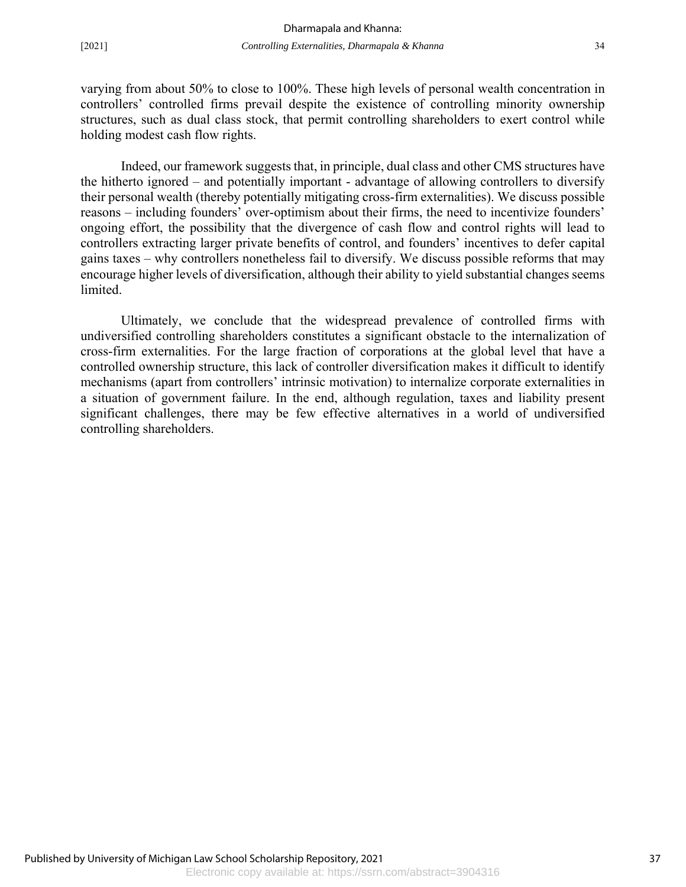varying from about 50% to close to 100%. These high levels of personal wealth concentration in controllers' controlled firms prevail despite the existence of controlling minority ownership structures, such as dual class stock, that permit controlling shareholders to exert control while holding modest cash flow rights.

Indeed, our framework suggests that, in principle, dual class and other CMS structures have the hitherto ignored – and potentially important - advantage of allowing controllers to diversify their personal wealth (thereby potentially mitigating cross-firm externalities). We discuss possible reasons – including founders' over-optimism about their firms, the need to incentivize founders' ongoing effort, the possibility that the divergence of cash flow and control rights will lead to controllers extracting larger private benefits of control, and founders' incentives to defer capital gains taxes – why controllers nonetheless fail to diversify. We discuss possible reforms that may encourage higher levels of diversification, although their ability to yield substantial changes seems limited.

Ultimately, we conclude that the widespread prevalence of controlled firms with undiversified controlling shareholders constitutes a significant obstacle to the internalization of cross-firm externalities. For the large fraction of corporations at the global level that have a controlled ownership structure, this lack of controller diversification makes it difficult to identify mechanisms (apart from controllers' intrinsic motivation) to internalize corporate externalities in a situation of government failure. In the end, although regulation, taxes and liability present significant challenges, there may be few effective alternatives in a world of undiversified controlling shareholders.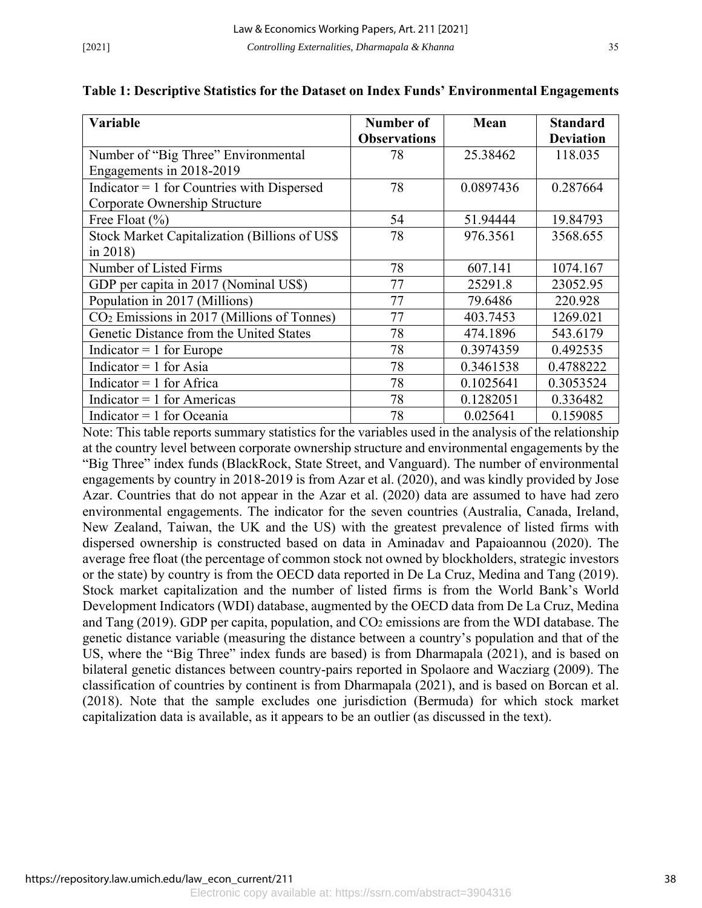**Table 1: Descriptive Statistics for the Dataset on Index Funds' Environmental Engagements**

| Variable | Number of Observations | Mean | Standard Deviation |
| --- | --- | --- | --- |
| Number of "Big Three" Environmental Engagements in 2018-2019 | 78 | 25.38462 | 118.035 |
| Indicator = 1 for Countries with Dispersed Corporate Ownership Structure | 78 | 0.0897436 | 0.287664 |
| Free Float (%) | 54 | 51.94444 | 19.84793 |
| Stock Market Capitalization (Billions of US$ in 2018) | 78 | 976.3561 | 3568.655 |
| Number of Listed Firms | 78 | 607.141 | 1074.167 |
| GDP per capita in 2017 (Nominal US$) | 77 | 25291.8 | 23052.95 |
| Population in 2017 (Millions) | 77 | 79.6486 | 220.928 |
| $CO_2$ Emissions in 2017 (Millions of Tonnes) | 77 | 403.7453 | 1269.021 |
| Genetic Distance from the United States | 78 | 474.1896 | 543.6179 |
| Indicator = 1 for Europe | 78 | 0.3974359 | 0.492535 |
| Indicator = 1 for Asia | 78 | 0.3461538 | 0.4788222 |
| Indicator = 1 for Africa | 78 | 0.1025641 | 0.3053524 |
| Indicator = 1 for Americas | 78 | 0.1282051 | 0.336482 |
| Indicator = 1 for Oceania | 78 | 0.025641 | 0.159085 |

Note: This table reports summary statistics for the variables used in the analysis of the relationship at the country level between corporate ownership structure and environmental engagements by the "Big Three" index funds (BlackRock, State Street, and Vanguard). The number of environmental engagements by country in 2018-2019 is from Azar et al. (2020), and was kindly provided by Jose Azar. Countries that do not appear in the Azar et al. (2020) data are assumed to have had zero environmental engagements. The indicator for the seven countries (Australia, Canada, Ireland, New Zealand, Taiwan, the UK and the US) with the greatest prevalence of listed firms with dispersed ownership is constructed based on data in Aminadav and Papaioannou (2020). The average free float (the percentage of common stock not owned by blockholders, strategic investors or the state) by country is from the OECD data reported in De La Cruz, Medina and Tang (2019). Stock market capitalization and the number of listed firms is from the World Bank's World Development Indicators (WDI) database, augmented by the OECD data from De La Cruz, Medina and Tang (2019). GDP per capita, population, and $CO_2$ emissions are from the WDI database. The genetic distance variable (measuring the distance between a country's population and that of the US, where the "Big Three" index funds are based) is from Dharmapala (2021), and is based on bilateral genetic distances between country-pairs reported in Spolaore and Wacziarg (2009). The classification of countries by continent is from Dharmapala (2021), and is based on Borcan et al. (2018). Note that the sample excludes one jurisdiction (Bermuda) for which stock market capitalization data is available, as it appears to be an outlier (as discussed in the text).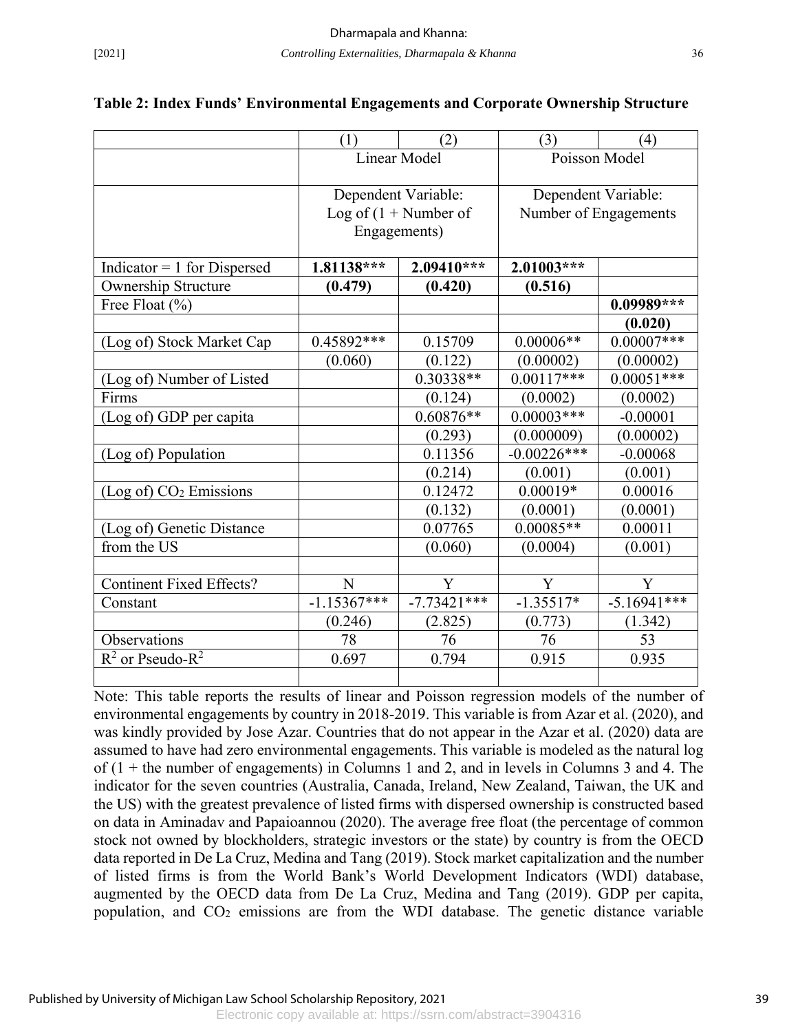**Table 2: Index Funds' Environmental Engagements and Corporate Ownership Structure**

| | (1) | (2) | (3) | (4) |
|---|---|---|---|---|
| | Linear Model | | Poisson Model | |
| | Dependent Variable: Log of (1 + Number of Engagements) | | Dependent Variable: Number of Engagements | |
| Indicator = 1 for Dispersed Ownership Structure | **1.81138\*\*\*** | **2.09410\*\*\*** | **2.01003\*\*\*** | |
| | **(0.479)** | **(0.420)** | **(0.516)** | |
| Free Float (%) | | | | **0.09989\*\*\*** |
| | | | | **(0.020)** |
| (Log of) Stock Market Cap | 0.45892\*\*\* | 0.15709 | 0.00006\*\* | 0.00007\*\*\* |
| | (0.060) | (0.122) | (0.00002) | (0.00002) |
| (Log of) Number of Listed Firms | | 0.30338\*\* | 0.00117\*\*\* | 0.00051\*\*\* |
| | | (0.124) | (0.0002) | (0.0002) |
| (Log of) GDP per capita | | 0.60876\*\* | 0.00003\*\*\* | -0.00001 |
| | | (0.293) | (0.000009) | (0.00002) |
| (Log of) Population | | 0.11356 | -0.00226\*\*\* | -0.00068 |
| | | (0.214) | (0.001) | (0.001) |
| (Log of) $CO_2$ Emissions | | 0.12472 | 0.00019\* | 0.00016 |
| | | (0.132) | (0.0001) | (0.0001) |
| (Log of) Genetic Distance from the US | | 0.07765 | 0.00085\*\* | 0.00011 |
| | | (0.060) | (0.0004) | (0.001) |
| | | | | |
| Continent Fixed Effects? | N | Y | Y | Y |
| Constant | -1.15367\*\*\* | -7.73421\*\*\* | -1.35517\* | -5.16941\*\*\* |
| | (0.246) | (2.825) | (0.773) | (1.342) |
| Observations | 78 | 76 | 76 | 53 |
| $R^2$ or Pseudo-$R^2$ | 0.697 | 0.794 | 0.915 | 0.935 |

Note: This table reports the results of linear and Poisson regression models of the number of environmental engagements by country in 2018-2019. This variable is from Azar et al. (2020), and was kindly provided by Jose Azar. Countries that do not appear in the Azar et al. (2020) data are assumed to have had zero environmental engagements. This variable is modeled as the natural log of (1 + the number of engagements) in Columns 1 and 2, and in levels in Columns 3 and 4. The indicator for the seven countries (Australia, Canada, Ireland, New Zealand, Taiwan, the UK and the US) with the greatest prevalence of listed firms with dispersed ownership is constructed based on data in Aminadav and Papaioannou (2020). The average free float (the percentage of common stock not owned by blockholders, strategic investors or the state) by country is from the OECD data reported in De La Cruz, Medina and Tang (2019). Stock market capitalization and the number of listed firms is from the World Bank's World Development Indicators (WDI) database, augmented by the OECD data from De La Cruz, Medina and Tang (2019). GDP per capita, population, and $CO_2$ emissions are from the WDI database. The genetic distance variable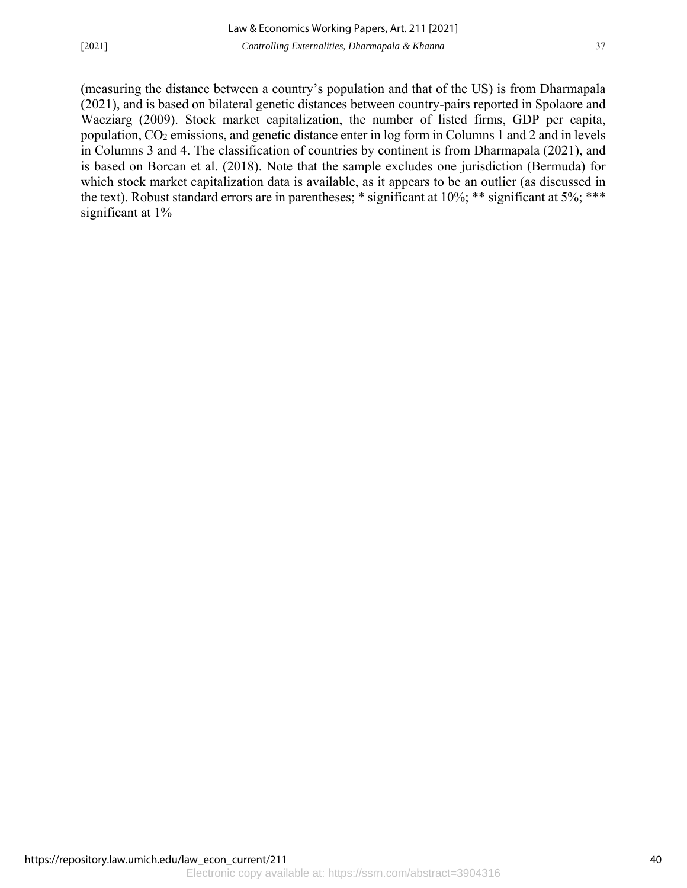(measuring the distance between a country's population and that of the US) is from Dharmapala (2021), and is based on bilateral genetic distances between country-pairs reported in Spolaore and Wacziarg (2009). Stock market capitalization, the number of listed firms, GDP per capita, population, $CO_2$ emissions, and genetic distance enter in log form in Columns 1 and 2 and in levels in Columns 3 and 4. The classification of countries by continent is from Dharmapala (2021), and is based on Borcan et al. (2018). Note that the sample excludes one jurisdiction (Bermuda) for which stock market capitalization data is available, as it appears to be an outlier (as discussed in the text). Robust standard errors are in parentheses; * significant at 10%; ** significant at 5%; *** significant at 1%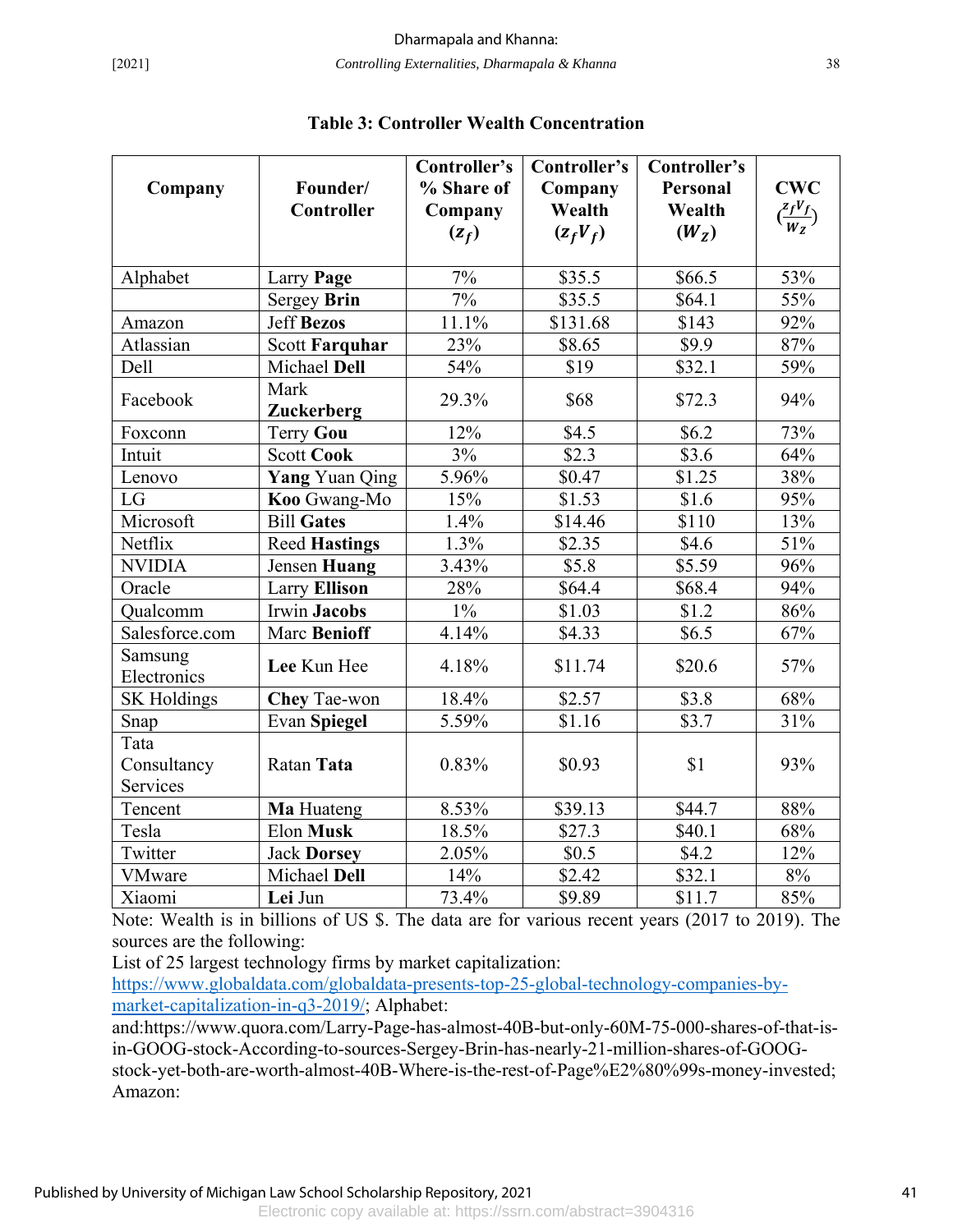### Table 3: Controller Wealth Concentration

| Company | Founder/ Controller | Controller's % Share of Company ($z_f$) | Controller's Company Wealth ($z_f V_f$) | Controller's Personal Wealth ($W_Z$) | CWC ($\frac{z_f V_f}{W_Z}$) |
|---|---|---|---|---|---|
| Alphabet | Larry **Page** | 7% | $35.5 | $66.5 | 53% |
| | Sergey **Brin** | 7% | $35.5 | $64.1 | 55% |
| Amazon | Jeff **Bezos** | 11.1% | $131.68 | $143 | 92% |
| Atlassian | Scott **Farquhar** | 23% | $8.65 | $9.9 | 87% |
| Dell | Michael **Dell** | 54% | $19 | $32.1 | 59% |
| Facebook | Mark **Zuckerberg** | 29.3% | $68 | $72.3 | 94% |
| Foxconn | Terry **Gou** | 12% | $4.5 | $6.2 | 73% |
| Intuit | Scott **Cook** | 3% | $2.3 | $3.6 | 64% |
| Lenovo | **Yang** Yuan Qing | 5.96% | $0.47 | $1.25 | 38% |
| LG | **Koo** Gwang-Mo | 15% | $1.53 | $1.6 | 95% |
| Microsoft | Bill **Gates** | 1.4% | $14.46 | $110 | 13% |
| Netflix | Reed **Hastings** | 1.3% | $2.35 | $4.6 | 51% |
| NVIDIA | Jensen **Huang** | 3.43% | $5.8 | $5.59 | 96% |
| Oracle | Larry **Ellison** | 28% | $64.4 | $68.4 | 94% |
| Qualcomm | Irwin **Jacobs** | 1% | $1.03 | $1.2 | 86% |
| Salesforce.com | Marc **Benioff** | 4.14% | $4.33 | $6.5 | 67% |
| Samsung Electronics | **Lee** Kun Hee | 4.18% | $11.74 | $20.6 | 57% |
| SK Holdings | **Chey** Tae-won | 18.4% | $2.57 | $3.8 | 68% |
| Snap | Evan **Spiegel** | 5.59% | $1.16 | $3.7 | 31% |
| Tata Consultancy Services | Ratan **Tata** | 0.83% | $0.93 | $1 | 93% |
| Tencent | **Ma** Huateng | 8.53% | $39.13 | $44.7 | 88% |
| Tesla | Elon **Musk** | 18.5% | $27.3 | $40.1 | 68% |
| Twitter | Jack **Dorsey** | 2.05% | $0.5 | $4.2 | 12% |
| VMware | Michael **Dell** | 14% | $2.42 | $32.1 | 8% |
| Xiaomi | **Lei** Jun | 73.4% | $9.89 | $11.7 | 85% |

Note: Wealth is in billions of US $. The data are for various recent years (2017 to 2019). The sources are the following:
List of 25 largest technology firms by market capitalization: https://www.globaldata.com/globaldata-presents-top-25-global-technology-companies-by-market-capitalization-in-q3-2019/; Alphabet: and:https://www.quora.com/Larry-Page-has-almost-40B-but-only-60M-75-000-shares-of-that-is-in-GOOG-stock-According-to-sources-Sergey-Brin-has-nearly-21-million-shares-of-GOOG-stock-yet-both-are-worth-almost-40B-Where-is-the-rest-of-Page%E2%80%99s-money-invested; Amazon: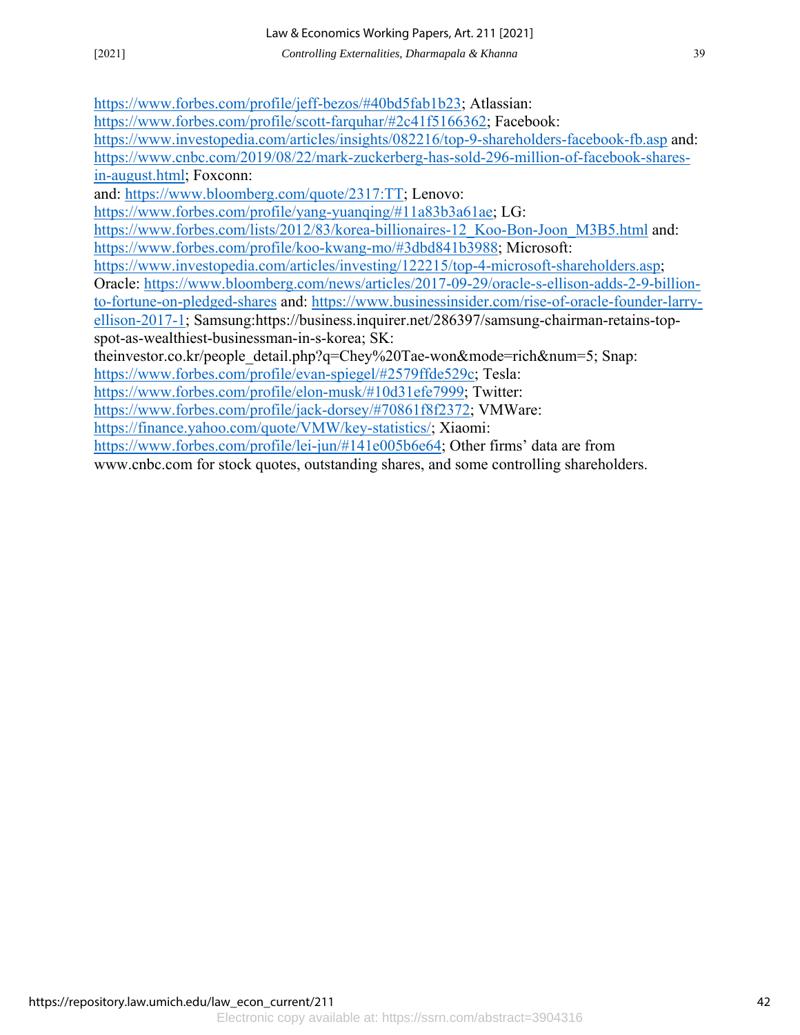https://www.forbes.com/profile/jeff-bezos/#40bd5fab1b23; Atlassian: https://www.forbes.com/profile/scott-farquhar/#2c41f5166362; Facebook: https://www.investopedia.com/articles/insights/082216/top-9-shareholders-facebook-fb.asp and: https://www.cnbc.com/2019/08/22/mark-zuckerberg-has-sold-296-million-of-facebook-shares-in-august.html; Foxconn:
and: https://www.bloomberg.com/quote/2317:TT; Lenovo: https://www.forbes.com/profile/yang-yuanqing/#11a83b3a61ae; LG: https://www.forbes.com/lists/2012/83/korea-billionaires-12_Koo-Bon-Joon_M3B5.html and: https://www.forbes.com/profile/koo-kwang-mo/#3dbd841b3988; Microsoft: https://www.investopedia.com/articles/investing/122215/top-4-microsoft-shareholders.asp; Oracle: https://www.bloomberg.com/news/articles/2017-09-29/oracle-s-ellison-adds-2-9-billion-to-fortune-on-pledged-shares and: https://www.businessinsider.com/rise-of-oracle-founder-larry-ellison-2017-1; Samsung:https://business.inquirer.net/286397/samsung-chairman-retains-top-spot-as-wealthiest-businessman-in-s-korea; SK: theinvestor.co.kr/people_detail.php?q=Chey%20Tae-won&mode=rich&num=5; Snap: https://www.forbes.com/profile/evan-spiegel/#2579ffde529c; Tesla: https://www.forbes.com/profile/elon-musk/#10d31efe7999; Twitter: https://www.forbes.com/profile/jack-dorsey/#70861f8f2372; VMWare: https://finance.yahoo.com/quote/VMW/key-statistics/; Xiaomi: https://www.forbes.com/profile/lei-jun/#141e005b6e64; Other firms' data are from www.cnbc.com for stock quotes, outstanding shares, and some controlling shareholders.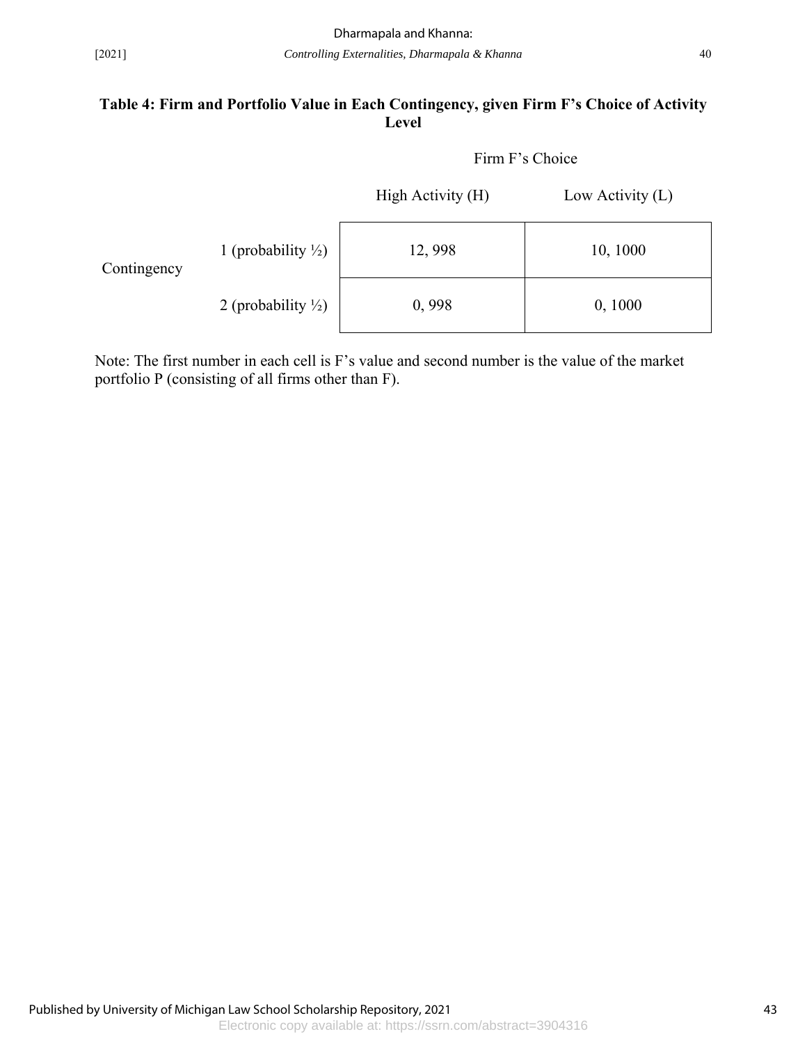**Table 4: Firm and Portfolio Value in Each Contingency, given Firm F's Choice of Activity Level**

| | | Firm F's Choice | |
|---|---|---|---|
| | | High Activity (H) | Low Activity (L) |
| Contingency | 1 (probability ½) | 12, 998 | 10, 1000 |
| | 2 (probability ½) | 0, 998 | 0, 1000 |

Note: The first number in each cell is F's value and second number is the value of the market portfolio P (consisting of all firms other than F).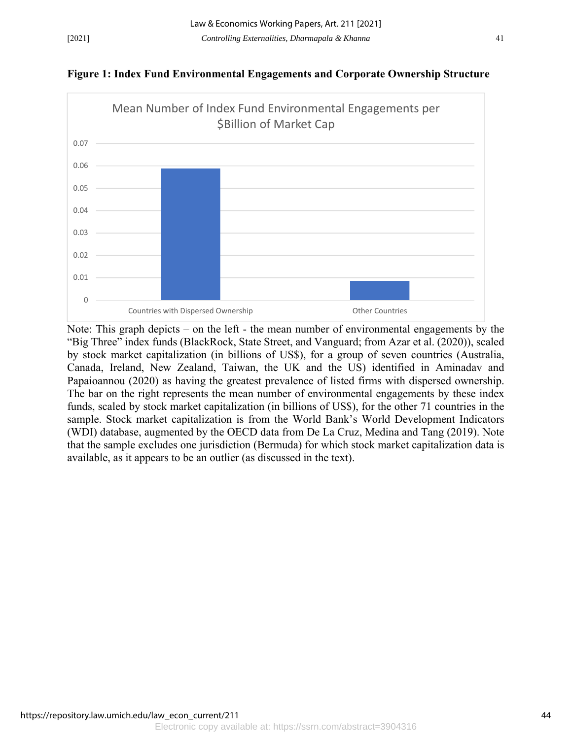**Figure 1: Index Fund Environmental Engagements and Corporate Ownership Structure**

Mean Number of Index Fund Environmental Engagements per $Billion of Market Cap

| | Mean Number of Index Fund Environmental Engagements per $Billion of Market Cap |
|---|---|
| Countries with Dispersed Ownership | ~0.059 |
| Other Countries | ~0.009 |

Note: This graph depicts – on the left - the mean number of environmental engagements by the "Big Three" index funds (BlackRock, State Street, and Vanguard; from Azar et al. (2020)), scaled by stock market capitalization (in billions of US$), for a group of seven countries (Australia, Canada, Ireland, New Zealand, Taiwan, the UK and the US) identified in Aminadav and Papaioannou (2020) as having the greatest prevalence of listed firms with dispersed ownership. The bar on the right represents the mean number of environmental engagements by these index funds, scaled by stock market capitalization (in billions of US$), for the other 71 countries in the sample. Stock market capitalization is from the World Bank's World Development Indicators (WDI) database, augmented by the OECD data from De La Cruz, Medina and Tang (2019). Note that the sample excludes one jurisdiction (Bermuda) for which stock market capitalization data is available, as it appears to be an outlier (as discussed in the text).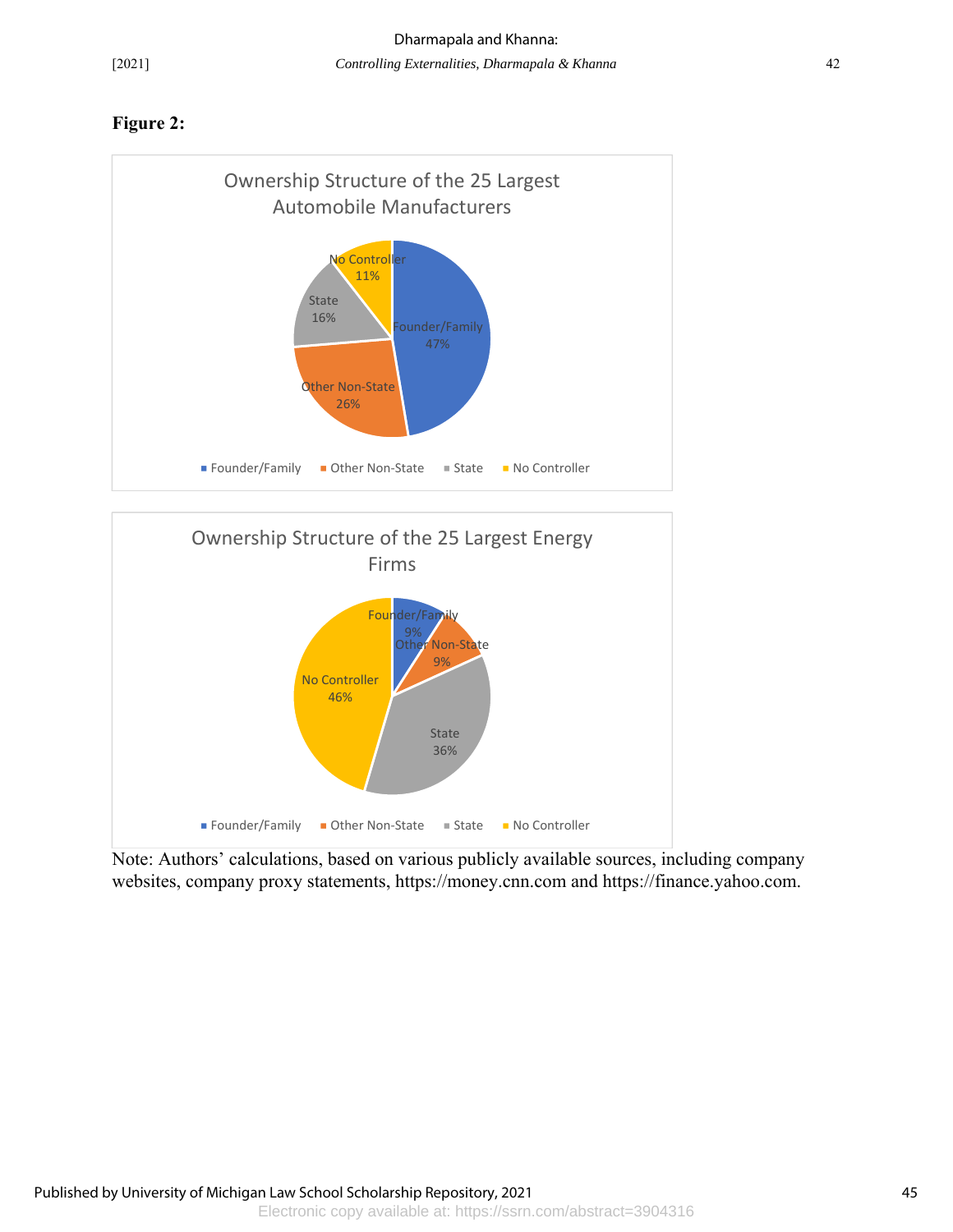**Figure 2:**

Ownership Structure of the 25 Largest Automobile Manufacturers

| Category | Share |
|---|---|
| Founder/Family | 47% |
| Other Non-State | 26% |
| State | 16% |
| No Controller | 11% |

Ownership Structure of the 25 Largest Energy Firms

| Category | Share |
|---|---|
| Founder/Family | 9% |
| Other Non-State | 9% |
| State | 36% |
| No Controller | 46% |

Note: Authors' calculations, based on various publicly available sources, including company websites, company proxy statements, https://money.cnn.com and https://finance.yahoo.com.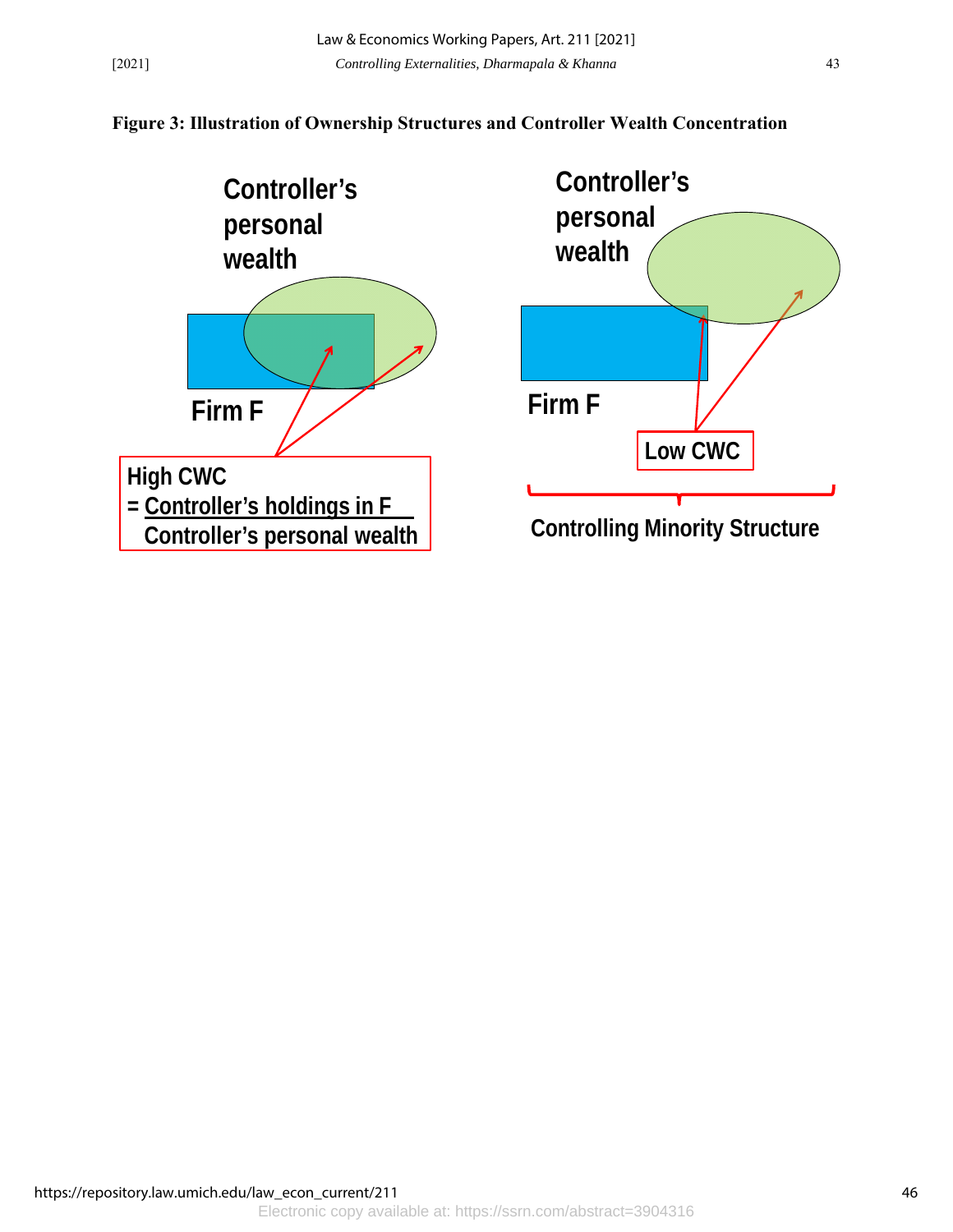**Figure 3: Illustration of Ownership Structures and Controller Wealth Concentration**

Controller's personal wealth

Firm F

High CWC
= Controller's holdings in F / Controller's personal wealth

Controller's personal wealth

Firm F

Low CWC

Controlling Minority Structure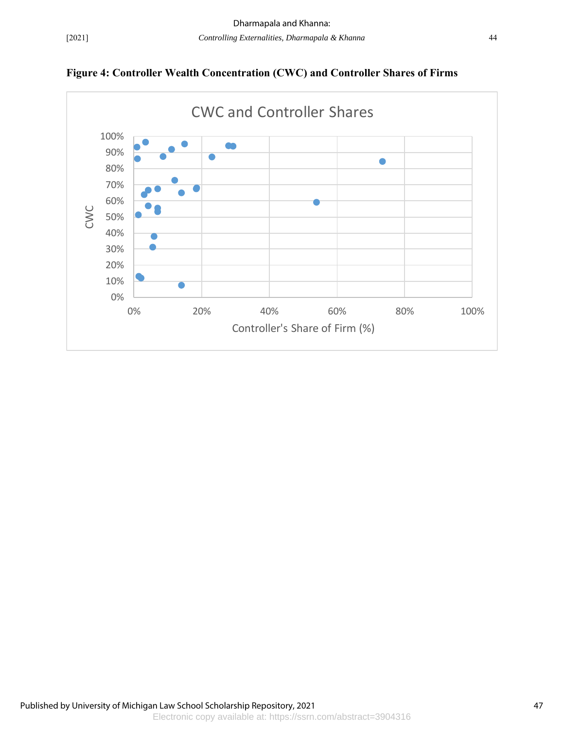**Figure 4: Controller Wealth Concentration (CWC) and Controller Shares of Firms**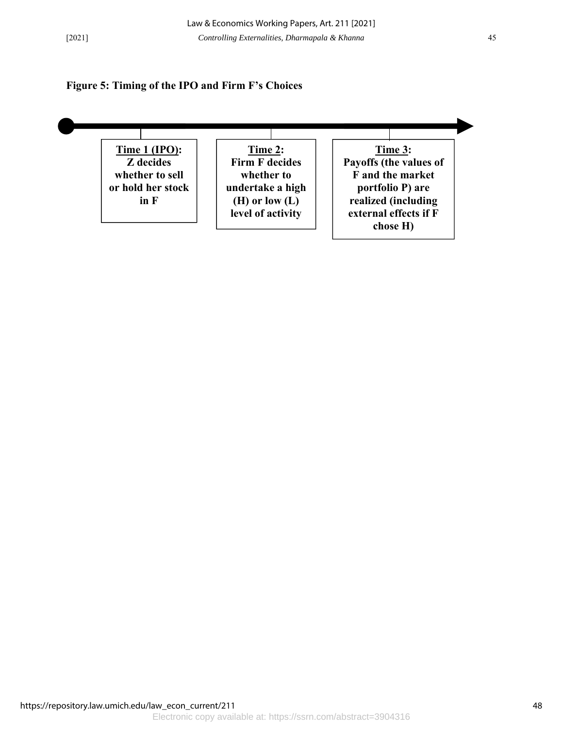**Figure 5: Timing of the IPO and Firm F's Choices**

**Time 1 (IPO):** Z decides whether to sell or hold her stock in F

**Time 2:** Firm F decides whether to undertake a high (H) or low (L) level of activity

**Time 3:** Payoffs (the values of F and the market portfolio P) are realized (including external effects if F chose H)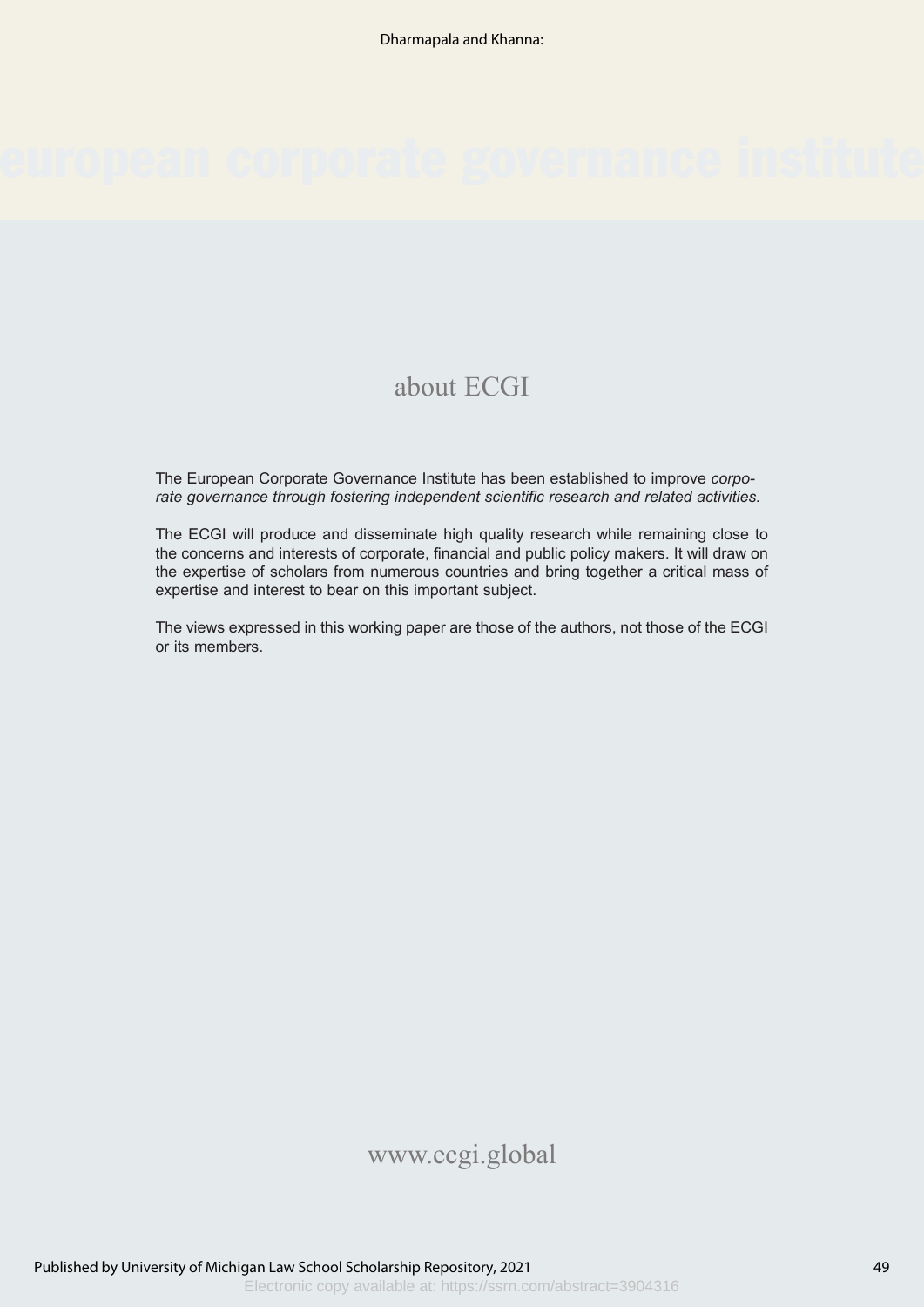european corporate governance institute

# about ECGI

The European Corporate Governance Institute has been established to improve *corporate governance through fostering independent scientific research and related activities.*

The ECGI will produce and disseminate high quality research while remaining close to the concerns and interests of corporate, financial and public policy makers. It will draw on the expertise of scholars from numerous countries and bring together a critical mass of expertise and interest to bear on this important subject.

The views expressed in this working paper are those of the authors, not those of the ECGI or its members.

www.ecgi.global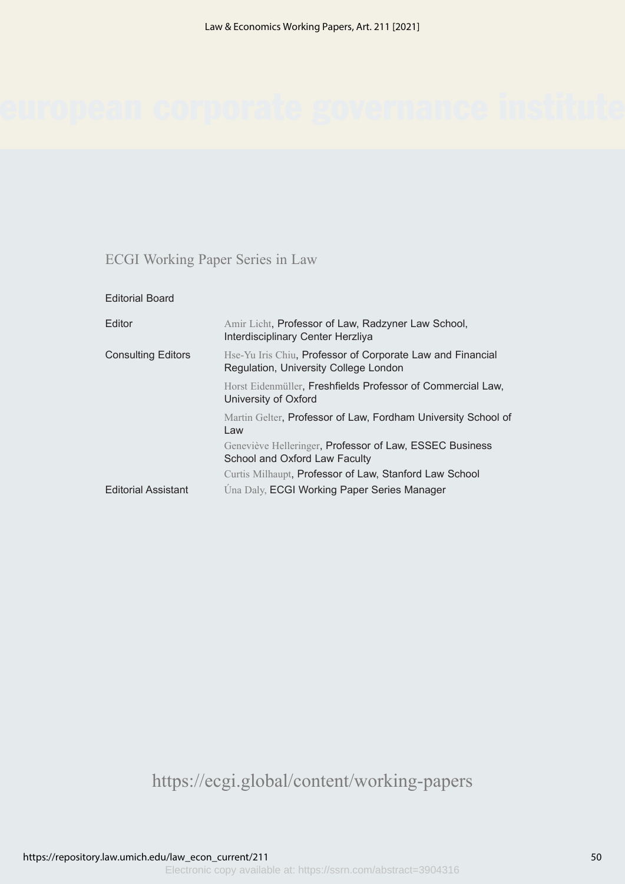european corporate governance institute

## ECGI Working Paper Series in Law

Editorial Board

| | |
|---|---|
| Editor | Amir Licht, Professor of Law, Radzyner Law School, Interdisciplinary Center Herzliya |
| Consulting Editors | Hse-Yu Iris Chiu, Professor of Corporate Law and Financial Regulation, University College London |
| | Horst Eidenmüller, Freshfields Professor of Commercial Law, University of Oxford |
| | Martin Gelter, Professor of Law, Fordham University School of Law |
| | Geneviève Helleringer, Professor of Law, ESSEC Business School and Oxford Law Faculty |
| | Curtis Milhaupt, Professor of Law, Stanford Law School |
| Editorial Assistant | Úna Daly, ECGI Working Paper Series Manager |

https://ecgi.global/content/working-papers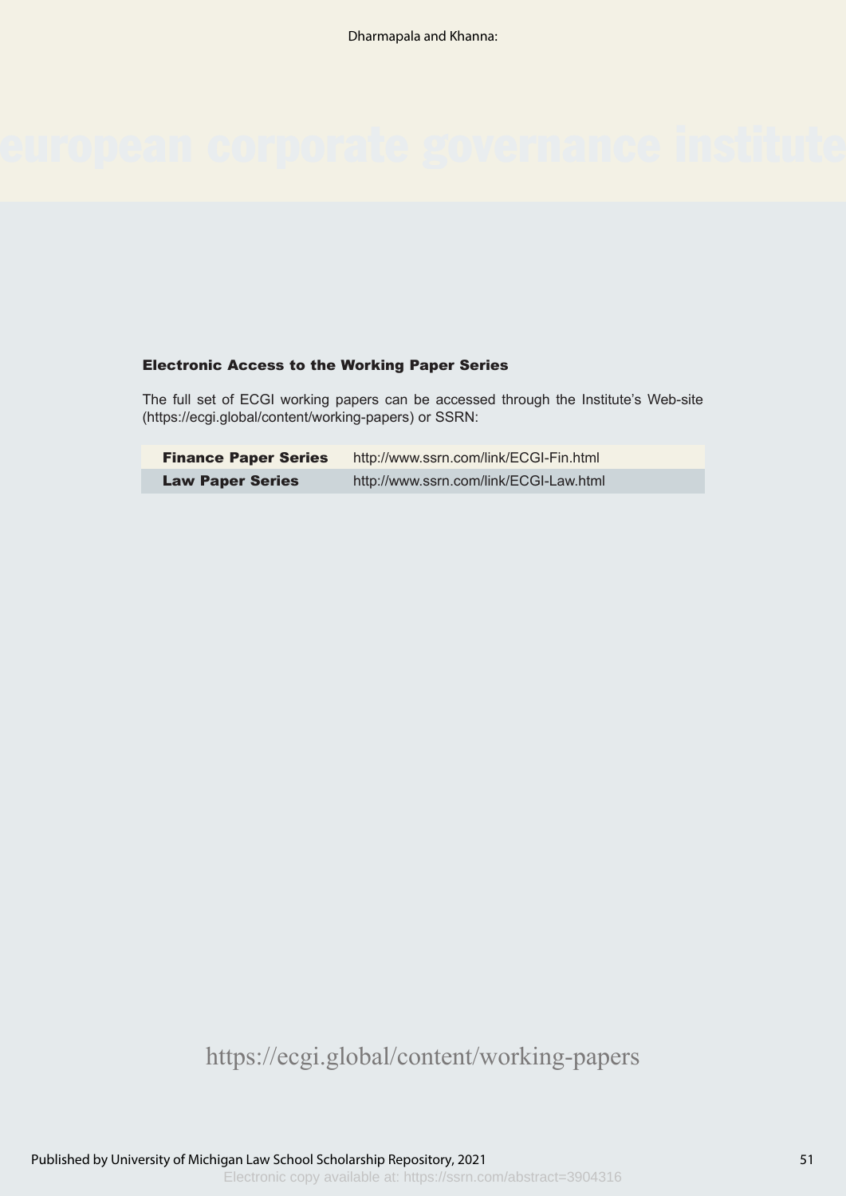## Electronic Access to the Working Paper Series

The full set of ECGI working papers can be accessed through the Institute's Web-site (https://ecgi.global/content/working-papers) or SSRN:

| | |
|---|---|
| **Finance Paper Series** | http://www.ssrn.com/link/ECGI-Fin.html |
| **Law Paper Series** | http://www.ssrn.com/link/ECGI-Law.html |

https://ecgi.global/content/working-papers